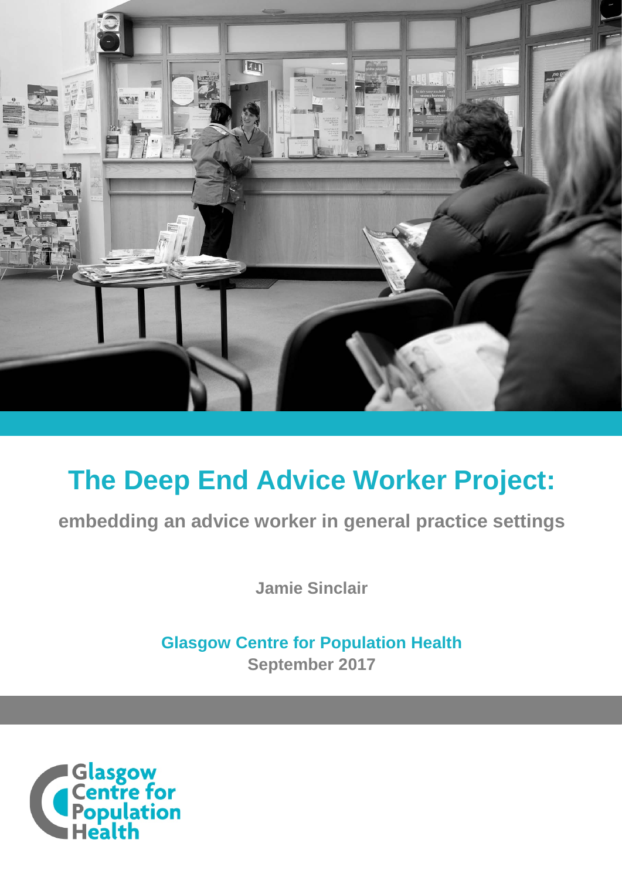# The Deep End Advice Worker Project:

**embedding an advice worker in general practice settings**

**Jamie Sinclair**

**Glasgow Centre for Population Health**

**September 2017**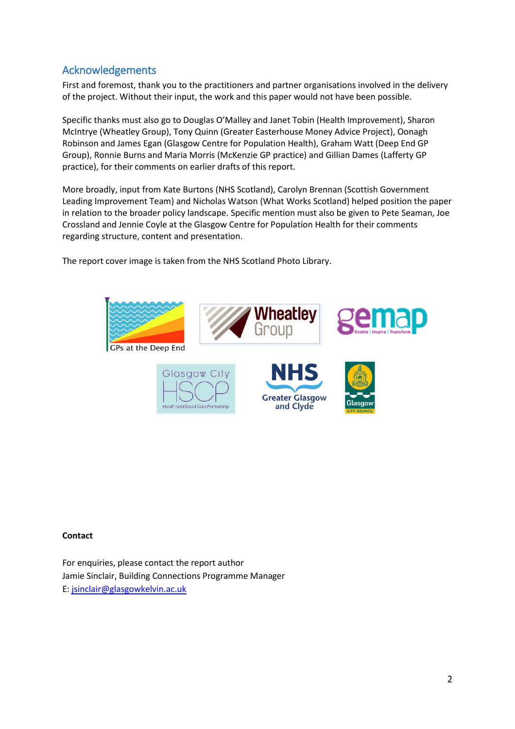## Acknowledgements

First and foremost, thank you to the practitioners and partner organisations involved in the delivery of the project. Without their input, the work and this paper would not have been possible.

Specific thanks must also go to Douglas O'Malley and Janet Tobin (Health Improvement), Sharon McIntrye (Wheatley Group), Tony Quinn (Greater Easterhouse Money Advice Project), Oonagh Robinson and James Egan (Glasgow Centre for Population Health), Graham Watt (Deep End GP Group), Ronnie Burns and Maria Morris (McKenzie GP practice) and Gillian Dames (Lafferty GP practice), for their comments on earlier drafts of this report.

More broadly, input from Kate Burtons (NHS Scotland), Carolyn Brennan (Scottish Government Leading Improvement Team) and Nicholas Watson (What Works Scotland) helped position the paper in relation to the broader policy landscape. Specific mention must also be given to Pete Seaman, Joe Crossland and Jennie Coyle at the Glasgow Centre for Population Health for their comments regarding structure, content and presentation.

The report cover image is taken from the NHS Scotland Photo Library.

**Contact**

For enquiries, please contact the report author
Jamie Sinclair, Building Connections Programme Manager
E: jsinclair@glasgowkelvin.ac.uk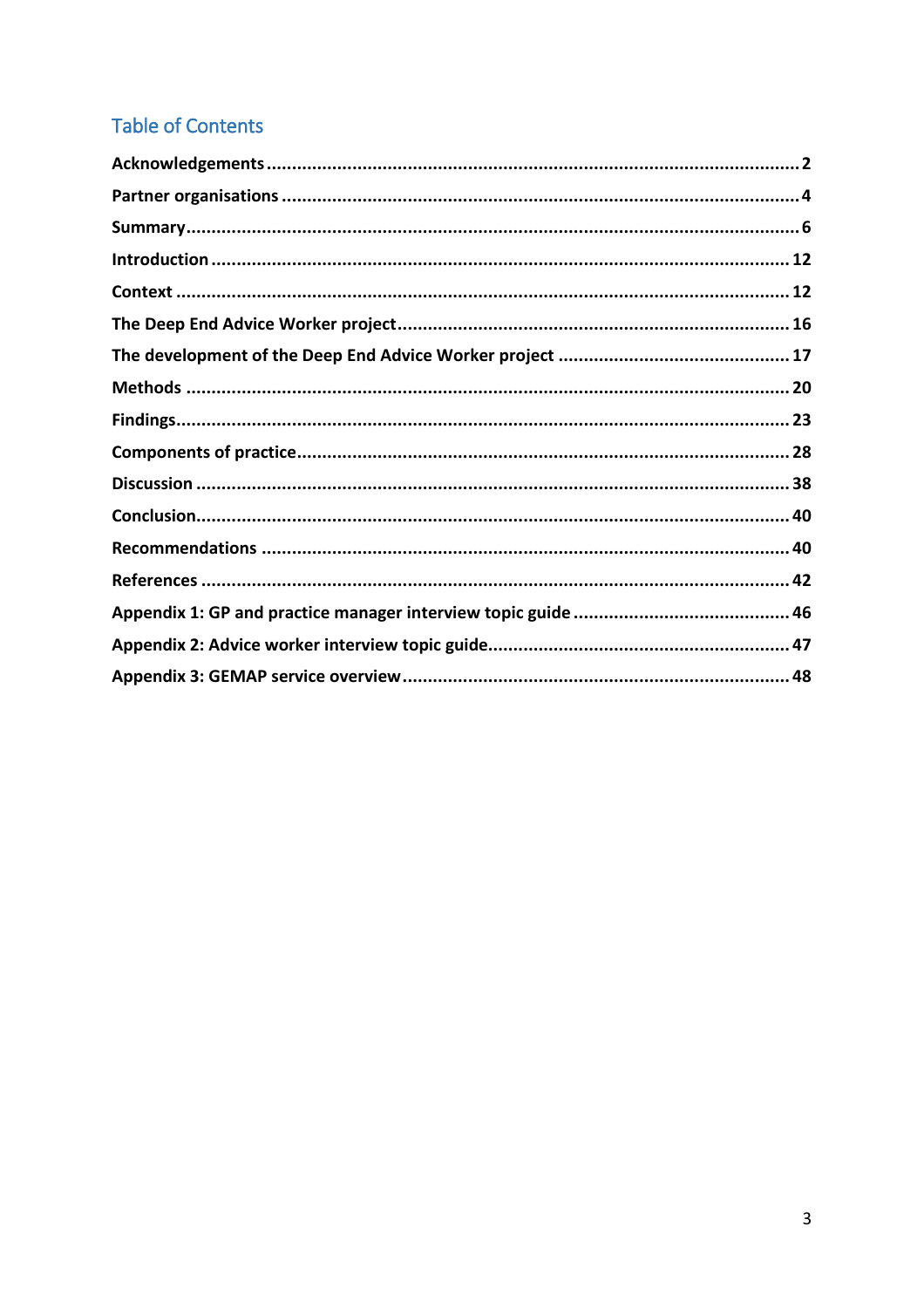## Table of Contents

**Acknowledgements** .......... 2

**Partner organisations** .......... 4

**Summary** .......... 6

**Introduction** .......... 12

**Context** .......... 12

**The Deep End Advice Worker project** .......... 16

**The development of the Deep End Advice Worker project** .......... 17

**Methods** .......... 20

**Findings** .......... 23

**Components of practice** .......... 28

**Discussion** .......... 38

**Conclusion** .......... 40

**Recommendations** .......... 40

**References** .......... 42

**Appendix 1: GP and practice manager interview topic guide** .......... 46

**Appendix 2: Advice worker interview topic guide** .......... 47

**Appendix 3: GEMAP service overview** .......... 48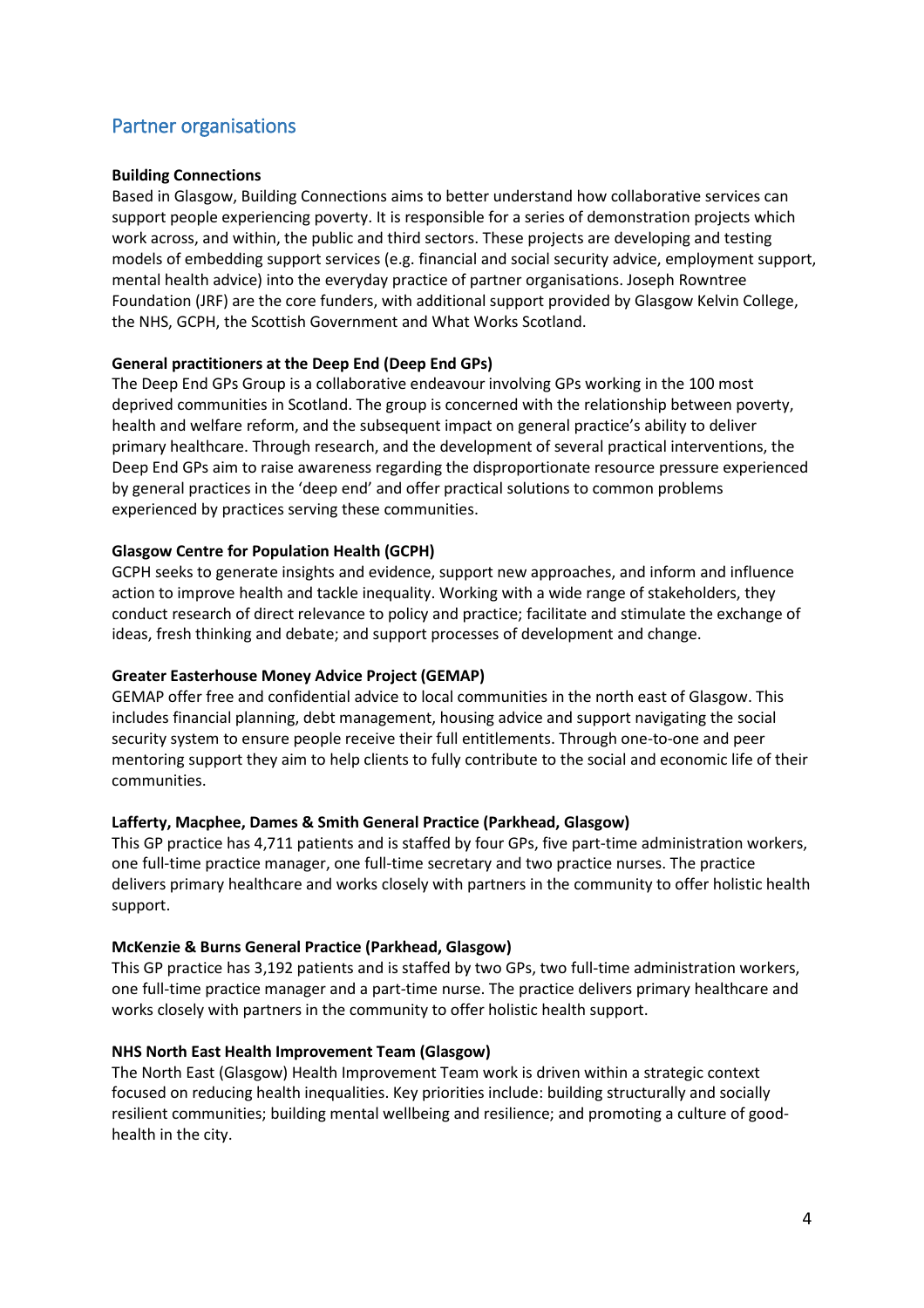## Partner organisations

**Building Connections**
Based in Glasgow, Building Connections aims to better understand how collaborative services can support people experiencing poverty. It is responsible for a series of demonstration projects which work across, and within, the public and third sectors. These projects are developing and testing models of embedding support services (e.g. financial and social security advice, employment support, mental health advice) into the everyday practice of partner organisations. Joseph Rowntree Foundation (JRF) are the core funders, with additional support provided by Glasgow Kelvin College, the NHS, GCPH, the Scottish Government and What Works Scotland.

**General practitioners at the Deep End (Deep End GPs)**
The Deep End GPs Group is a collaborative endeavour involving GPs working in the 100 most deprived communities in Scotland. The group is concerned with the relationship between poverty, health and welfare reform, and the subsequent impact on general practice's ability to deliver primary healthcare. Through research, and the development of several practical interventions, the Deep End GPs aim to raise awareness regarding the disproportionate resource pressure experienced by general practices in the 'deep end' and offer practical solutions to common problems experienced by practices serving these communities.

**Glasgow Centre for Population Health (GCPH)**
GCPH seeks to generate insights and evidence, support new approaches, and inform and influence action to improve health and tackle inequality. Working with a wide range of stakeholders, they conduct research of direct relevance to policy and practice; facilitate and stimulate the exchange of ideas, fresh thinking and debate; and support processes of development and change.

**Greater Easterhouse Money Advice Project (GEMAP)**
GEMAP offer free and confidential advice to local communities in the north east of Glasgow. This includes financial planning, debt management, housing advice and support navigating the social security system to ensure people receive their full entitlements. Through one-to-one and peer mentoring support they aim to help clients to fully contribute to the social and economic life of their communities.

**Lafferty, Macphee, Dames & Smith General Practice (Parkhead, Glasgow)**
This GP practice has 4,711 patients and is staffed by four GPs, five part-time administration workers, one full-time practice manager, one full-time secretary and two practice nurses. The practice delivers primary healthcare and works closely with partners in the community to offer holistic health support.

**McKenzie & Burns General Practice (Parkhead, Glasgow)**
This GP practice has 3,192 patients and is staffed by two GPs, two full-time administration workers, one full-time practice manager and a part-time nurse. The practice delivers primary healthcare and works closely with partners in the community to offer holistic health support.

**NHS North East Health Improvement Team (Glasgow)**
The North East (Glasgow) Health Improvement Team work is driven within a strategic context focused on reducing health inequalities. Key priorities include: building structurally and socially resilient communities; building mental wellbeing and resilience; and promoting a culture of good-health in the city.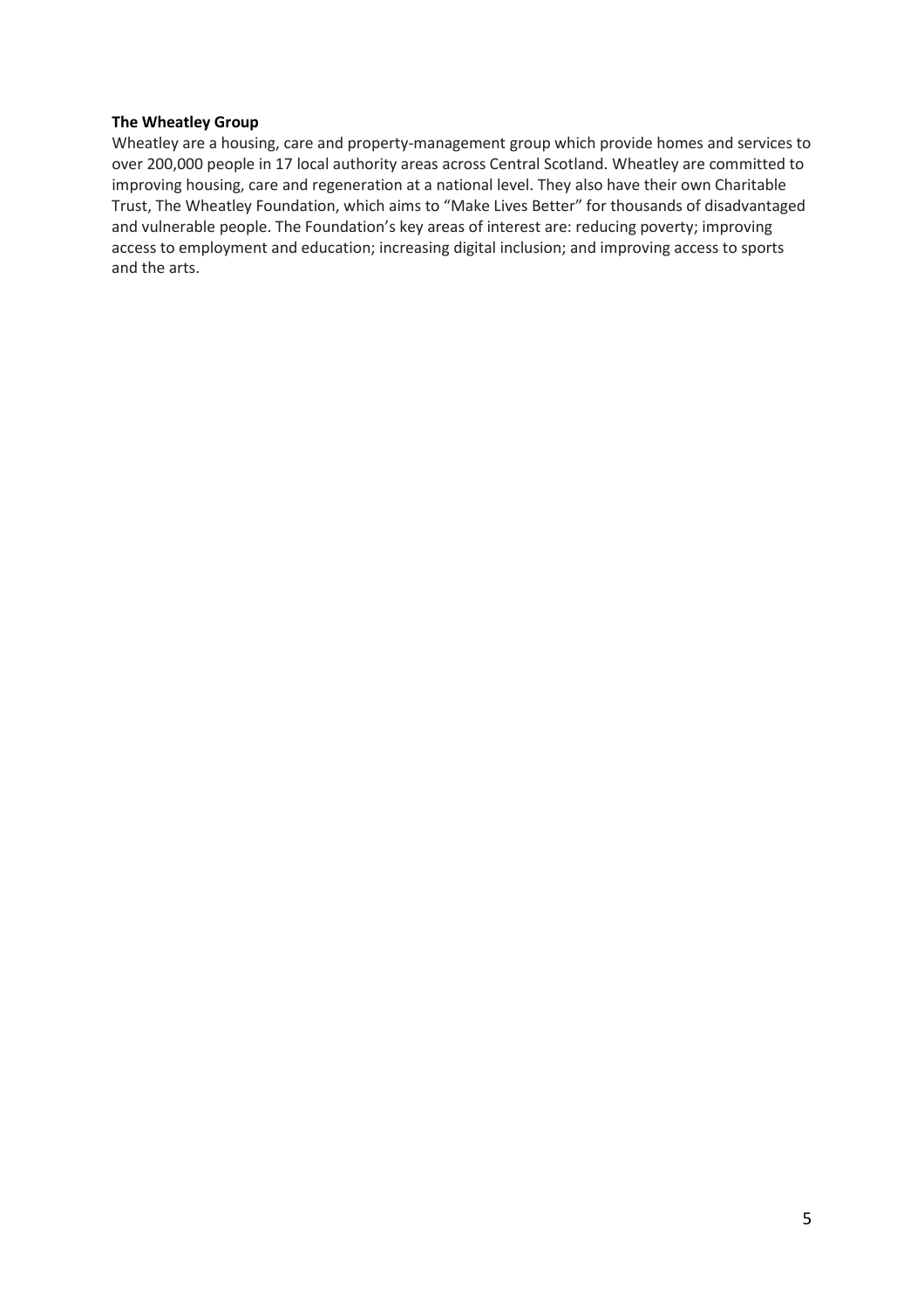**The Wheatley Group**

Wheatley are a housing, care and property-management group which provide homes and services to over 200,000 people in 17 local authority areas across Central Scotland. Wheatley are committed to improving housing, care and regeneration at a national level. They also have their own Charitable Trust, The Wheatley Foundation, which aims to "Make Lives Better" for thousands of disadvantaged and vulnerable people. The Foundation's key areas of interest are: reducing poverty; improving access to employment and education; increasing digital inclusion; and improving access to sports and the arts.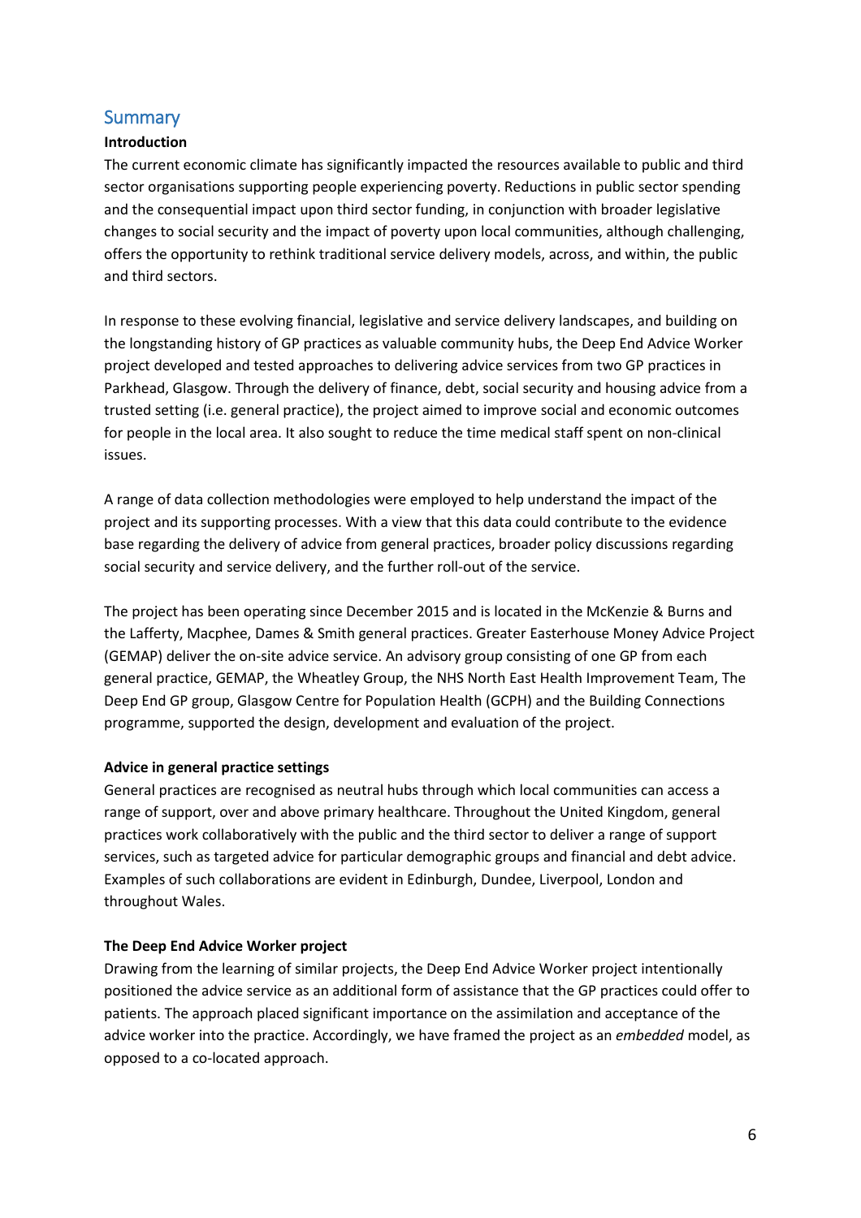## Summary

### Introduction

The current economic climate has significantly impacted the resources available to public and third sector organisations supporting people experiencing poverty. Reductions in public sector spending and the consequential impact upon third sector funding, in conjunction with broader legislative changes to social security and the impact of poverty upon local communities, although challenging, offers the opportunity to rethink traditional service delivery models, across, and within, the public and third sectors.

In response to these evolving financial, legislative and service delivery landscapes, and building on the longstanding history of GP practices as valuable community hubs, the Deep End Advice Worker project developed and tested approaches to delivering advice services from two GP practices in Parkhead, Glasgow. Through the delivery of finance, debt, social security and housing advice from a trusted setting (i.e. general practice), the project aimed to improve social and economic outcomes for people in the local area. It also sought to reduce the time medical staff spent on non-clinical issues.

A range of data collection methodologies were employed to help understand the impact of the project and its supporting processes. With a view that this data could contribute to the evidence base regarding the delivery of advice from general practices, broader policy discussions regarding social security and service delivery, and the further roll-out of the service.

The project has been operating since December 2015 and is located in the McKenzie & Burns and the Lafferty, Macphee, Dames & Smith general practices. Greater Easterhouse Money Advice Project (GEMAP) deliver the on-site advice service. An advisory group consisting of one GP from each general practice, GEMAP, the Wheatley Group, the NHS North East Health Improvement Team, The Deep End GP group, Glasgow Centre for Population Health (GCPH) and the Building Connections programme, supported the design, development and evaluation of the project.

### Advice in general practice settings

General practices are recognised as neutral hubs through which local communities can access a range of support, over and above primary healthcare. Throughout the United Kingdom, general practices work collaboratively with the public and the third sector to deliver a range of support services, such as targeted advice for particular demographic groups and financial and debt advice. Examples of such collaborations are evident in Edinburgh, Dundee, Liverpool, London and throughout Wales.

### The Deep End Advice Worker project

Drawing from the learning of similar projects, the Deep End Advice Worker project intentionally positioned the advice service as an additional form of assistance that the GP practices could offer to patients. The approach placed significant importance on the assimilation and acceptance of the advice worker into the practice. Accordingly, we have framed the project as an *embedded* model, as opposed to a co-located approach.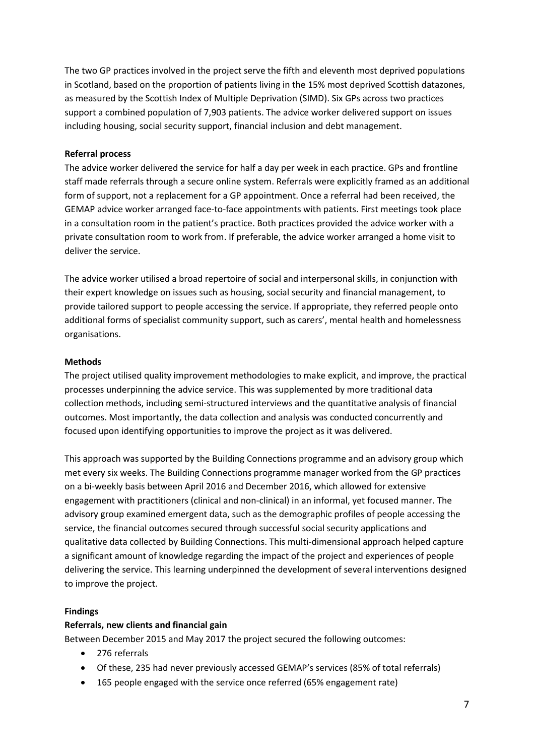The two GP practices involved in the project serve the fifth and eleventh most deprived populations in Scotland, based on the proportion of patients living in the 15% most deprived Scottish datazones, as measured by the Scottish Index of Multiple Deprivation (SIMD). Six GPs across two practices support a combined population of 7,903 patients. The advice worker delivered support on issues including housing, social security support, financial inclusion and debt management.

**Referral process**

The advice worker delivered the service for half a day per week in each practice. GPs and frontline staff made referrals through a secure online system. Referrals were explicitly framed as an additional form of support, not a replacement for a GP appointment. Once a referral had been received, the GEMAP advice worker arranged face-to-face appointments with patients. First meetings took place in a consultation room in the patient's practice. Both practices provided the advice worker with a private consultation room to work from. If preferable, the advice worker arranged a home visit to deliver the service.

The advice worker utilised a broad repertoire of social and interpersonal skills, in conjunction with their expert knowledge on issues such as housing, social security and financial management, to provide tailored support to people accessing the service. If appropriate, they referred people onto additional forms of specialist community support, such as carers', mental health and homelessness organisations.

**Methods**

The project utilised quality improvement methodologies to make explicit, and improve, the practical processes underpinning the advice service. This was supplemented by more traditional data collection methods, including semi-structured interviews and the quantitative analysis of financial outcomes. Most importantly, the data collection and analysis was conducted concurrently and focused upon identifying opportunities to improve the project as it was delivered.

This approach was supported by the Building Connections programme and an advisory group which met every six weeks. The Building Connections programme manager worked from the GP practices on a bi-weekly basis between April 2016 and December 2016, which allowed for extensive engagement with practitioners (clinical and non-clinical) in an informal, yet focused manner. The advisory group examined emergent data, such as the demographic profiles of people accessing the service, the financial outcomes secured through successful social security applications and qualitative data collected by Building Connections. This multi-dimensional approach helped capture a significant amount of knowledge regarding the impact of the project and experiences of people delivering the service. This learning underpinned the development of several interventions designed to improve the project.

**Findings**

**Referrals, new clients and financial gain**

Between December 2015 and May 2017 the project secured the following outcomes:

- 276 referrals
- Of these, 235 had never previously accessed GEMAP's services (85% of total referrals)
- 165 people engaged with the service once referred (65% engagement rate)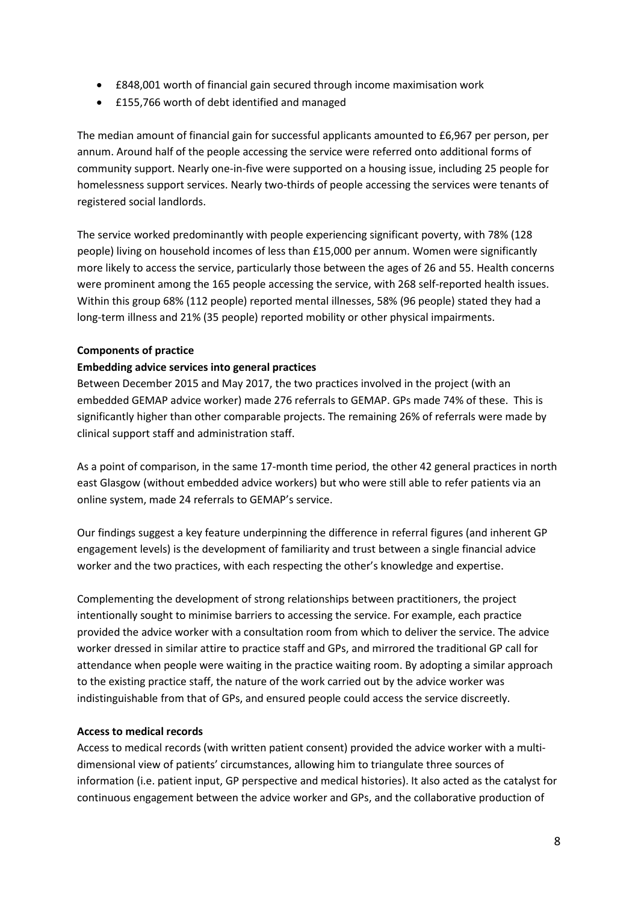- £848,001 worth of financial gain secured through income maximisation work
- £155,766 worth of debt identified and managed

The median amount of financial gain for successful applicants amounted to £6,967 per person, per annum. Around half of the people accessing the service were referred onto additional forms of community support. Nearly one-in-five were supported on a housing issue, including 25 people for homelessness support services. Nearly two-thirds of people accessing the services were tenants of registered social landlords.

The service worked predominantly with people experiencing significant poverty, with 78% (128 people) living on household incomes of less than £15,000 per annum. Women were significantly more likely to access the service, particularly those between the ages of 26 and 55. Health concerns were prominent among the 165 people accessing the service, with 268 self-reported health issues. Within this group 68% (112 people) reported mental illnesses, 58% (96 people) stated they had a long-term illness and 21% (35 people) reported mobility or other physical impairments.

**Components of practice**

**Embedding advice services into general practices**

Between December 2015 and May 2017, the two practices involved in the project (with an embedded GEMAP advice worker) made 276 referrals to GEMAP. GPs made 74% of these. This is significantly higher than other comparable projects. The remaining 26% of referrals were made by clinical support staff and administration staff.

As a point of comparison, in the same 17-month time period, the other 42 general practices in north east Glasgow (without embedded advice workers) but who were still able to refer patients via an online system, made 24 referrals to GEMAP's service.

Our findings suggest a key feature underpinning the difference in referral figures (and inherent GP engagement levels) is the development of familiarity and trust between a single financial advice worker and the two practices, with each respecting the other's knowledge and expertise.

Complementing the development of strong relationships between practitioners, the project intentionally sought to minimise barriers to accessing the service. For example, each practice provided the advice worker with a consultation room from which to deliver the service. The advice worker dressed in similar attire to practice staff and GPs, and mirrored the traditional GP call for attendance when people were waiting in the practice waiting room. By adopting a similar approach to the existing practice staff, the nature of the work carried out by the advice worker was indistinguishable from that of GPs, and ensured people could access the service discreetly.

**Access to medical records**

Access to medical records (with written patient consent) provided the advice worker with a multi-dimensional view of patients' circumstances, allowing him to triangulate three sources of information (i.e. patient input, GP perspective and medical histories). It also acted as the catalyst for continuous engagement between the advice worker and GPs, and the collaborative production of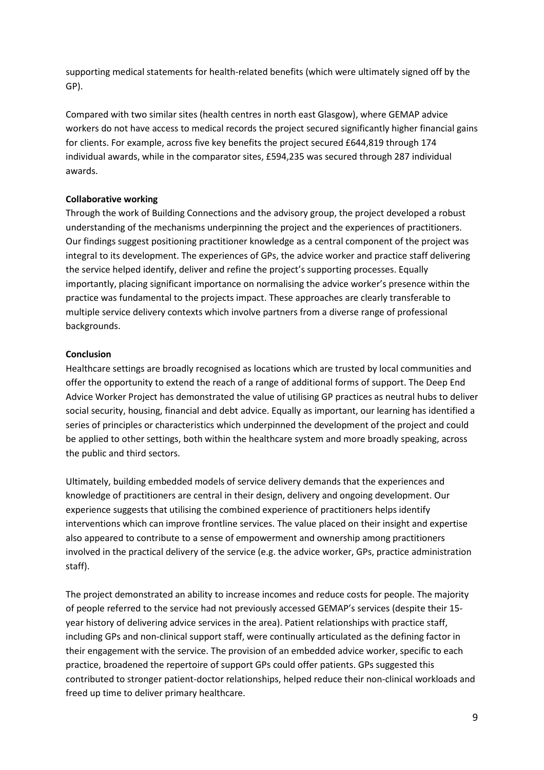supporting medical statements for health-related benefits (which were ultimately signed off by the GP).

Compared with two similar sites (health centres in north east Glasgow), where GEMAP advice workers do not have access to medical records the project secured significantly higher financial gains for clients. For example, across five key benefits the project secured £644,819 through 174 individual awards, while in the comparator sites, £594,235 was secured through 287 individual awards.

**Collaborative working**

Through the work of Building Connections and the advisory group, the project developed a robust understanding of the mechanisms underpinning the project and the experiences of practitioners. Our findings suggest positioning practitioner knowledge as a central component of the project was integral to its development. The experiences of GPs, the advice worker and practice staff delivering the service helped identify, deliver and refine the project's supporting processes. Equally importantly, placing significant importance on normalising the advice worker's presence within the practice was fundamental to the projects impact. These approaches are clearly transferable to multiple service delivery contexts which involve partners from a diverse range of professional backgrounds.

**Conclusion**

Healthcare settings are broadly recognised as locations which are trusted by local communities and offer the opportunity to extend the reach of a range of additional forms of support. The Deep End Advice Worker Project has demonstrated the value of utilising GP practices as neutral hubs to deliver social security, housing, financial and debt advice. Equally as important, our learning has identified a series of principles or characteristics which underpinned the development of the project and could be applied to other settings, both within the healthcare system and more broadly speaking, across the public and third sectors.

Ultimately, building embedded models of service delivery demands that the experiences and knowledge of practitioners are central in their design, delivery and ongoing development. Our experience suggests that utilising the combined experience of practitioners helps identify interventions which can improve frontline services. The value placed on their insight and expertise also appeared to contribute to a sense of empowerment and ownership among practitioners involved in the practical delivery of the service (e.g. the advice worker, GPs, practice administration staff).

The project demonstrated an ability to increase incomes and reduce costs for people. The majority of people referred to the service had not previously accessed GEMAP's services (despite their 15-year history of delivering advice services in the area). Patient relationships with practice staff, including GPs and non-clinical support staff, were continually articulated as the defining factor in their engagement with the service. The provision of an embedded advice worker, specific to each practice, broadened the repertoire of support GPs could offer patients. GPs suggested this contributed to stronger patient-doctor relationships, helped reduce their non-clinical workloads and freed up time to deliver primary healthcare.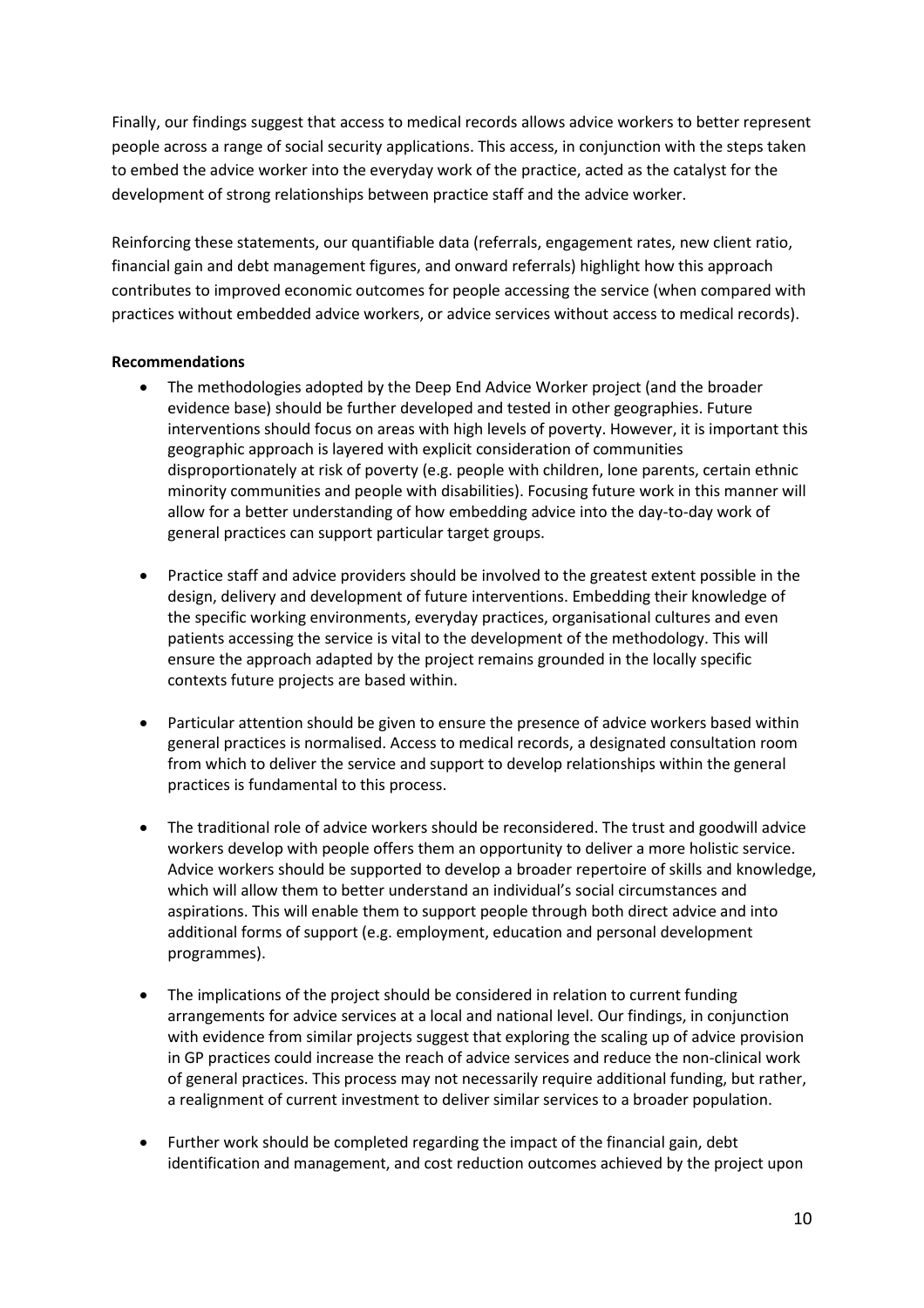Finally, our findings suggest that access to medical records allows advice workers to better represent people across a range of social security applications. This access, in conjunction with the steps taken to embed the advice worker into the everyday work of the practice, acted as the catalyst for the development of strong relationships between practice staff and the advice worker.

Reinforcing these statements, our quantifiable data (referrals, engagement rates, new client ratio, financial gain and debt management figures, and onward referrals) highlight how this approach contributes to improved economic outcomes for people accessing the service (when compared with practices without embedded advice workers, or advice services without access to medical records).

**Recommendations**

- The methodologies adopted by the Deep End Advice Worker project (and the broader evidence base) should be further developed and tested in other geographies. Future interventions should focus on areas with high levels of poverty. However, it is important this geographic approach is layered with explicit consideration of communities disproportionately at risk of poverty (e.g. people with children, lone parents, certain ethnic minority communities and people with disabilities). Focusing future work in this manner will allow for a better understanding of how embedding advice into the day-to-day work of general practices can support particular target groups.

- Practice staff and advice providers should be involved to the greatest extent possible in the design, delivery and development of future interventions. Embedding their knowledge of the specific working environments, everyday practices, organisational cultures and even patients accessing the service is vital to the development of the methodology. This will ensure the approach adapted by the project remains grounded in the locally specific contexts future projects are based within.

- Particular attention should be given to ensure the presence of advice workers based within general practices is normalised. Access to medical records, a designated consultation room from which to deliver the service and support to develop relationships within the general practices is fundamental to this process.

- The traditional role of advice workers should be reconsidered. The trust and goodwill advice workers develop with people offers them an opportunity to deliver a more holistic service. Advice workers should be supported to develop a broader repertoire of skills and knowledge, which will allow them to better understand an individual's social circumstances and aspirations. This will enable them to support people through both direct advice and into additional forms of support (e.g. employment, education and personal development programmes).

- The implications of the project should be considered in relation to current funding arrangements for advice services at a local and national level. Our findings, in conjunction with evidence from similar projects suggest that exploring the scaling up of advice provision in GP practices could increase the reach of advice services and reduce the non-clinical work of general practices. This process may not necessarily require additional funding, but rather, a realignment of current investment to deliver similar services to a broader population.

- Further work should be completed regarding the impact of the financial gain, debt identification and management, and cost reduction outcomes achieved by the project upon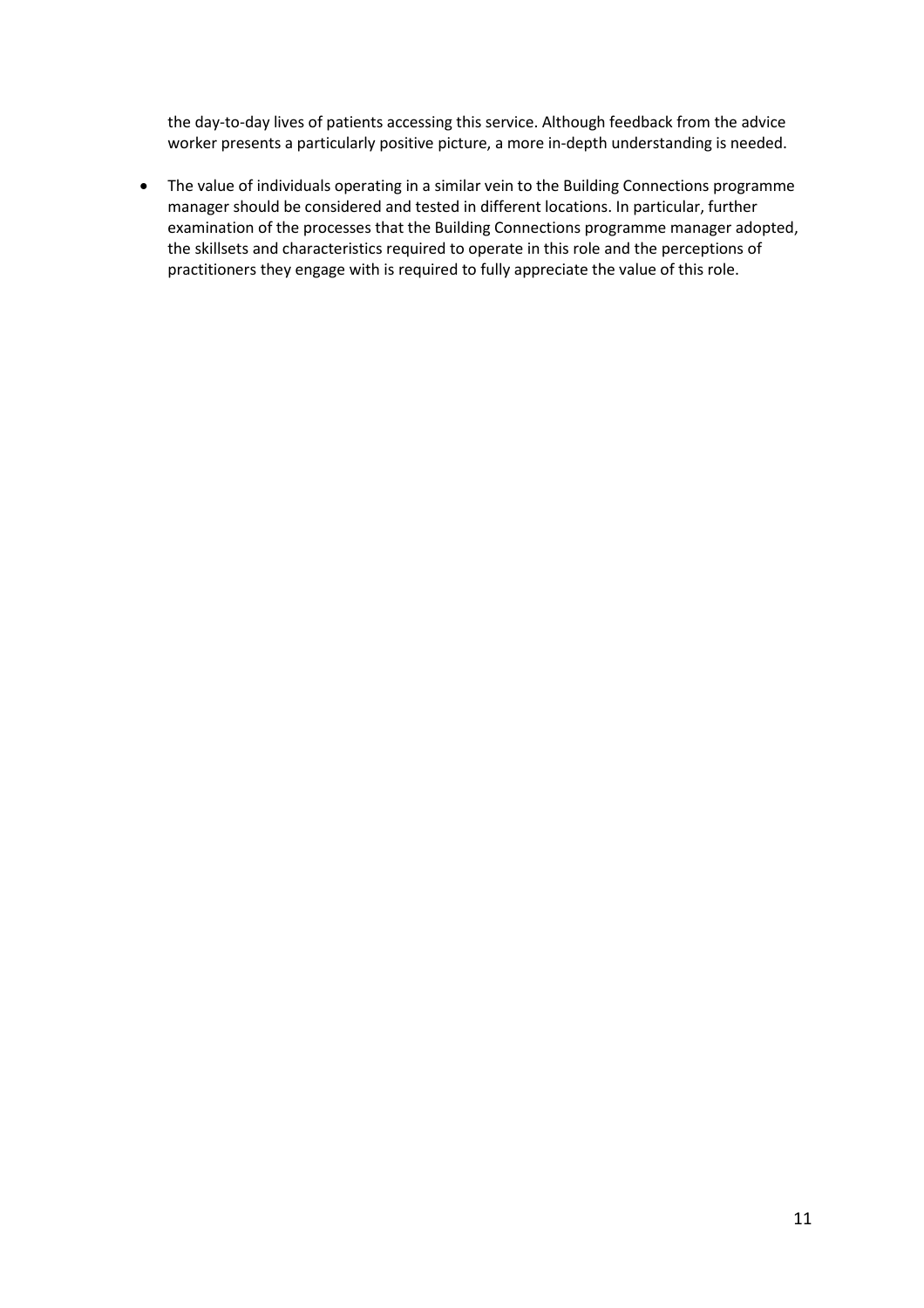the day-to-day lives of patients accessing this service. Although feedback from the advice worker presents a particularly positive picture, a more in-depth understanding is needed.

- The value of individuals operating in a similar vein to the Building Connections programme manager should be considered and tested in different locations. In particular, further examination of the processes that the Building Connections programme manager adopted, the skillsets and characteristics required to operate in this role and the perceptions of practitioners they engage with is required to fully appreciate the value of this role.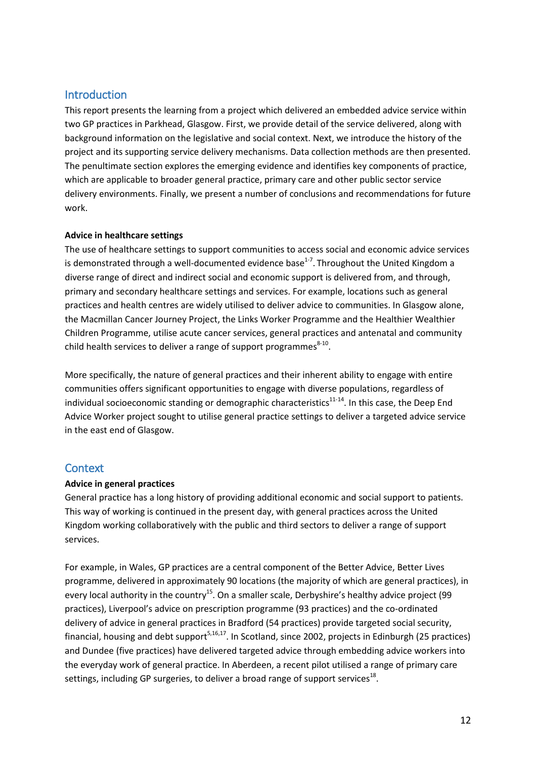## Introduction

This report presents the learning from a project which delivered an embedded advice service within two GP practices in Parkhead, Glasgow. First, we provide detail of the service delivered, along with background information on the legislative and social context. Next, we introduce the history of the project and its supporting service delivery mechanisms. Data collection methods are then presented. The penultimate section explores the emerging evidence and identifies key components of practice, which are applicable to broader general practice, primary care and other public sector service delivery environments. Finally, we present a number of conclusions and recommendations for future work.

### Advice in healthcare settings

The use of healthcare settings to support communities to access social and economic advice services is demonstrated through a well-documented evidence base[1-7]. Throughout the United Kingdom a diverse range of direct and indirect social and economic support is delivered from, and through, primary and secondary healthcare settings and services. For example, locations such as general practices and health centres are widely utilised to deliver advice to communities. In Glasgow alone, the Macmillan Cancer Journey Project, the Links Worker Programme and the Healthier Wealthier Children Programme, utilise acute cancer services, general practices and antenatal and community child health services to deliver a range of support programmes[8-10].

More specifically, the nature of general practices and their inherent ability to engage with entire communities offers significant opportunities to engage with diverse populations, regardless of individual socioeconomic standing or demographic characteristics[11-14]. In this case, the Deep End Advice Worker project sought to utilise general practice settings to deliver a targeted advice service in the east end of Glasgow.

## Context

### Advice in general practices

General practice has a long history of providing additional economic and social support to patients. This way of working is continued in the present day, with general practices across the United Kingdom working collaboratively with the public and third sectors to deliver a range of support services.

For example, in Wales, GP practices are a central component of the Better Advice, Better Lives programme, delivered in approximately 90 locations (the majority of which are general practices), in every local authority in the country[15]. On a smaller scale, Derbyshire's healthy advice project (99 practices), Liverpool's advice on prescription programme (93 practices) and the co-ordinated delivery of advice in general practices in Bradford (54 practices) provide targeted social security, financial, housing and debt support[5,16,17]. In Scotland, since 2002, projects in Edinburgh (25 practices) and Dundee (five practices) have delivered targeted advice through embedding advice workers into the everyday work of general practice. In Aberdeen, a recent pilot utilised a range of primary care settings, including GP surgeries, to deliver a broad range of support services[18].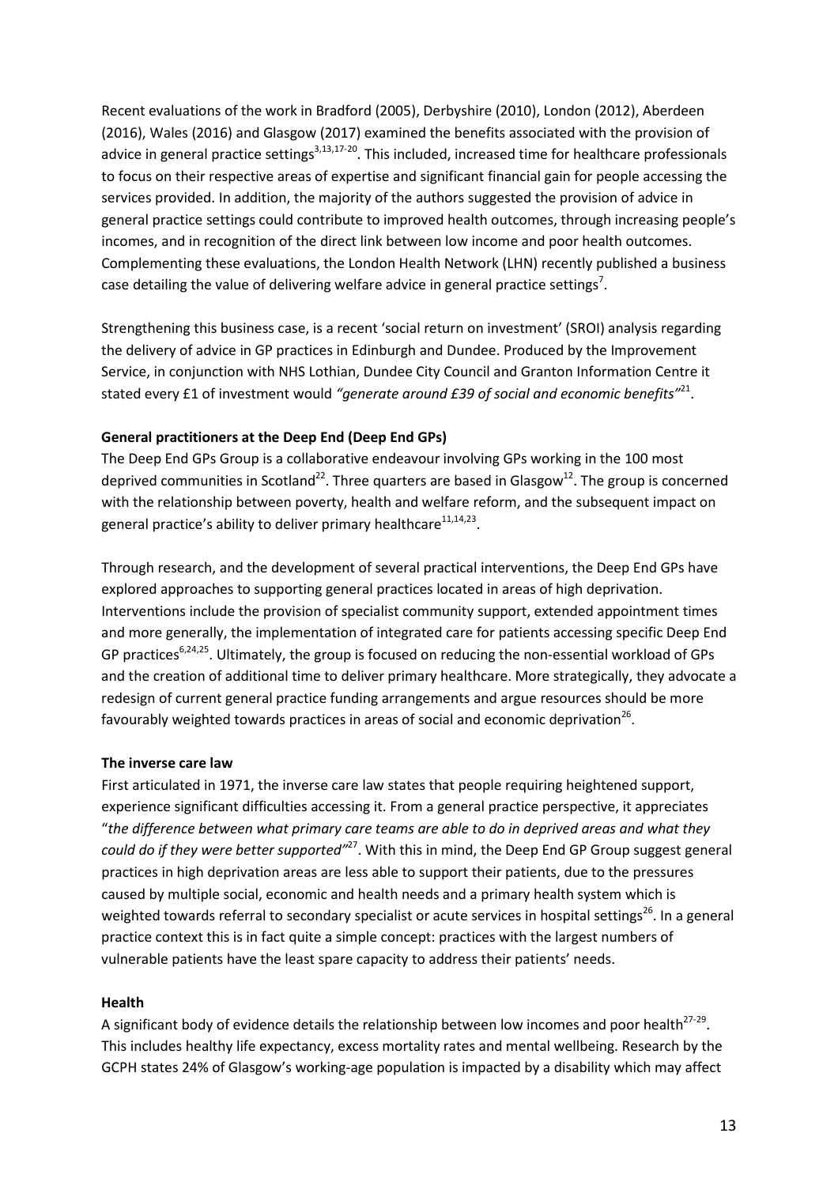Recent evaluations of the work in Bradford (2005), Derbyshire (2010), London (2012), Aberdeen (2016), Wales (2016) and Glasgow (2017) examined the benefits associated with the provision of advice in general practice settings[3,13,17-20]. This included, increased time for healthcare professionals to focus on their respective areas of expertise and significant financial gain for people accessing the services provided. In addition, the majority of the authors suggested the provision of advice in general practice settings could contribute to improved health outcomes, through increasing people's incomes, and in recognition of the direct link between low income and poor health outcomes. Complementing these evaluations, the London Health Network (LHN) recently published a business case detailing the value of delivering welfare advice in general practice settings[7].

Strengthening this business case, is a recent 'social return on investment' (SROI) analysis regarding the delivery of advice in GP practices in Edinburgh and Dundee. Produced by the Improvement Service, in conjunction with NHS Lothian, Dundee City Council and Granton Information Centre it stated every £1 of investment would *"generate around £39 of social and economic benefits"*[21].

**General practitioners at the Deep End (Deep End GPs)**

The Deep End GPs Group is a collaborative endeavour involving GPs working in the 100 most deprived communities in Scotland[22]. Three quarters are based in Glasgow[12]. The group is concerned with the relationship between poverty, health and welfare reform, and the subsequent impact on general practice's ability to deliver primary healthcare[11,14,23].

Through research, and the development of several practical interventions, the Deep End GPs have explored approaches to supporting general practices located in areas of high deprivation. Interventions include the provision of specialist community support, extended appointment times and more generally, the implementation of integrated care for patients accessing specific Deep End GP practices[6,24,25]. Ultimately, the group is focused on reducing the non-essential workload of GPs and the creation of additional time to deliver primary healthcare. More strategically, they advocate a redesign of current general practice funding arrangements and argue resources should be more favourably weighted towards practices in areas of social and economic deprivation[26].

**The inverse care law**

First articulated in 1971, the inverse care law states that people requiring heightened support, experience significant difficulties accessing it. From a general practice perspective, it appreciates "*the difference between what primary care teams are able to do in deprived areas and what they could do if they were better supported"*[27]. With this in mind, the Deep End GP Group suggest general practices in high deprivation areas are less able to support their patients, due to the pressures caused by multiple social, economic and health needs and a primary health system which is weighted towards referral to secondary specialist or acute services in hospital settings[26]. In a general practice context this is in fact quite a simple concept: practices with the largest numbers of vulnerable patients have the least spare capacity to address their patients' needs.

**Health**

A significant body of evidence details the relationship between low incomes and poor health[27-29]. This includes healthy life expectancy, excess mortality rates and mental wellbeing. Research by the GCPH states 24% of Glasgow's working-age population is impacted by a disability which may affect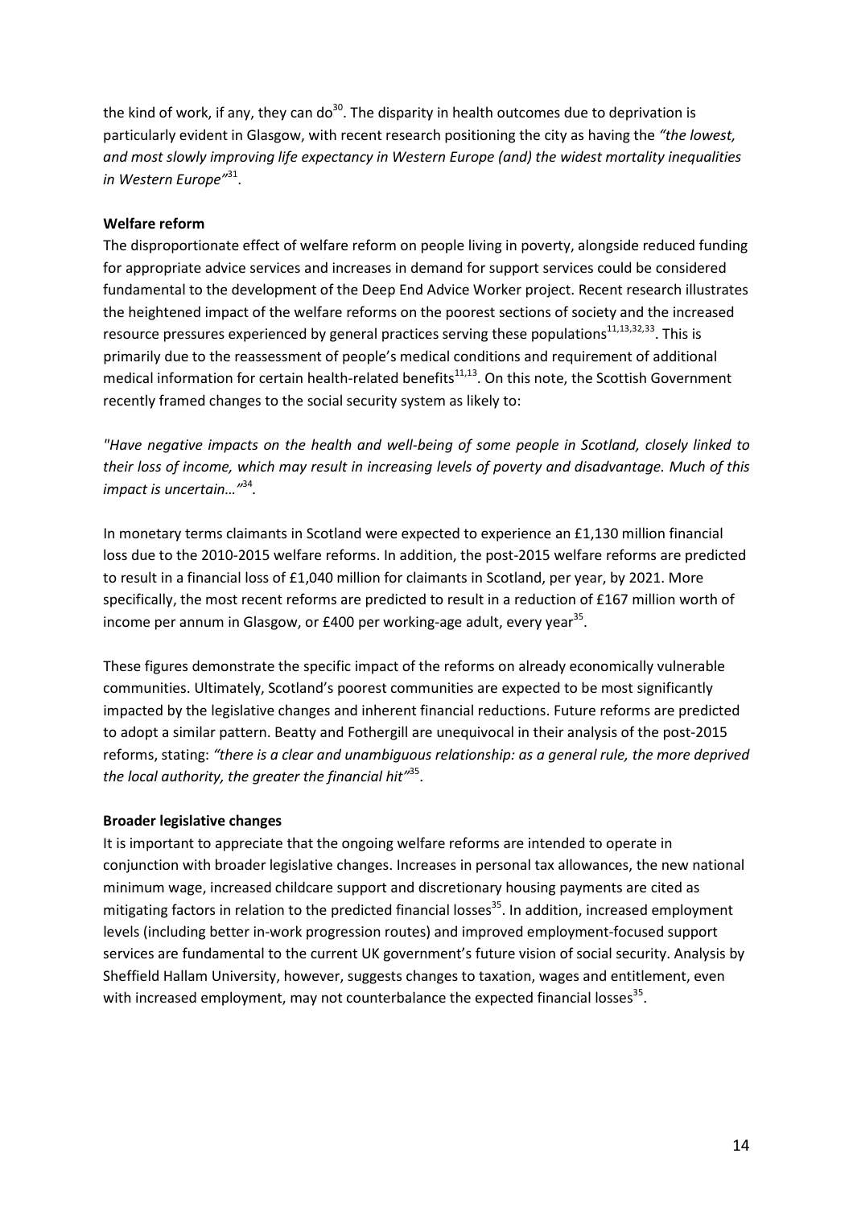the kind of work, if any, they can do[30]. The disparity in health outcomes due to deprivation is particularly evident in Glasgow, with recent research positioning the city as having the *"the lowest, and most slowly improving life expectancy in Western Europe (and) the widest mortality inequalities in Western Europe"*[31].

**Welfare reform**

The disproportionate effect of welfare reform on people living in poverty, alongside reduced funding for appropriate advice services and increases in demand for support services could be considered fundamental to the development of the Deep End Advice Worker project. Recent research illustrates the heightened impact of the welfare reforms on the poorest sections of society and the increased resource pressures experienced by general practices serving these populations[11,13,32,33]. This is primarily due to the reassessment of people's medical conditions and requirement of additional medical information for certain health-related benefits[11,13]. On this note, the Scottish Government recently framed changes to the social security system as likely to:

*"Have negative impacts on the health and well-being of some people in Scotland, closely linked to their loss of income, which may result in increasing levels of poverty and disadvantage. Much of this impact is uncertain…"*[34].

In monetary terms claimants in Scotland were expected to experience an £1,130 million financial loss due to the 2010-2015 welfare reforms. In addition, the post-2015 welfare reforms are predicted to result in a financial loss of £1,040 million for claimants in Scotland, per year, by 2021. More specifically, the most recent reforms are predicted to result in a reduction of £167 million worth of income per annum in Glasgow, or £400 per working-age adult, every year[35].

These figures demonstrate the specific impact of the reforms on already economically vulnerable communities. Ultimately, Scotland's poorest communities are expected to be most significantly impacted by the legislative changes and inherent financial reductions. Future reforms are predicted to adopt a similar pattern. Beatty and Fothergill are unequivocal in their analysis of the post-2015 reforms, stating: *"there is a clear and unambiguous relationship: as a general rule, the more deprived the local authority, the greater the financial hit"*[35].

**Broader legislative changes**

It is important to appreciate that the ongoing welfare reforms are intended to operate in conjunction with broader legislative changes. Increases in personal tax allowances, the new national minimum wage, increased childcare support and discretionary housing payments are cited as mitigating factors in relation to the predicted financial losses[35]. In addition, increased employment levels (including better in-work progression routes) and improved employment-focused support services are fundamental to the current UK government's future vision of social security. Analysis by Sheffield Hallam University, however, suggests changes to taxation, wages and entitlement, even with increased employment, may not counterbalance the expected financial losses[35].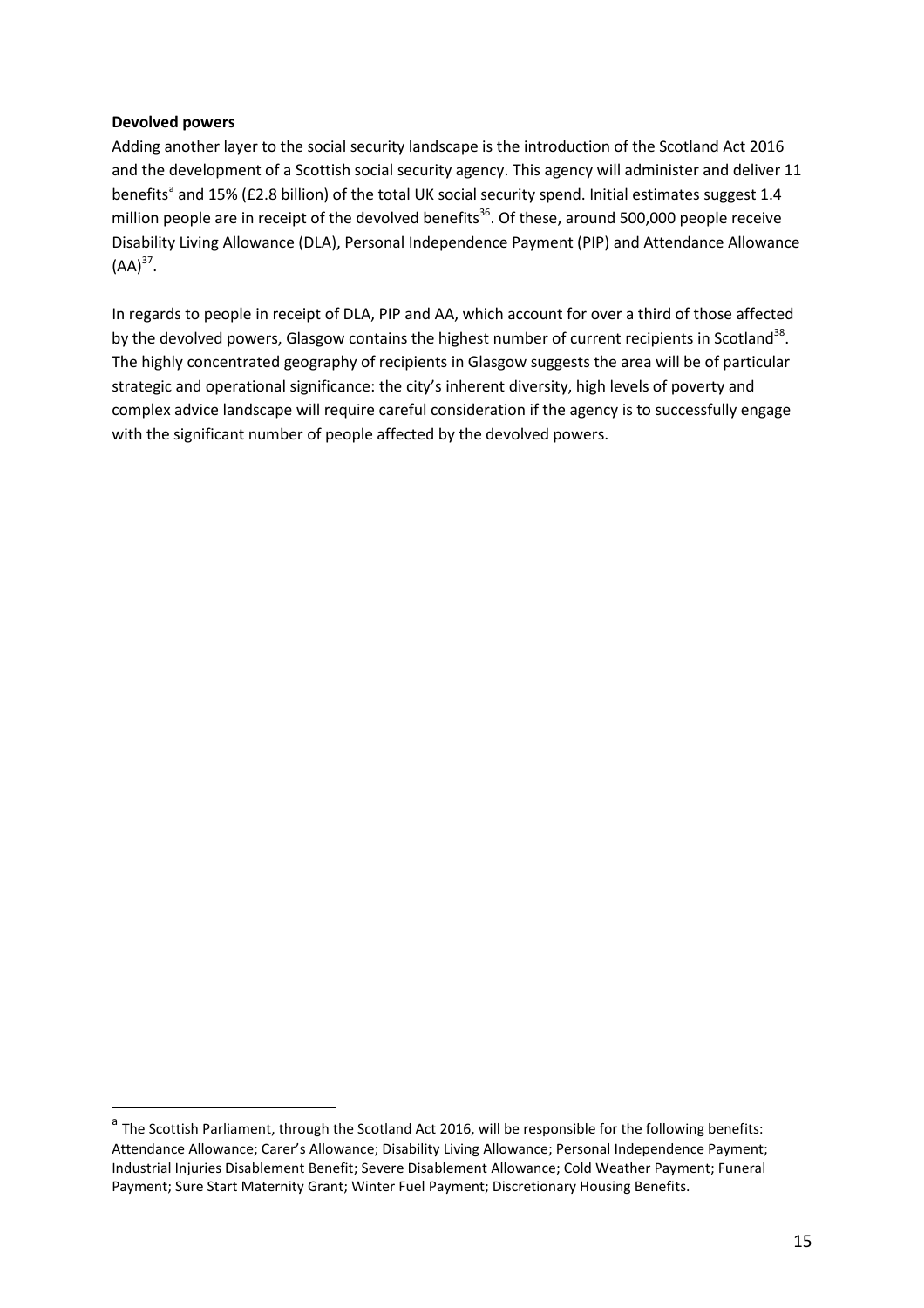**Devolved powers**

Adding another layer to the social security landscape is the introduction of the Scotland Act 2016 and the development of a Scottish social security agency. This agency will administer and deliver 11 benefits[a] and 15% (£2.8 billion) of the total UK social security spend. Initial estimates suggest 1.4 million people are in receipt of the devolved benefits[36]. Of these, around 500,000 people receive Disability Living Allowance (DLA), Personal Independence Payment (PIP) and Attendance Allowance (AA)[37].

In regards to people in receipt of DLA, PIP and AA, which account for over a third of those affected by the devolved powers, Glasgow contains the highest number of current recipients in Scotland[38]. The highly concentrated geography of recipients in Glasgow suggests the area will be of particular strategic and operational significance: the city's inherent diversity, high levels of poverty and complex advice landscape will require careful consideration if the agency is to successfully engage with the significant number of people affected by the devolved powers.

---

[a] The Scottish Parliament, through the Scotland Act 2016, will be responsible for the following benefits: Attendance Allowance; Carer's Allowance; Disability Living Allowance; Personal Independence Payment; Industrial Injuries Disablement Benefit; Severe Disablement Allowance; Cold Weather Payment; Funeral Payment; Sure Start Maternity Grant; Winter Fuel Payment; Discretionary Housing Benefits.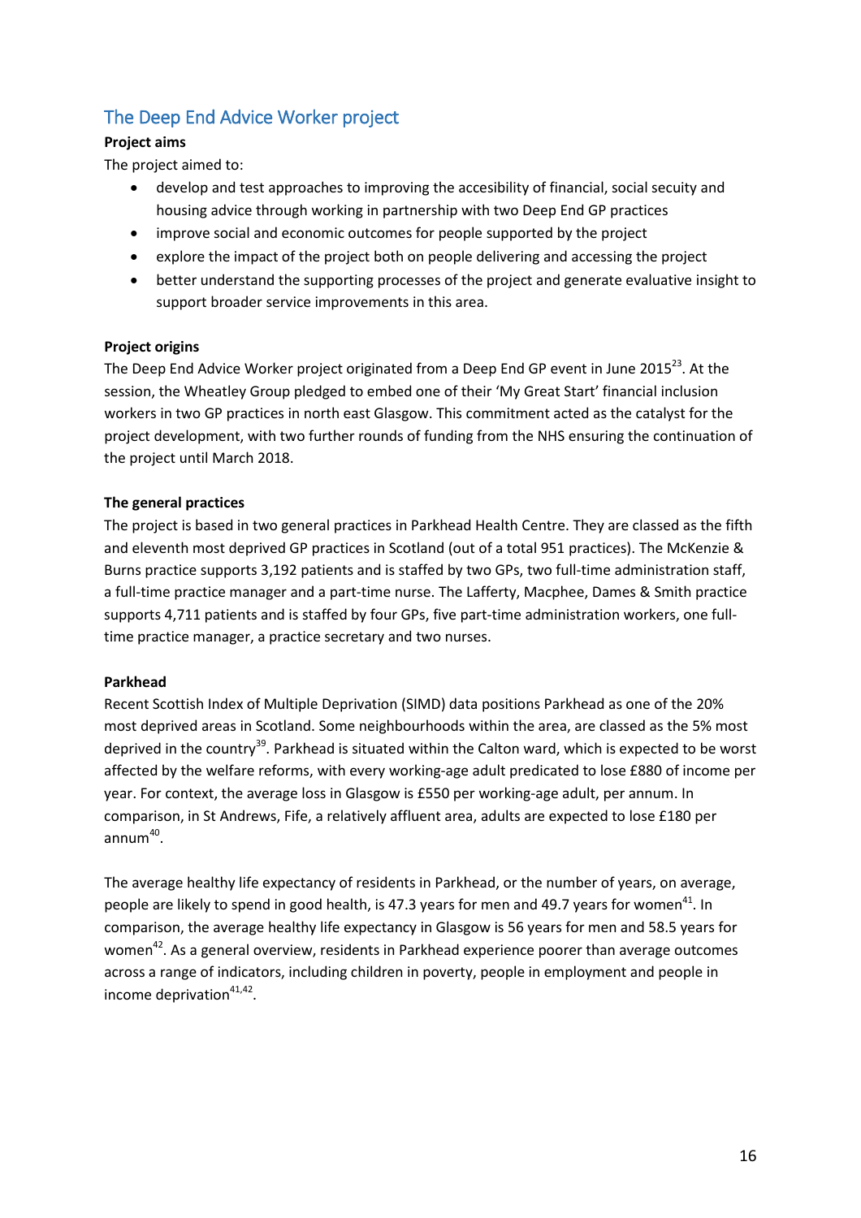## The Deep End Advice Worker project

**Project aims**

The project aimed to:

- develop and test approaches to improving the accesibility of financial, social secuity and housing advice through working in partnership with two Deep End GP practices
- improve social and economic outcomes for people supported by the project
- explore the impact of the project both on people delivering and accessing the project
- better understand the supporting processes of the project and generate evaluative insight to support broader service improvements in this area.

**Project origins**

The Deep End Advice Worker project originated from a Deep End GP event in June 2015[23]. At the session, the Wheatley Group pledged to embed one of their 'My Great Start' financial inclusion workers in two GP practices in north east Glasgow. This commitment acted as the catalyst for the project development, with two further rounds of funding from the NHS ensuring the continuation of the project until March 2018.

**The general practices**

The project is based in two general practices in Parkhead Health Centre. They are classed as the fifth and eleventh most deprived GP practices in Scotland (out of a total 951 practices). The McKenzie & Burns practice supports 3,192 patients and is staffed by two GPs, two full-time administration staff, a full-time practice manager and a part-time nurse. The Lafferty, Macphee, Dames & Smith practice supports 4,711 patients and is staffed by four GPs, five part-time administration workers, one full-time practice manager, a practice secretary and two nurses.

**Parkhead**

Recent Scottish Index of Multiple Deprivation (SIMD) data positions Parkhead as one of the 20% most deprived areas in Scotland. Some neighbourhoods within the area, are classed as the 5% most deprived in the country[39]. Parkhead is situated within the Calton ward, which is expected to be worst affected by the welfare reforms, with every working-age adult predicated to lose £880 of income per year. For context, the average loss in Glasgow is £550 per working-age adult, per annum. In comparison, in St Andrews, Fife, a relatively affluent area, adults are expected to lose £180 per annum[40].

The average healthy life expectancy of residents in Parkhead, or the number of years, on average, people are likely to spend in good health, is 47.3 years for men and 49.7 years for women[41]. In comparison, the average healthy life expectancy in Glasgow is 56 years for men and 58.5 years for women[42]. As a general overview, residents in Parkhead experience poorer than average outcomes across a range of indicators, including children in poverty, people in employment and people in income deprivation[41,42].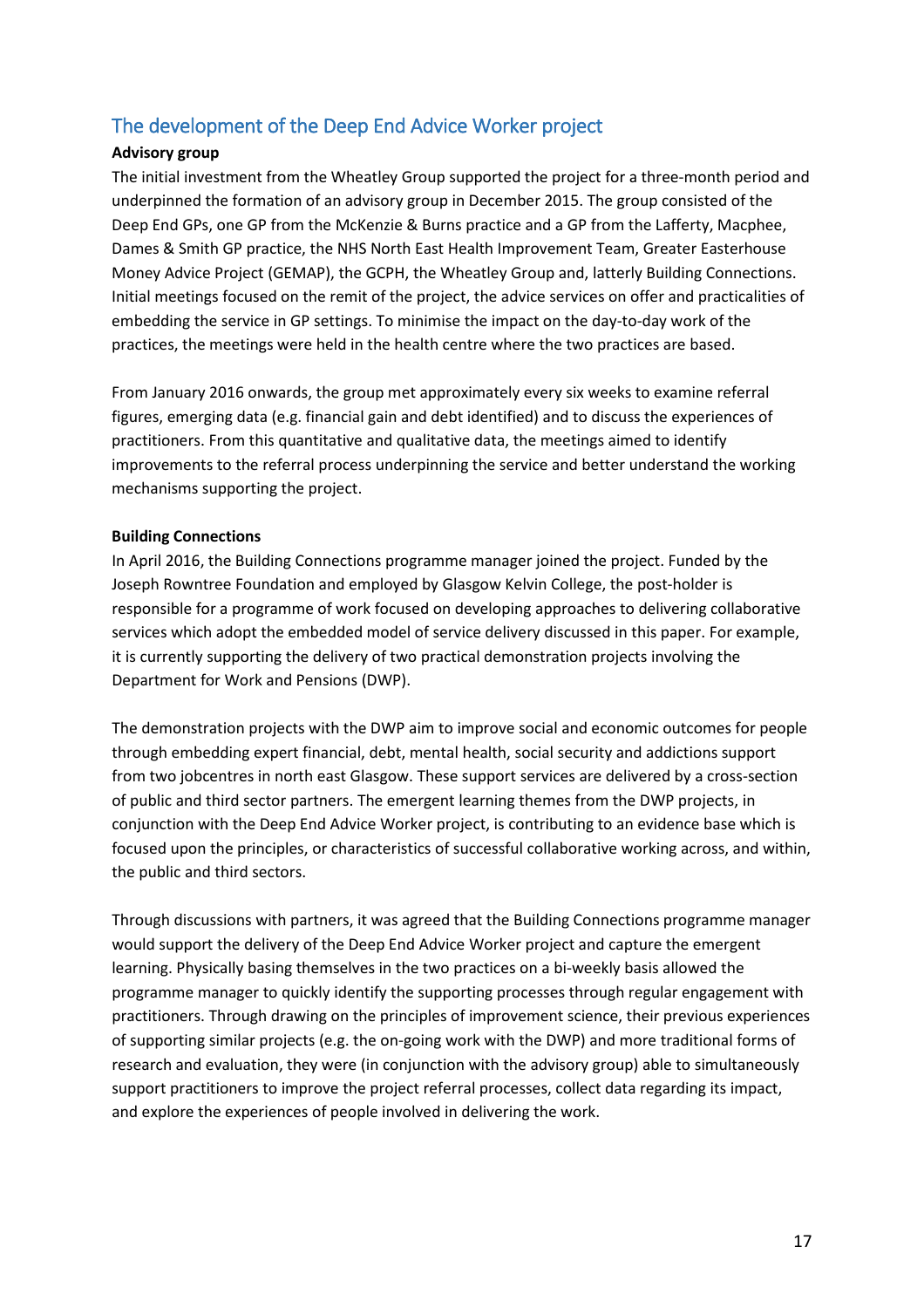## The development of the Deep End Advice Worker project

**Advisory group**

The initial investment from the Wheatley Group supported the project for a three-month period and underpinned the formation of an advisory group in December 2015. The group consisted of the Deep End GPs, one GP from the McKenzie & Burns practice and a GP from the Lafferty, Macphee, Dames & Smith GP practice, the NHS North East Health Improvement Team, Greater Easterhouse Money Advice Project (GEMAP), the GCPH, the Wheatley Group and, latterly Building Connections. Initial meetings focused on the remit of the project, the advice services on offer and practicalities of embedding the service in GP settings. To minimise the impact on the day-to-day work of the practices, the meetings were held in the health centre where the two practices are based.

From January 2016 onwards, the group met approximately every six weeks to examine referral figures, emerging data (e.g. financial gain and debt identified) and to discuss the experiences of practitioners. From this quantitative and qualitative data, the meetings aimed to identify improvements to the referral process underpinning the service and better understand the working mechanisms supporting the project.

**Building Connections**

In April 2016, the Building Connections programme manager joined the project. Funded by the Joseph Rowntree Foundation and employed by Glasgow Kelvin College, the post-holder is responsible for a programme of work focused on developing approaches to delivering collaborative services which adopt the embedded model of service delivery discussed in this paper. For example, it is currently supporting the delivery of two practical demonstration projects involving the Department for Work and Pensions (DWP).

The demonstration projects with the DWP aim to improve social and economic outcomes for people through embedding expert financial, debt, mental health, social security and addictions support from two jobcentres in north east Glasgow. These support services are delivered by a cross-section of public and third sector partners. The emergent learning themes from the DWP projects, in conjunction with the Deep End Advice Worker project, is contributing to an evidence base which is focused upon the principles, or characteristics of successful collaborative working across, and within, the public and third sectors.

Through discussions with partners, it was agreed that the Building Connections programme manager would support the delivery of the Deep End Advice Worker project and capture the emergent learning. Physically basing themselves in the two practices on a bi-weekly basis allowed the programme manager to quickly identify the supporting processes through regular engagement with practitioners. Through drawing on the principles of improvement science, their previous experiences of supporting similar projects (e.g. the on-going work with the DWP) and more traditional forms of research and evaluation, they were (in conjunction with the advisory group) able to simultaneously support practitioners to improve the project referral processes, collect data regarding its impact, and explore the experiences of people involved in delivering the work.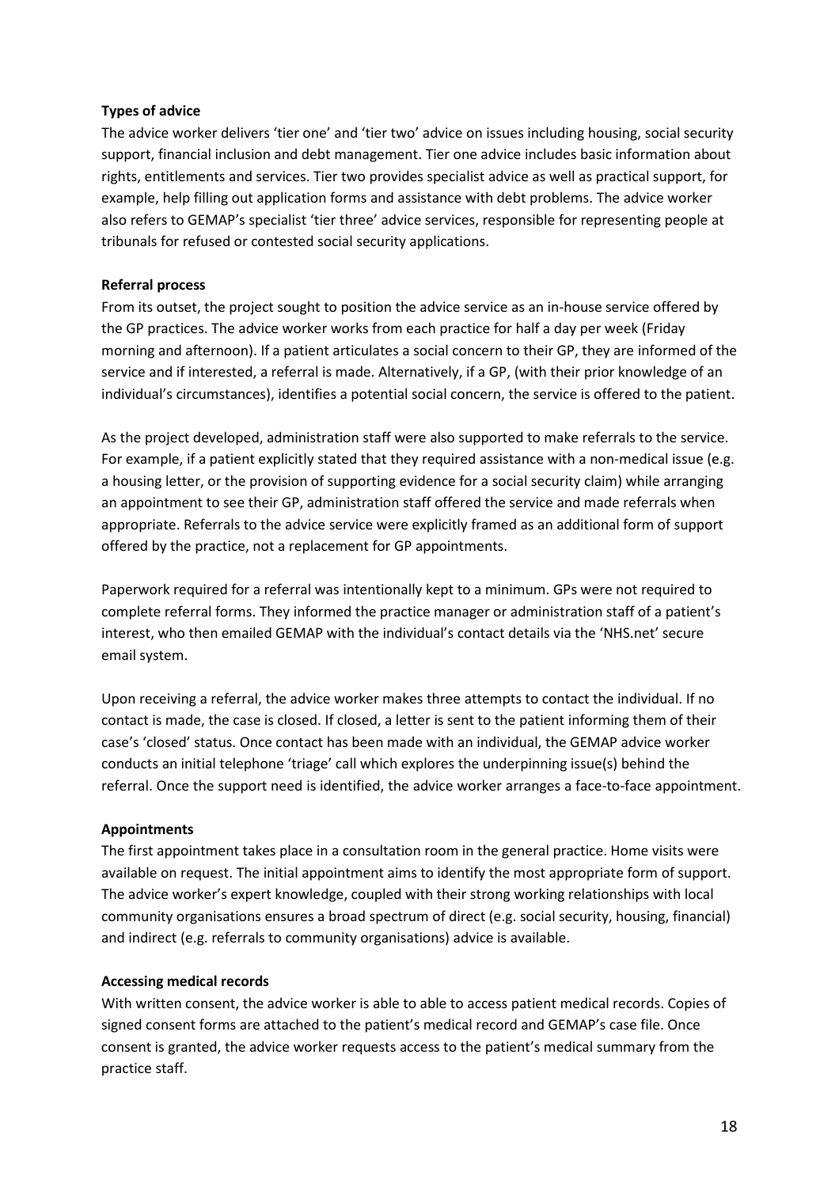**Types of advice**

The advice worker delivers 'tier one' and 'tier two' advice on issues including housing, social security support, financial inclusion and debt management. Tier one advice includes basic information about rights, entitlements and services. Tier two provides specialist advice as well as practical support, for example, help filling out application forms and assistance with debt problems. The advice worker also refers to GEMAP's specialist 'tier three' advice services, responsible for representing people at tribunals for refused or contested social security applications.

**Referral process**

From its outset, the project sought to position the advice service as an in-house service offered by the GP practices. The advice worker works from each practice for half a day per week (Friday morning and afternoon). If a patient articulates a social concern to their GP, they are informed of the service and if interested, a referral is made. Alternatively, if a GP, (with their prior knowledge of an individual's circumstances), identifies a potential social concern, the service is offered to the patient.

As the project developed, administration staff were also supported to make referrals to the service. For example, if a patient explicitly stated that they required assistance with a non-medical issue (e.g. a housing letter, or the provision of supporting evidence for a social security claim) while arranging an appointment to see their GP, administration staff offered the service and made referrals when appropriate. Referrals to the advice service were explicitly framed as an additional form of support offered by the practice, not a replacement for GP appointments.

Paperwork required for a referral was intentionally kept to a minimum. GPs were not required to complete referral forms. They informed the practice manager or administration staff of a patient's interest, who then emailed GEMAP with the individual's contact details via the 'NHS.net' secure email system.

Upon receiving a referral, the advice worker makes three attempts to contact the individual. If no contact is made, the case is closed. If closed, a letter is sent to the patient informing them of their case's 'closed' status. Once contact has been made with an individual, the GEMAP advice worker conducts an initial telephone 'triage' call which explores the underpinning issue(s) behind the referral. Once the support need is identified, the advice worker arranges a face-to-face appointment.

**Appointments**

The first appointment takes place in a consultation room in the general practice. Home visits were available on request. The initial appointment aims to identify the most appropriate form of support. The advice worker's expert knowledge, coupled with their strong working relationships with local community organisations ensures a broad spectrum of direct (e.g. social security, housing, financial) and indirect (e.g. referrals to community organisations) advice is available.

**Accessing medical records**

With written consent, the advice worker is able to able to access patient medical records. Copies of signed consent forms are attached to the patient's medical record and GEMAP's case file. Once consent is granted, the advice worker requests access to the patient's medical summary from the practice staff.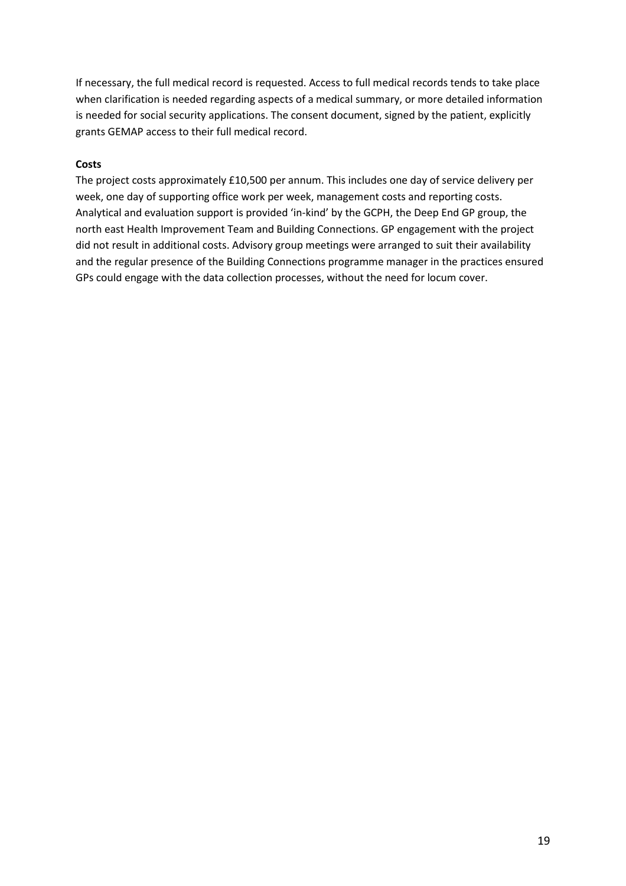If necessary, the full medical record is requested. Access to full medical records tends to take place when clarification is needed regarding aspects of a medical summary, or more detailed information is needed for social security applications. The consent document, signed by the patient, explicitly grants GEMAP access to their full medical record.

**Costs**

The project costs approximately £10,500 per annum. This includes one day of service delivery per week, one day of supporting office work per week, management costs and reporting costs. Analytical and evaluation support is provided 'in-kind' by the GCPH, the Deep End GP group, the north east Health Improvement Team and Building Connections. GP engagement with the project did not result in additional costs. Advisory group meetings were arranged to suit their availability and the regular presence of the Building Connections programme manager in the practices ensured GPs could engage with the data collection processes, without the need for locum cover.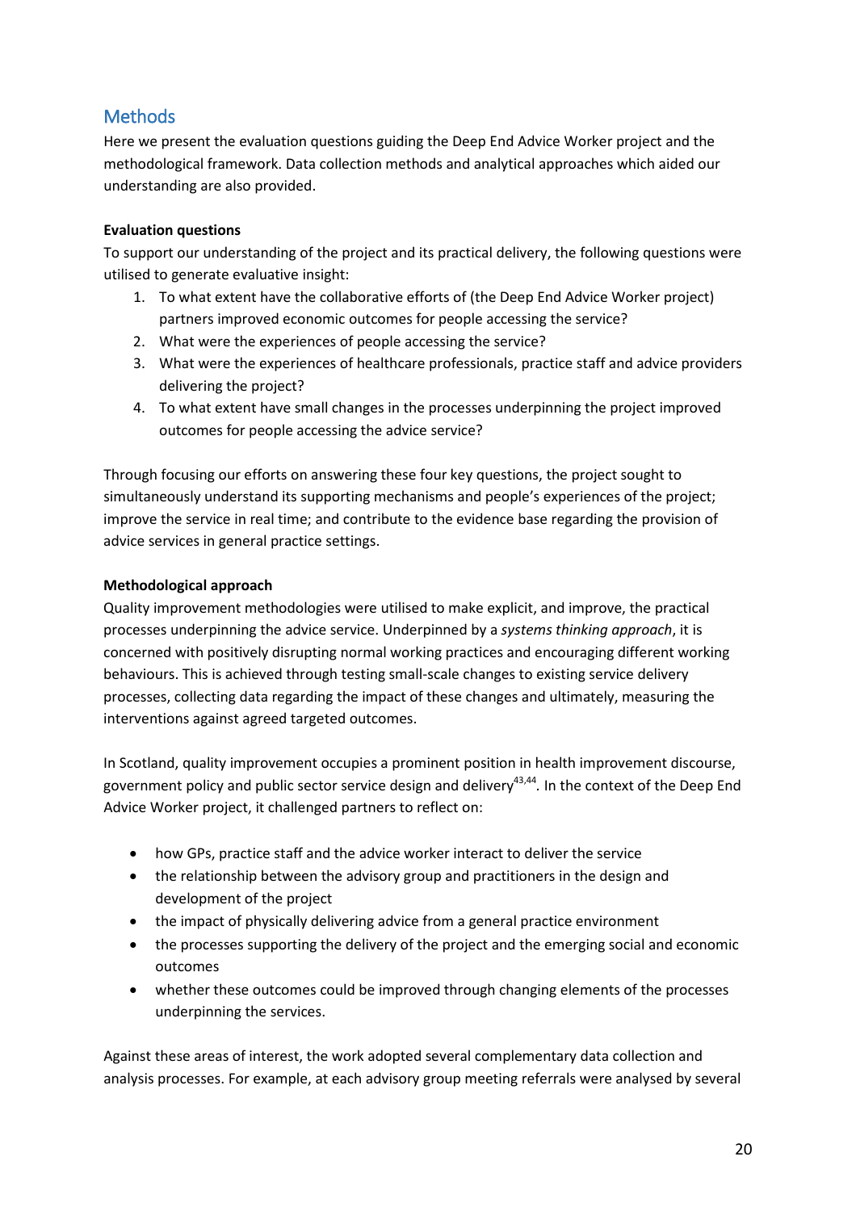## Methods

Here we present the evaluation questions guiding the Deep End Advice Worker project and the methodological framework. Data collection methods and analytical approaches which aided our understanding are also provided.

**Evaluation questions**

To support our understanding of the project and its practical delivery, the following questions were utilised to generate evaluative insight:

1. To what extent have the collaborative efforts of (the Deep End Advice Worker project) partners improved economic outcomes for people accessing the service?
2. What were the experiences of people accessing the service?
3. What were the experiences of healthcare professionals, practice staff and advice providers delivering the project?
4. To what extent have small changes in the processes underpinning the project improved outcomes for people accessing the advice service?

Through focusing our efforts on answering these four key questions, the project sought to simultaneously understand its supporting mechanisms and people's experiences of the project; improve the service in real time; and contribute to the evidence base regarding the provision of advice services in general practice settings.

**Methodological approach**

Quality improvement methodologies were utilised to make explicit, and improve, the practical processes underpinning the advice service. Underpinned by a *systems thinking approach*, it is concerned with positively disrupting normal working practices and encouraging different working behaviours. This is achieved through testing small-scale changes to existing service delivery processes, collecting data regarding the impact of these changes and ultimately, measuring the interventions against agreed targeted outcomes.

In Scotland, quality improvement occupies a prominent position in health improvement discourse, government policy and public sector service design and delivery[43,44]. In the context of the Deep End Advice Worker project, it challenged partners to reflect on:

- how GPs, practice staff and the advice worker interact to deliver the service
- the relationship between the advisory group and practitioners in the design and development of the project
- the impact of physically delivering advice from a general practice environment
- the processes supporting the delivery of the project and the emerging social and economic outcomes
- whether these outcomes could be improved through changing elements of the processes underpinning the services.

Against these areas of interest, the work adopted several complementary data collection and analysis processes. For example, at each advisory group meeting referrals were analysed by several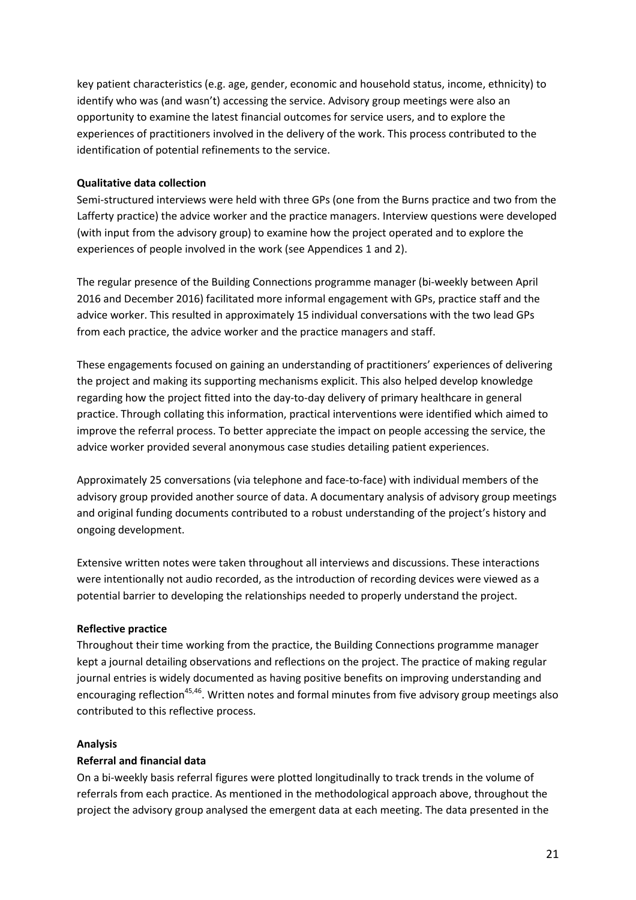key patient characteristics (e.g. age, gender, economic and household status, income, ethnicity) to identify who was (and wasn't) accessing the service. Advisory group meetings were also an opportunity to examine the latest financial outcomes for service users, and to explore the experiences of practitioners involved in the delivery of the work. This process contributed to the identification of potential refinements to the service.

**Qualitative data collection**

Semi-structured interviews were held with three GPs (one from the Burns practice and two from the Lafferty practice) the advice worker and the practice managers. Interview questions were developed (with input from the advisory group) to examine how the project operated and to explore the experiences of people involved in the work (see Appendices 1 and 2).

The regular presence of the Building Connections programme manager (bi-weekly between April 2016 and December 2016) facilitated more informal engagement with GPs, practice staff and the advice worker. This resulted in approximately 15 individual conversations with the two lead GPs from each practice, the advice worker and the practice managers and staff.

These engagements focused on gaining an understanding of practitioners' experiences of delivering the project and making its supporting mechanisms explicit. This also helped develop knowledge regarding how the project fitted into the day-to-day delivery of primary healthcare in general practice. Through collating this information, practical interventions were identified which aimed to improve the referral process. To better appreciate the impact on people accessing the service, the advice worker provided several anonymous case studies detailing patient experiences.

Approximately 25 conversations (via telephone and face-to-face) with individual members of the advisory group provided another source of data. A documentary analysis of advisory group meetings and original funding documents contributed to a robust understanding of the project's history and ongoing development.

Extensive written notes were taken throughout all interviews and discussions. These interactions were intentionally not audio recorded, as the introduction of recording devices were viewed as a potential barrier to developing the relationships needed to properly understand the project.

**Reflective practice**

Throughout their time working from the practice, the Building Connections programme manager kept a journal detailing observations and reflections on the project. The practice of making regular journal entries is widely documented as having positive benefits on improving understanding and encouraging reflection[45,46]. Written notes and formal minutes from five advisory group meetings also contributed to this reflective process.

**Analysis**

**Referral and financial data**

On a bi-weekly basis referral figures were plotted longitudinally to track trends in the volume of referrals from each practice. As mentioned in the methodological approach above, throughout the project the advisory group analysed the emergent data at each meeting. The data presented in the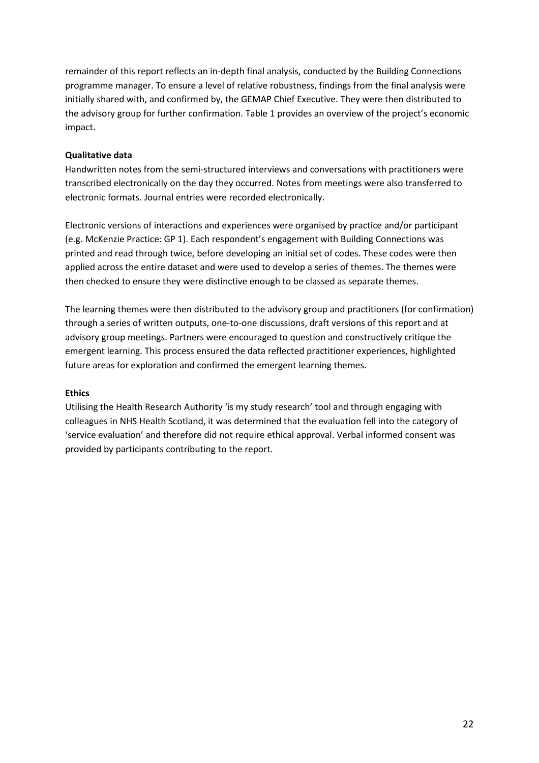remainder of this report reflects an in-depth final analysis, conducted by the Building Connections programme manager. To ensure a level of relative robustness, findings from the final analysis were initially shared with, and confirmed by, the GEMAP Chief Executive. They were then distributed to the advisory group for further confirmation. Table 1 provides an overview of the project's economic impact.

**Qualitative data**

Handwritten notes from the semi-structured interviews and conversations with practitioners were transcribed electronically on the day they occurred. Notes from meetings were also transferred to electronic formats. Journal entries were recorded electronically.

Electronic versions of interactions and experiences were organised by practice and/or participant (e.g. McKenzie Practice: GP 1). Each respondent's engagement with Building Connections was printed and read through twice, before developing an initial set of codes. These codes were then applied across the entire dataset and were used to develop a series of themes. The themes were then checked to ensure they were distinctive enough to be classed as separate themes.

The learning themes were then distributed to the advisory group and practitioners (for confirmation) through a series of written outputs, one-to-one discussions, draft versions of this report and at advisory group meetings. Partners were encouraged to question and constructively critique the emergent learning. This process ensured the data reflected practitioner experiences, highlighted future areas for exploration and confirmed the emergent learning themes.

**Ethics**

Utilising the Health Research Authority 'is my study research' tool and through engaging with colleagues in NHS Health Scotland, it was determined that the evaluation fell into the category of 'service evaluation' and therefore did not require ethical approval. Verbal informed consent was provided by participants contributing to the report.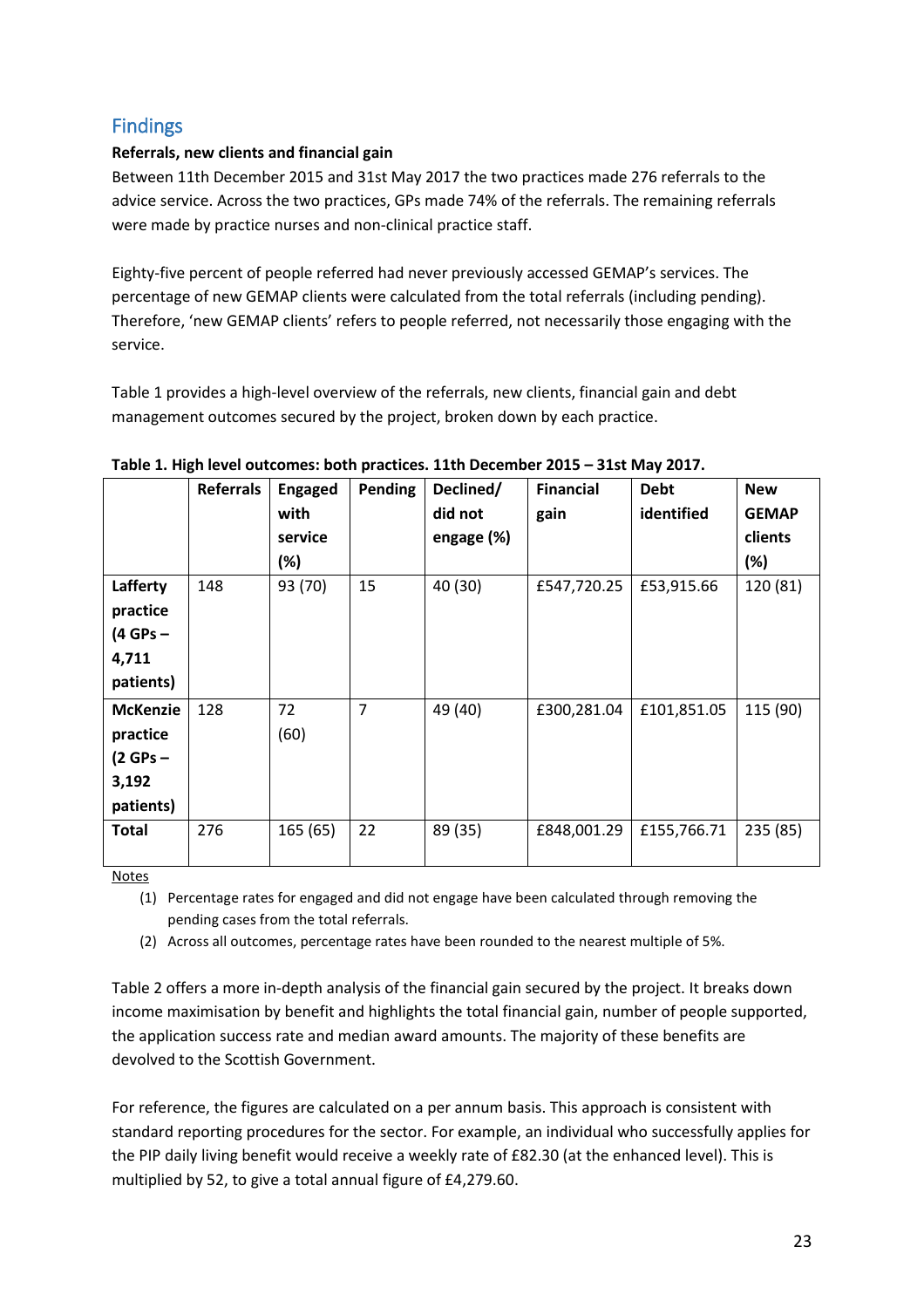## Findings

**Referrals, new clients and financial gain**

Between 11th December 2015 and 31st May 2017 the two practices made 276 referrals to the advice service. Across the two practices, GPs made 74% of the referrals. The remaining referrals were made by practice nurses and non-clinical practice staff.

Eighty-five percent of people referred had never previously accessed GEMAP's services. The percentage of new GEMAP clients were calculated from the total referrals (including pending). Therefore, 'new GEMAP clients' refers to people referred, not necessarily those engaging with the service.

Table 1 provides a high-level overview of the referrals, new clients, financial gain and debt management outcomes secured by the project, broken down by each practice.

**Table 1. High level outcomes: both practices. 11th December 2015 – 31st May 2017.**

| | Referrals | Engaged with service (%) | Pending | Declined/ did not engage (%) | Financial gain | Debt identified | New GEMAP clients (%) |
|---|---|---|---|---|---|---|---|
| **Lafferty practice (4 GPs – 4,711 patients)** | 148 | 93 (70) | 15 | 40 (30) | £547,720.25 | £53,915.66 | 120 (81) |
| **McKenzie practice (2 GPs – 3,192 patients)** | 128 | 72 (60) | 7 | 49 (40) | £300,281.04 | £101,851.05 | 115 (90) |
| **Total** | 276 | 165 (65) | 22 | 89 (35) | £848,001.29 | £155,766.71 | 235 (85) |

Notes

1. Percentage rates for engaged and did not engage have been calculated through removing the pending cases from the total referrals.
2. Across all outcomes, percentage rates have been rounded to the nearest multiple of 5%.

Table 2 offers a more in-depth analysis of the financial gain secured by the project. It breaks down income maximisation by benefit and highlights the total financial gain, number of people supported, the application success rate and median award amounts. The majority of these benefits are devolved to the Scottish Government.

For reference, the figures are calculated on a per annum basis. This approach is consistent with standard reporting procedures for the sector. For example, an individual who successfully applies for the PIP daily living benefit would receive a weekly rate of £82.30 (at the enhanced level). This is multiplied by 52, to give a total annual figure of £4,279.60.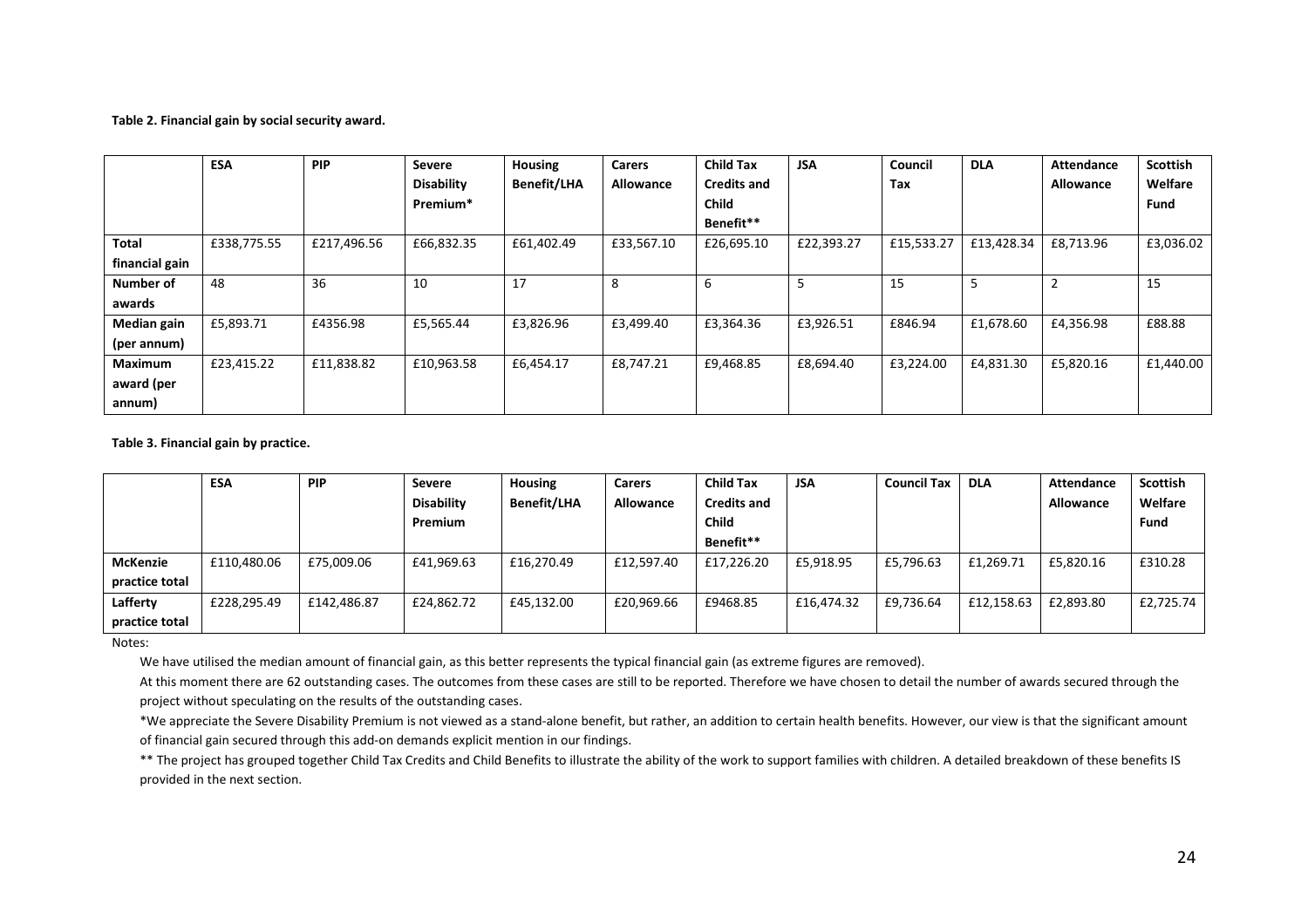**Table 2. Financial gain by social security award.**

| | ESA | PIP | Severe Disability Premium* | Housing Benefit/LHA | Carers Allowance | Child Tax Credits and Child Benefit** | JSA | Council Tax | DLA | Attendance Allowance | Scottish Welfare Fund |
|---|---|---|---|---|---|---|---|---|---|---|---|
| **Total financial gain** | £338,775.55 | £217,496.56 | £66,832.35 | £61,402.49 | £33,567.10 | £26,695.10 | £22,393.27 | £15,533.27 | £13,428.34 | £8,713.96 | £3,036.02 |
| **Number of awards** | 48 | 36 | 10 | 17 | 8 | 6 | 5 | 15 | 5 | 2 | 15 |
| **Median gain (per annum)** | £5,893.71 | £4356.98 | £5,565.44 | £3,826.96 | £3,499.40 | £3,364.36 | £3,926.51 | £846.94 | £1,678.60 | £4,356.98 | £88.88 |
| **Maximum award (per annum)** | £23,415.22 | £11,838.82 | £10,963.58 | £6,454.17 | £8,747.21 | £9,468.85 | £8,694.40 | £3,224.00 | £4,831.30 | £5,820.16 | £1,440.00 |

**Table 3. Financial gain by practice.**

| | ESA | PIP | Severe Disability Premium | Housing Benefit/LHA | Carers Allowance | Child Tax Credits and Child Benefit** | JSA | Council Tax | DLA | Attendance Allowance | Scottish Welfare Fund |
|---|---|---|---|---|---|---|---|---|---|---|---|
| **McKenzie practice total** | £110,480.06 | £75,009.06 | £41,969.63 | £16,270.49 | £12,597.40 | £17,226.20 | £5,918.95 | £5,796.63 | £1,269.71 | £5,820.16 | £310.28 |
| **Lafferty practice total** | £228,295.49 | £142,486.87 | £24,862.72 | £45,132.00 | £20,969.66 | £9468.85 | £16,474.32 | £9,736.64 | £12,158.63 | £2,893.80 | £2,725.74 |

Notes:

We have utilised the median amount of financial gain, as this better represents the typical financial gain (as extreme figures are removed).

At this moment there are 62 outstanding cases. The outcomes from these cases are still to be reported. Therefore we have chosen to detail the number of awards secured through the project without speculating on the results of the outstanding cases.

*We appreciate the Severe Disability Premium is not viewed as a stand-alone benefit, but rather, an addition to certain health benefits. However, our view is that the significant amount of financial gain secured through this add-on demands explicit mention in our findings.

** The project has grouped together Child Tax Credits and Child Benefits to illustrate the ability of the work to support families with children. A detailed breakdown of these benefits IS provided in the next section.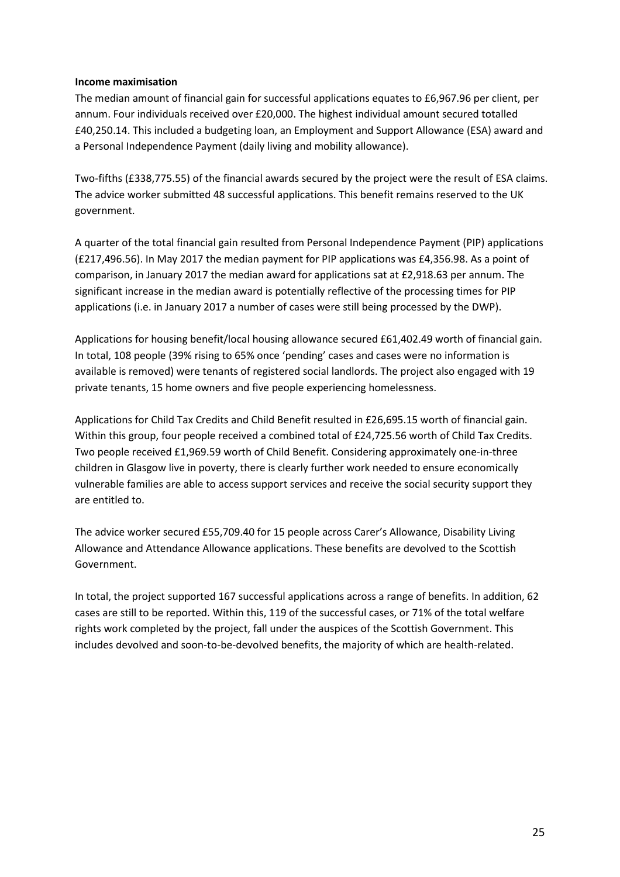**Income maximisation**

The median amount of financial gain for successful applications equates to £6,967.96 per client, per annum. Four individuals received over £20,000. The highest individual amount secured totalled £40,250.14. This included a budgeting loan, an Employment and Support Allowance (ESA) award and a Personal Independence Payment (daily living and mobility allowance).

Two-fifths (£338,775.55) of the financial awards secured by the project were the result of ESA claims. The advice worker submitted 48 successful applications. This benefit remains reserved to the UK government.

A quarter of the total financial gain resulted from Personal Independence Payment (PIP) applications (£217,496.56). In May 2017 the median payment for PIP applications was £4,356.98. As a point of comparison, in January 2017 the median award for applications sat at £2,918.63 per annum. The significant increase in the median award is potentially reflective of the processing times for PIP applications (i.e. in January 2017 a number of cases were still being processed by the DWP).

Applications for housing benefit/local housing allowance secured £61,402.49 worth of financial gain. In total, 108 people (39% rising to 65% once 'pending' cases and cases were no information is available is removed) were tenants of registered social landlords. The project also engaged with 19 private tenants, 15 home owners and five people experiencing homelessness.

Applications for Child Tax Credits and Child Benefit resulted in £26,695.15 worth of financial gain. Within this group, four people received a combined total of £24,725.56 worth of Child Tax Credits. Two people received £1,969.59 worth of Child Benefit. Considering approximately one-in-three children in Glasgow live in poverty, there is clearly further work needed to ensure economically vulnerable families are able to access support services and receive the social security support they are entitled to.

The advice worker secured £55,709.40 for 15 people across Carer's Allowance, Disability Living Allowance and Attendance Allowance applications. These benefits are devolved to the Scottish Government.

In total, the project supported 167 successful applications across a range of benefits. In addition, 62 cases are still to be reported. Within this, 119 of the successful cases, or 71% of the total welfare rights work completed by the project, fall under the auspices of the Scottish Government. This includes devolved and soon-to-be-devolved benefits, the majority of which are health-related.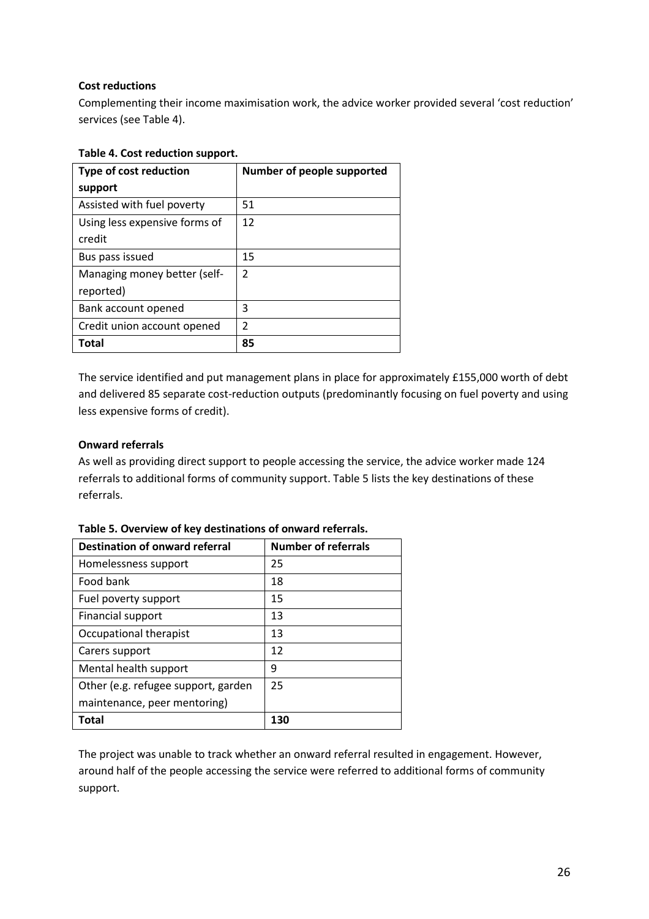**Cost reductions**

Complementing their income maximisation work, the advice worker provided several 'cost reduction' services (see Table 4).

**Table 4. Cost reduction support.**

| Type of cost reduction support | Number of people supported |
|---|---|
| Assisted with fuel poverty | 51 |
| Using less expensive forms of credit | 12 |
| Bus pass issued | 15 |
| Managing money better (self-reported) | 2 |
| Bank account opened | 3 |
| Credit union account opened | 2 |
| **Total** | **85** |

The service identified and put management plans in place for approximately £155,000 worth of debt and delivered 85 separate cost-reduction outputs (predominantly focusing on fuel poverty and using less expensive forms of credit).

**Onward referrals**

As well as providing direct support to people accessing the service, the advice worker made 124 referrals to additional forms of community support. Table 5 lists the key destinations of these referrals.

**Table 5. Overview of key destinations of onward referrals.**

| Destination of onward referral | Number of referrals |
|---|---|
| Homelessness support | 25 |
| Food bank | 18 |
| Fuel poverty support | 15 |
| Financial support | 13 |
| Occupational therapist | 13 |
| Carers support | 12 |
| Mental health support | 9 |
| Other (e.g. refugee support, garden maintenance, peer mentoring) | 25 |
| **Total** | **130** |

The project was unable to track whether an onward referral resulted in engagement. However, around half of the people accessing the service were referred to additional forms of community support.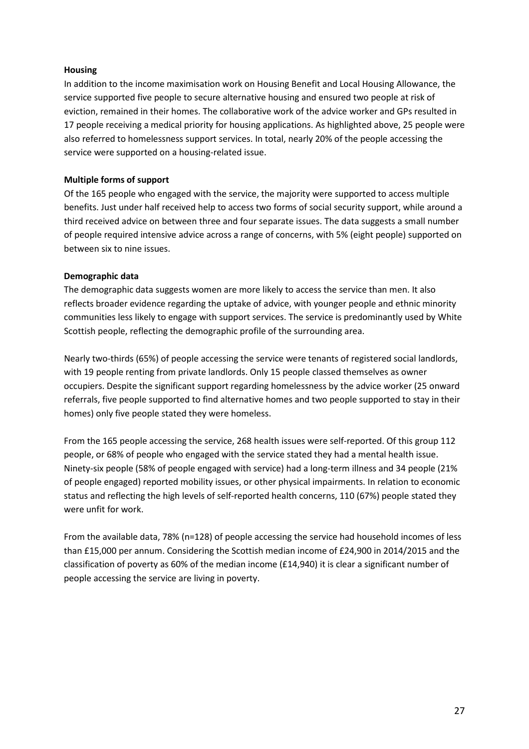**Housing**

In addition to the income maximisation work on Housing Benefit and Local Housing Allowance, the service supported five people to secure alternative housing and ensured two people at risk of eviction, remained in their homes. The collaborative work of the advice worker and GPs resulted in 17 people receiving a medical priority for housing applications. As highlighted above, 25 people were also referred to homelessness support services. In total, nearly 20% of the people accessing the service were supported on a housing-related issue.

**Multiple forms of support**

Of the 165 people who engaged with the service, the majority were supported to access multiple benefits. Just under half received help to access two forms of social security support, while around a third received advice on between three and four separate issues. The data suggests a small number of people required intensive advice across a range of concerns, with 5% (eight people) supported on between six to nine issues.

**Demographic data**

The demographic data suggests women are more likely to access the service than men. It also reflects broader evidence regarding the uptake of advice, with younger people and ethnic minority communities less likely to engage with support services. The service is predominantly used by White Scottish people, reflecting the demographic profile of the surrounding area.

Nearly two-thirds (65%) of people accessing the service were tenants of registered social landlords, with 19 people renting from private landlords. Only 15 people classed themselves as owner occupiers. Despite the significant support regarding homelessness by the advice worker (25 onward referrals, five people supported to find alternative homes and two people supported to stay in their homes) only five people stated they were homeless.

From the 165 people accessing the service, 268 health issues were self-reported. Of this group 112 people, or 68% of people who engaged with the service stated they had a mental health issue. Ninety-six people (58% of people engaged with service) had a long-term illness and 34 people (21% of people engaged) reported mobility issues, or other physical impairments. In relation to economic status and reflecting the high levels of self-reported health concerns, 110 (67%) people stated they were unfit for work.

From the available data, 78% (n=128) of people accessing the service had household incomes of less than £15,000 per annum. Considering the Scottish median income of £24,900 in 2014/2015 and the classification of poverty as 60% of the median income (£14,940) it is clear a significant number of people accessing the service are living in poverty.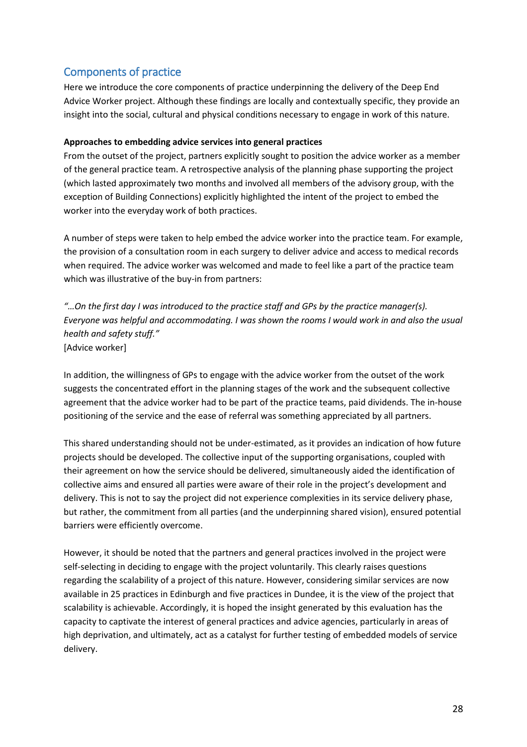## Components of practice

Here we introduce the core components of practice underpinning the delivery of the Deep End Advice Worker project. Although these findings are locally and contextually specific, they provide an insight into the social, cultural and physical conditions necessary to engage in work of this nature.

**Approaches to embedding advice services into general practices**

From the outset of the project, partners explicitly sought to position the advice worker as a member of the general practice team. A retrospective analysis of the planning phase supporting the project (which lasted approximately two months and involved all members of the advisory group, with the exception of Building Connections) explicitly highlighted the intent of the project to embed the worker into the everyday work of both practices.

A number of steps were taken to help embed the advice worker into the practice team. For example, the provision of a consultation room in each surgery to deliver advice and access to medical records when required. The advice worker was welcomed and made to feel like a part of the practice team which was illustrative of the buy-in from partners:

*"…On the first day I was introduced to the practice staff and GPs by the practice manager(s). Everyone was helpful and accommodating. I was shown the rooms I would work in and also the usual health and safety stuff."*
[Advice worker]

In addition, the willingness of GPs to engage with the advice worker from the outset of the work suggests the concentrated effort in the planning stages of the work and the subsequent collective agreement that the advice worker had to be part of the practice teams, paid dividends. The in-house positioning of the service and the ease of referral was something appreciated by all partners.

This shared understanding should not be under-estimated, as it provides an indication of how future projects should be developed. The collective input of the supporting organisations, coupled with their agreement on how the service should be delivered, simultaneously aided the identification of collective aims and ensured all parties were aware of their role in the project's development and delivery. This is not to say the project did not experience complexities in its service delivery phase, but rather, the commitment from all parties (and the underpinning shared vision), ensured potential barriers were efficiently overcome.

However, it should be noted that the partners and general practices involved in the project were self-selecting in deciding to engage with the project voluntarily. This clearly raises questions regarding the scalability of a project of this nature. However, considering similar services are now available in 25 practices in Edinburgh and five practices in Dundee, it is the view of the project that scalability is achievable. Accordingly, it is hoped the insight generated by this evaluation has the capacity to captivate the interest of general practices and advice agencies, particularly in areas of high deprivation, and ultimately, act as a catalyst for further testing of embedded models of service delivery.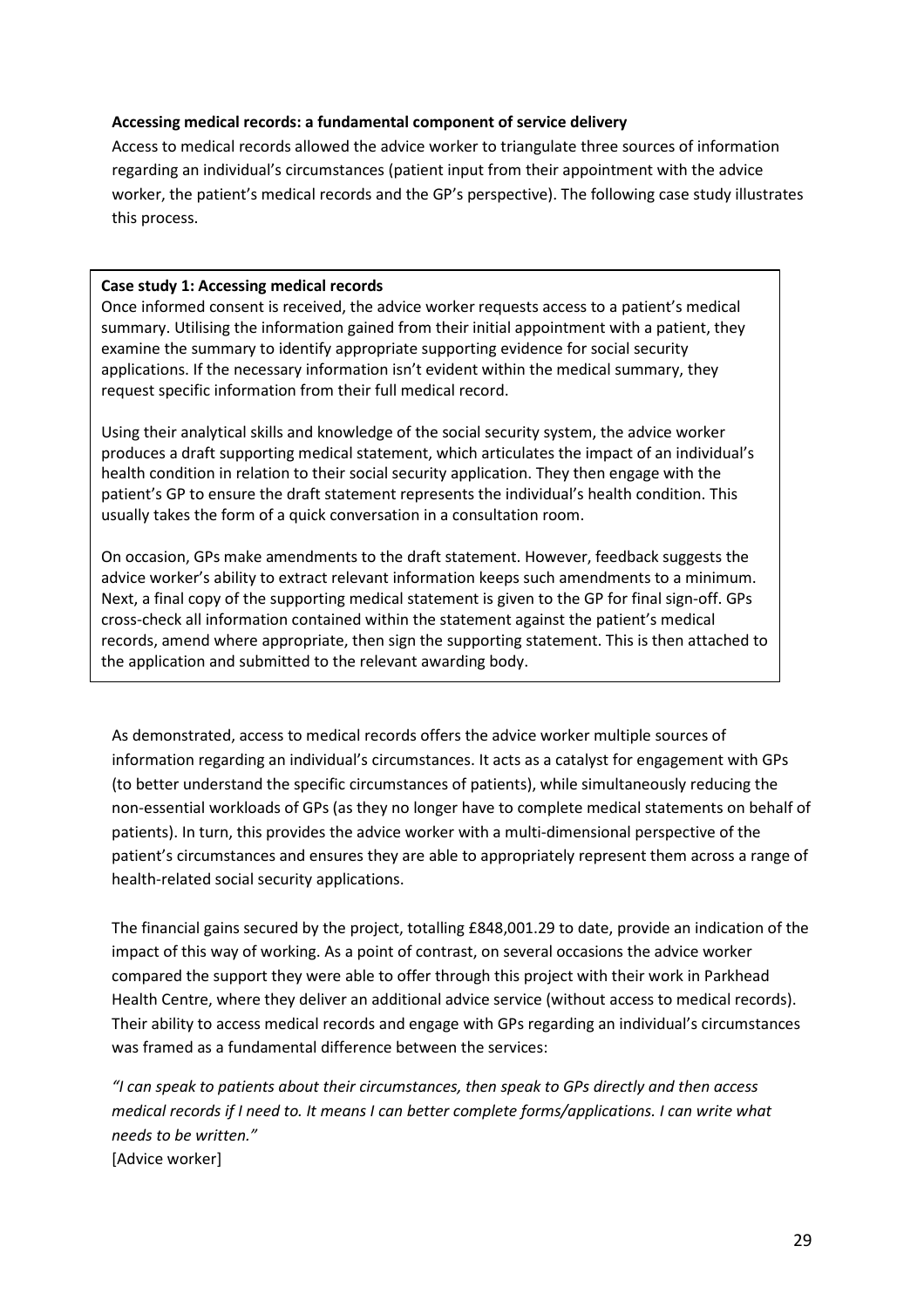**Accessing medical records: a fundamental component of service delivery**

Access to medical records allowed the advice worker to triangulate three sources of information regarding an individual's circumstances (patient input from their appointment with the advice worker, the patient's medical records and the GP's perspective). The following case study illustrates this process.

> **Case study 1: Accessing medical records**
>
> Once informed consent is received, the advice worker requests access to a patient's medical summary. Utilising the information gained from their initial appointment with a patient, they examine the summary to identify appropriate supporting evidence for social security applications. If the necessary information isn't evident within the medical summary, they request specific information from their full medical record.
>
> Using their analytical skills and knowledge of the social security system, the advice worker produces a draft supporting medical statement, which articulates the impact of an individual's health condition in relation to their social security application. They then engage with the patient's GP to ensure the draft statement represents the individual's health condition. This usually takes the form of a quick conversation in a consultation room.
>
> On occasion, GPs make amendments to the draft statement. However, feedback suggests the advice worker's ability to extract relevant information keeps such amendments to a minimum. Next, a final copy of the supporting medical statement is given to the GP for final sign-off. GPs cross-check all information contained within the statement against the patient's medical records, amend where appropriate, then sign the supporting statement. This is then attached to the application and submitted to the relevant awarding body.

As demonstrated, access to medical records offers the advice worker multiple sources of information regarding an individual's circumstances. It acts as a catalyst for engagement with GPs (to better understand the specific circumstances of patients), while simultaneously reducing the non-essential workloads of GPs (as they no longer have to complete medical statements on behalf of patients). In turn, this provides the advice worker with a multi-dimensional perspective of the patient's circumstances and ensures they are able to appropriately represent them across a range of health-related social security applications.

The financial gains secured by the project, totalling £848,001.29 to date, provide an indication of the impact of this way of working. As a point of contrast, on several occasions the advice worker compared the support they were able to offer through this project with their work in Parkhead Health Centre, where they deliver an additional advice service (without access to medical records). Their ability to access medical records and engage with GPs regarding an individual's circumstances was framed as a fundamental difference between the services:

*"I can speak to patients about their circumstances, then speak to GPs directly and then access medical records if I need to. It means I can better complete forms/applications. I can write what needs to be written."*
[Advice worker]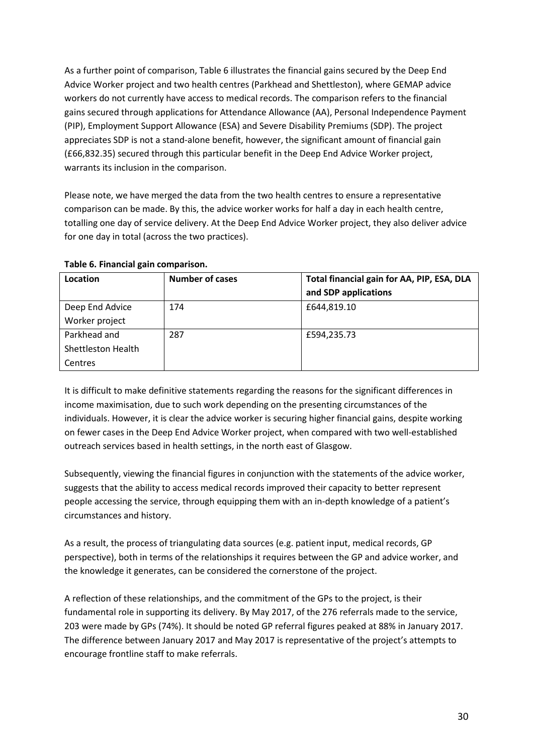As a further point of comparison, Table 6 illustrates the financial gains secured by the Deep End Advice Worker project and two health centres (Parkhead and Shettleston), where GEMAP advice workers do not currently have access to medical records. The comparison refers to the financial gains secured through applications for Attendance Allowance (AA), Personal Independence Payment (PIP), Employment Support Allowance (ESA) and Severe Disability Premiums (SDP). The project appreciates SDP is not a stand-alone benefit, however, the significant amount of financial gain (£66,832.35) secured through this particular benefit in the Deep End Advice Worker project, warrants its inclusion in the comparison.

Please note, we have merged the data from the two health centres to ensure a representative comparison can be made. By this, the advice worker works for half a day in each health centre, totalling one day of service delivery. At the Deep End Advice Worker project, they also deliver advice for one day in total (across the two practices).

**Table 6. Financial gain comparison.**

| Location | Number of cases | Total financial gain for AA, PIP, ESA, DLA and SDP applications |
|---|---|---|
| Deep End Advice Worker project | 174 | £644,819.10 |
| Parkhead and Shettleston Health Centres | 287 | £594,235.73 |

It is difficult to make definitive statements regarding the reasons for the significant differences in income maximisation, due to such work depending on the presenting circumstances of the individuals. However, it is clear the advice worker is securing higher financial gains, despite working on fewer cases in the Deep End Advice Worker project, when compared with two well-established outreach services based in health settings, in the north east of Glasgow.

Subsequently, viewing the financial figures in conjunction with the statements of the advice worker, suggests that the ability to access medical records improved their capacity to better represent people accessing the service, through equipping them with an in-depth knowledge of a patient's circumstances and history.

As a result, the process of triangulating data sources (e.g. patient input, medical records, GP perspective), both in terms of the relationships it requires between the GP and advice worker, and the knowledge it generates, can be considered the cornerstone of the project.

A reflection of these relationships, and the commitment of the GPs to the project, is their fundamental role in supporting its delivery. By May 2017, of the 276 referrals made to the service, 203 were made by GPs (74%). It should be noted GP referral figures peaked at 88% in January 2017. The difference between January 2017 and May 2017 is representative of the project's attempts to encourage frontline staff to make referrals.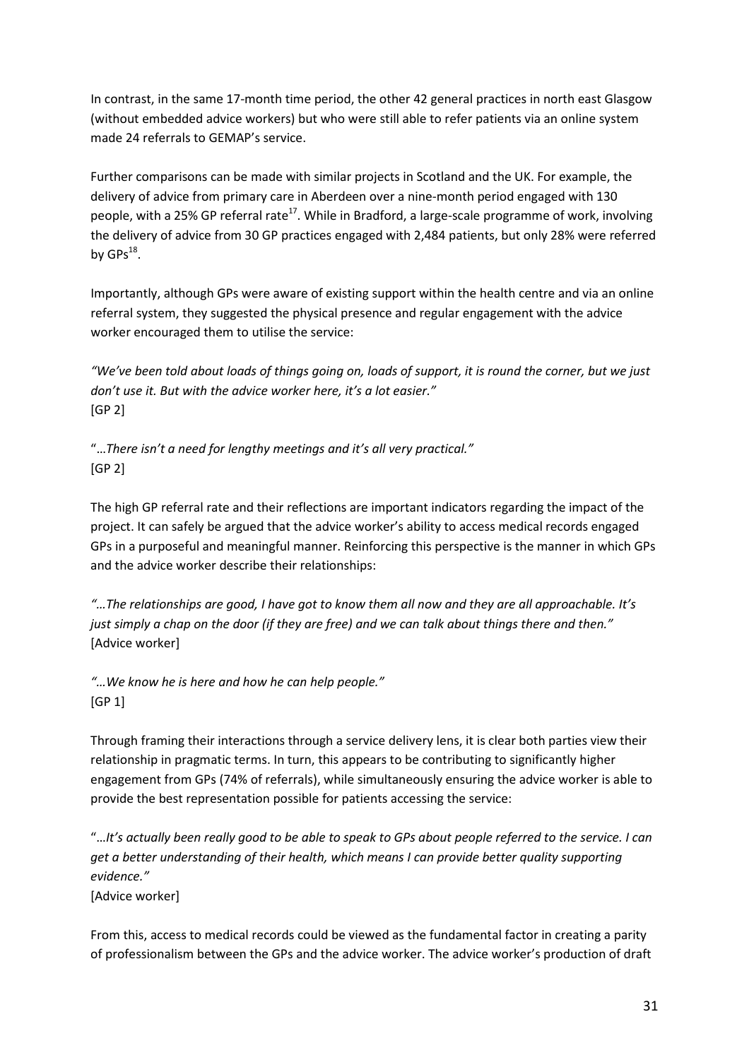In contrast, in the same 17-month time period, the other 42 general practices in north east Glasgow (without embedded advice workers) but who were still able to refer patients via an online system made 24 referrals to GEMAP's service.

Further comparisons can be made with similar projects in Scotland and the UK. For example, the delivery of advice from primary care in Aberdeen over a nine-month period engaged with 130 people, with a 25% GP referral rate[17]. While in Bradford, a large-scale programme of work, involving the delivery of advice from 30 GP practices engaged with 2,484 patients, but only 28% were referred by GPs[18].

Importantly, although GPs were aware of existing support within the health centre and via an online referral system, they suggested the physical presence and regular engagement with the advice worker encouraged them to utilise the service:

*"We've been told about loads of things going on, loads of support, it is round the corner, but we just don't use it. But with the advice worker here, it's a lot easier."*
[GP 2]

"*…There isn't a need for lengthy meetings and it's all very practical."*
[GP 2]

The high GP referral rate and their reflections are important indicators regarding the impact of the project. It can safely be argued that the advice worker's ability to access medical records engaged GPs in a purposeful and meaningful manner. Reinforcing this perspective is the manner in which GPs and the advice worker describe their relationships:

*"…The relationships are good, I have got to know them all now and they are all approachable. It's just simply a chap on the door (if they are free) and we can talk about things there and then."*
[Advice worker]

*"…We know he is here and how he can help people."*
[GP 1]

Through framing their interactions through a service delivery lens, it is clear both parties view their relationship in pragmatic terms. In turn, this appears to be contributing to significantly higher engagement from GPs (74% of referrals), while simultaneously ensuring the advice worker is able to provide the best representation possible for patients accessing the service:

"*…It's actually been really good to be able to speak to GPs about people referred to the service. I can get a better understanding of their health, which means I can provide better quality supporting evidence."*
[Advice worker]

From this, access to medical records could be viewed as the fundamental factor in creating a parity of professionalism between the GPs and the advice worker. The advice worker's production of draft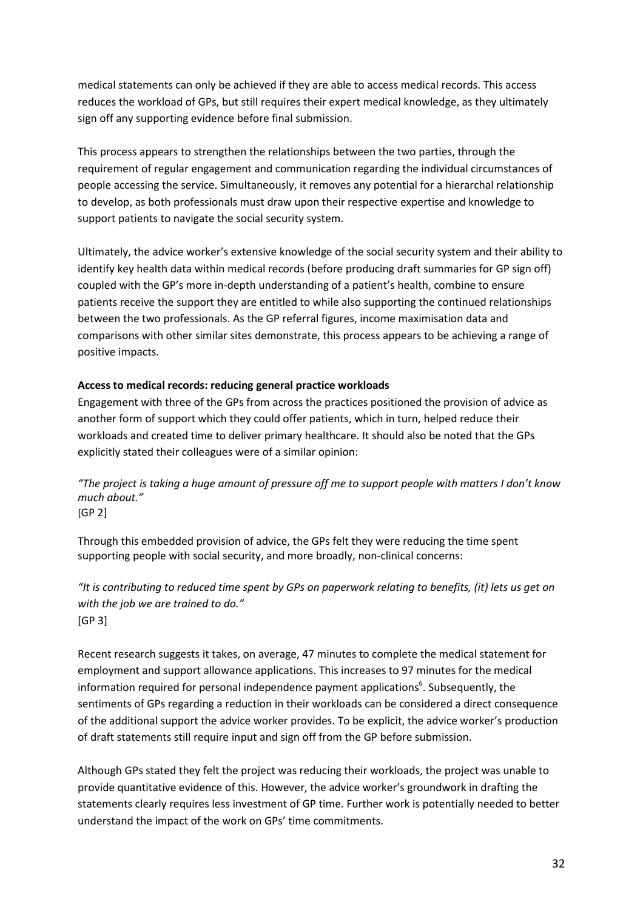medical statements can only be achieved if they are able to access medical records. This access reduces the workload of GPs, but still requires their expert medical knowledge, as they ultimately sign off any supporting evidence before final submission.

This process appears to strengthen the relationships between the two parties, through the requirement of regular engagement and communication regarding the individual circumstances of people accessing the service. Simultaneously, it removes any potential for a hierarchal relationship to develop, as both professionals must draw upon their respective expertise and knowledge to support patients to navigate the social security system.

Ultimately, the advice worker's extensive knowledge of the social security system and their ability to identify key health data within medical records (before producing draft summaries for GP sign off) coupled with the GP's more in-depth understanding of a patient's health, combine to ensure patients receive the support they are entitled to while also supporting the continued relationships between the two professionals. As the GP referral figures, income maximisation data and comparisons with other similar sites demonstrate, this process appears to be achieving a range of positive impacts.

**Access to medical records: reducing general practice workloads**

Engagement with three of the GPs from across the practices positioned the provision of advice as another form of support which they could offer patients, which in turn, helped reduce their workloads and created time to deliver primary healthcare. It should also be noted that the GPs explicitly stated their colleagues were of a similar opinion:

*"The project is taking a huge amount of pressure off me to support people with matters I don't know much about."*
[GP 2]

Through this embedded provision of advice, the GPs felt they were reducing the time spent supporting people with social security, and more broadly, non-clinical concerns:

*"It is contributing to reduced time spent by GPs on paperwork relating to benefits, (it) lets us get on with the job we are trained to do."*
[GP 3]

Recent research suggests it takes, on average, 47 minutes to complete the medical statement for employment and support allowance applications. This increases to 97 minutes for the medical information required for personal independence payment applications[6]. Subsequently, the sentiments of GPs regarding a reduction in their workloads can be considered a direct consequence of the additional support the advice worker provides. To be explicit, the advice worker's production of draft statements still require input and sign off from the GP before submission.

Although GPs stated they felt the project was reducing their workloads, the project was unable to provide quantitative evidence of this. However, the advice worker's groundwork in drafting the statements clearly requires less investment of GP time. Further work is potentially needed to better understand the impact of the work on GPs' time commitments.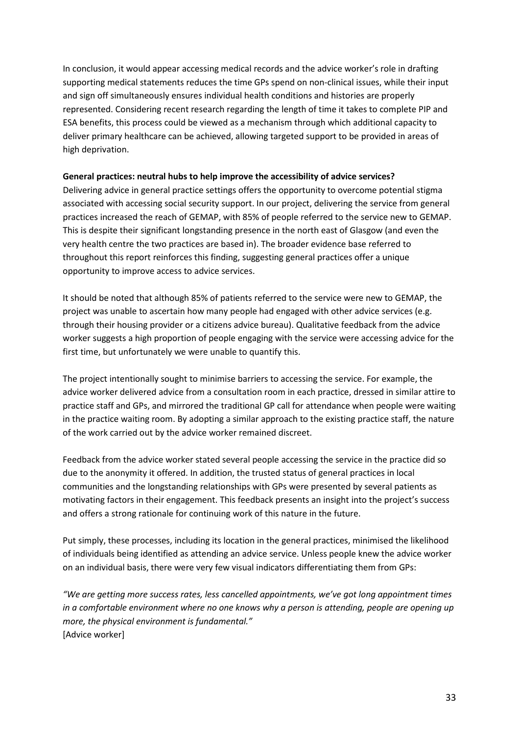In conclusion, it would appear accessing medical records and the advice worker's role in drafting supporting medical statements reduces the time GPs spend on non-clinical issues, while their input and sign off simultaneously ensures individual health conditions and histories are properly represented. Considering recent research regarding the length of time it takes to complete PIP and ESA benefits, this process could be viewed as a mechanism through which additional capacity to deliver primary healthcare can be achieved, allowing targeted support to be provided in areas of high deprivation.

**General practices: neutral hubs to help improve the accessibility of advice services?**

Delivering advice in general practice settings offers the opportunity to overcome potential stigma associated with accessing social security support. In our project, delivering the service from general practices increased the reach of GEMAP, with 85% of people referred to the service new to GEMAP. This is despite their significant longstanding presence in the north east of Glasgow (and even the very health centre the two practices are based in). The broader evidence base referred to throughout this report reinforces this finding, suggesting general practices offer a unique opportunity to improve access to advice services.

It should be noted that although 85% of patients referred to the service were new to GEMAP, the project was unable to ascertain how many people had engaged with other advice services (e.g. through their housing provider or a citizens advice bureau). Qualitative feedback from the advice worker suggests a high proportion of people engaging with the service were accessing advice for the first time, but unfortunately we were unable to quantify this.

The project intentionally sought to minimise barriers to accessing the service. For example, the advice worker delivered advice from a consultation room in each practice, dressed in similar attire to practice staff and GPs, and mirrored the traditional GP call for attendance when people were waiting in the practice waiting room. By adopting a similar approach to the existing practice staff, the nature of the work carried out by the advice worker remained discreet.

Feedback from the advice worker stated several people accessing the service in the practice did so due to the anonymity it offered. In addition, the trusted status of general practices in local communities and the longstanding relationships with GPs were presented by several patients as motivating factors in their engagement. This feedback presents an insight into the project's success and offers a strong rationale for continuing work of this nature in the future.

Put simply, these processes, including its location in the general practices, minimised the likelihood of individuals being identified as attending an advice service. Unless people knew the advice worker on an individual basis, there were very few visual indicators differentiating them from GPs:

*"We are getting more success rates, less cancelled appointments, we've got long appointment times in a comfortable environment where no one knows why a person is attending, people are opening up more, the physical environment is fundamental."*
[Advice worker]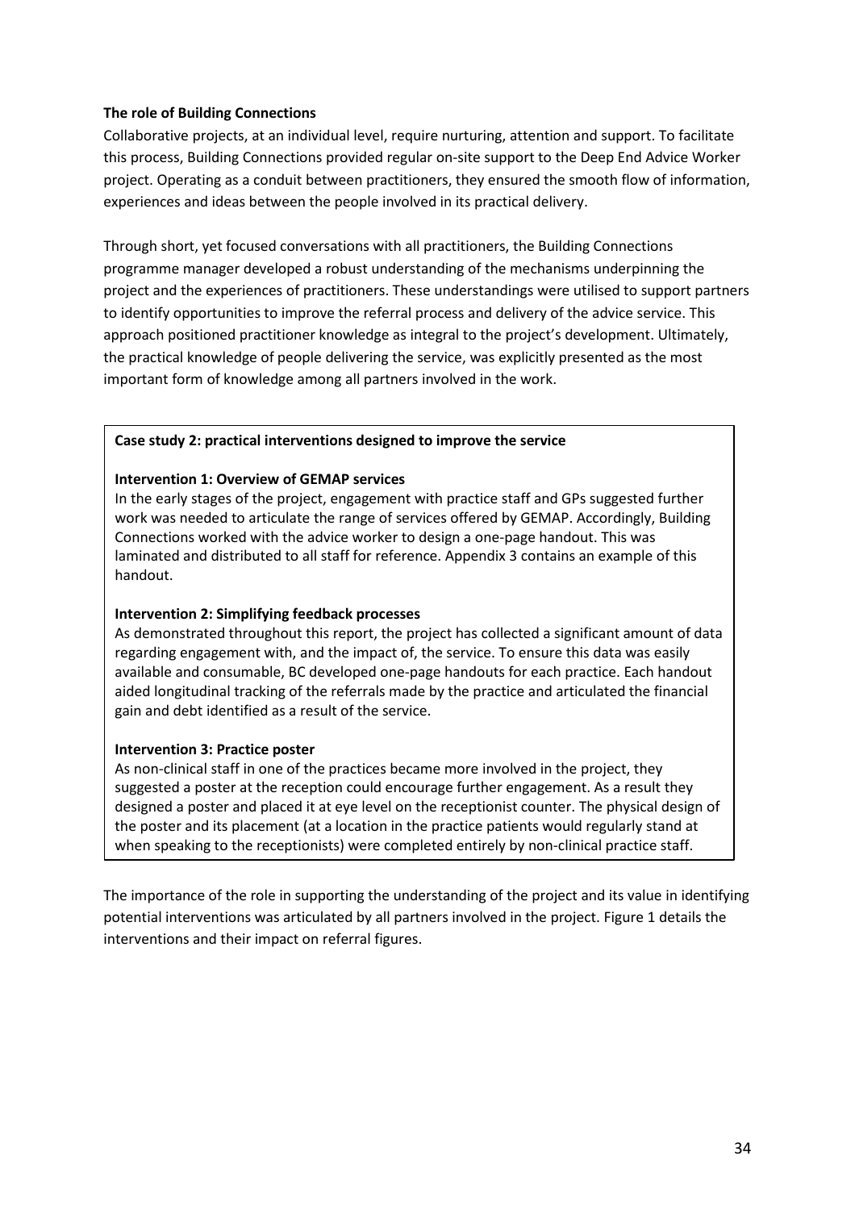**The role of Building Connections**

Collaborative projects, at an individual level, require nurturing, attention and support. To facilitate this process, Building Connections provided regular on-site support to the Deep End Advice Worker project. Operating as a conduit between practitioners, they ensured the smooth flow of information, experiences and ideas between the people involved in its practical delivery.

Through short, yet focused conversations with all practitioners, the Building Connections programme manager developed a robust understanding of the mechanisms underpinning the project and the experiences of practitioners. These understandings were utilised to support partners to identify opportunities to improve the referral process and delivery of the advice service. This approach positioned practitioner knowledge as integral to the project's development. Ultimately, the practical knowledge of people delivering the service, was explicitly presented as the most important form of knowledge among all partners involved in the work.

**Case study 2: practical interventions designed to improve the service**

**Intervention 1: Overview of GEMAP services**

In the early stages of the project, engagement with practice staff and GPs suggested further work was needed to articulate the range of services offered by GEMAP. Accordingly, Building Connections worked with the advice worker to design a one-page handout. This was laminated and distributed to all staff for reference. Appendix 3 contains an example of this handout.

**Intervention 2: Simplifying feedback processes**

As demonstrated throughout this report, the project has collected a significant amount of data regarding engagement with, and the impact of, the service. To ensure this data was easily available and consumable, BC developed one-page handouts for each practice. Each handout aided longitudinal tracking of the referrals made by the practice and articulated the financial gain and debt identified as a result of the service.

**Intervention 3: Practice poster**

As non-clinical staff in one of the practices became more involved in the project, they suggested a poster at the reception could encourage further engagement. As a result they designed a poster and placed it at eye level on the receptionist counter. The physical design of the poster and its placement (at a location in the practice patients would regularly stand at when speaking to the receptionists) were completed entirely by non-clinical practice staff.

The importance of the role in supporting the understanding of the project and its value in identifying potential interventions was articulated by all partners involved in the project. Figure 1 details the interventions and their impact on referral figures.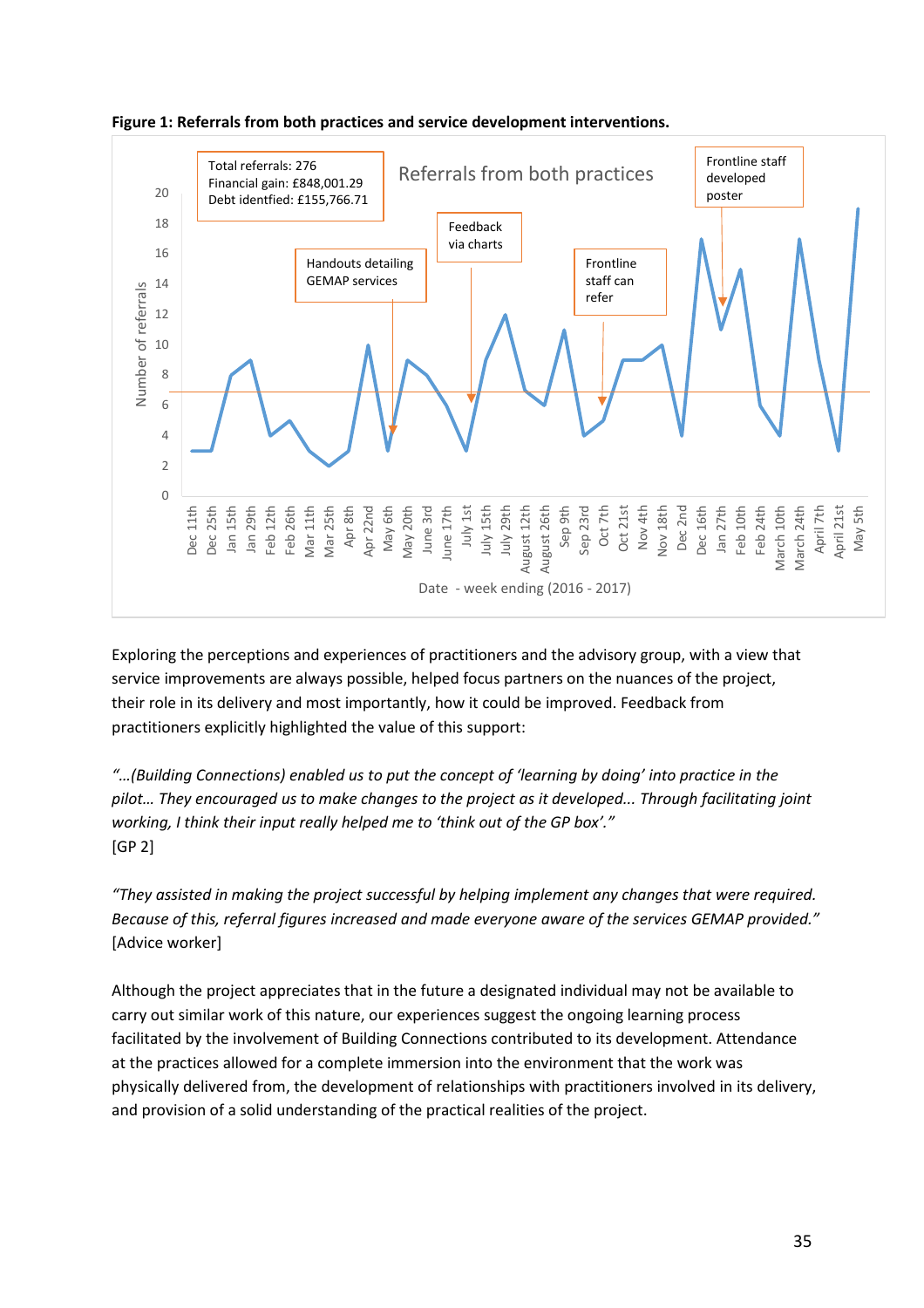**Figure 1: Referrals from both practices and service development interventions.**

Exploring the perceptions and experiences of practitioners and the advisory group, with a view that service improvements are always possible, helped focus partners on the nuances of the project, their role in its delivery and most importantly, how it could be improved. Feedback from practitioners explicitly highlighted the value of this support:

*"…(Building Connections) enabled us to put the concept of 'learning by doing' into practice in the pilot… They encouraged us to make changes to the project as it developed... Through facilitating joint working, I think their input really helped me to 'think out of the GP box'."*
[GP 2]

*"They assisted in making the project successful by helping implement any changes that were required. Because of this, referral figures increased and made everyone aware of the services GEMAP provided."*
[Advice worker]

Although the project appreciates that in the future a designated individual may not be available to carry out similar work of this nature, our experiences suggest the ongoing learning process facilitated by the involvement of Building Connections contributed to its development. Attendance at the practices allowed for a complete immersion into the environment that the work was physically delivered from, the development of relationships with practitioners involved in its delivery, and provision of a solid understanding of the practical realities of the project.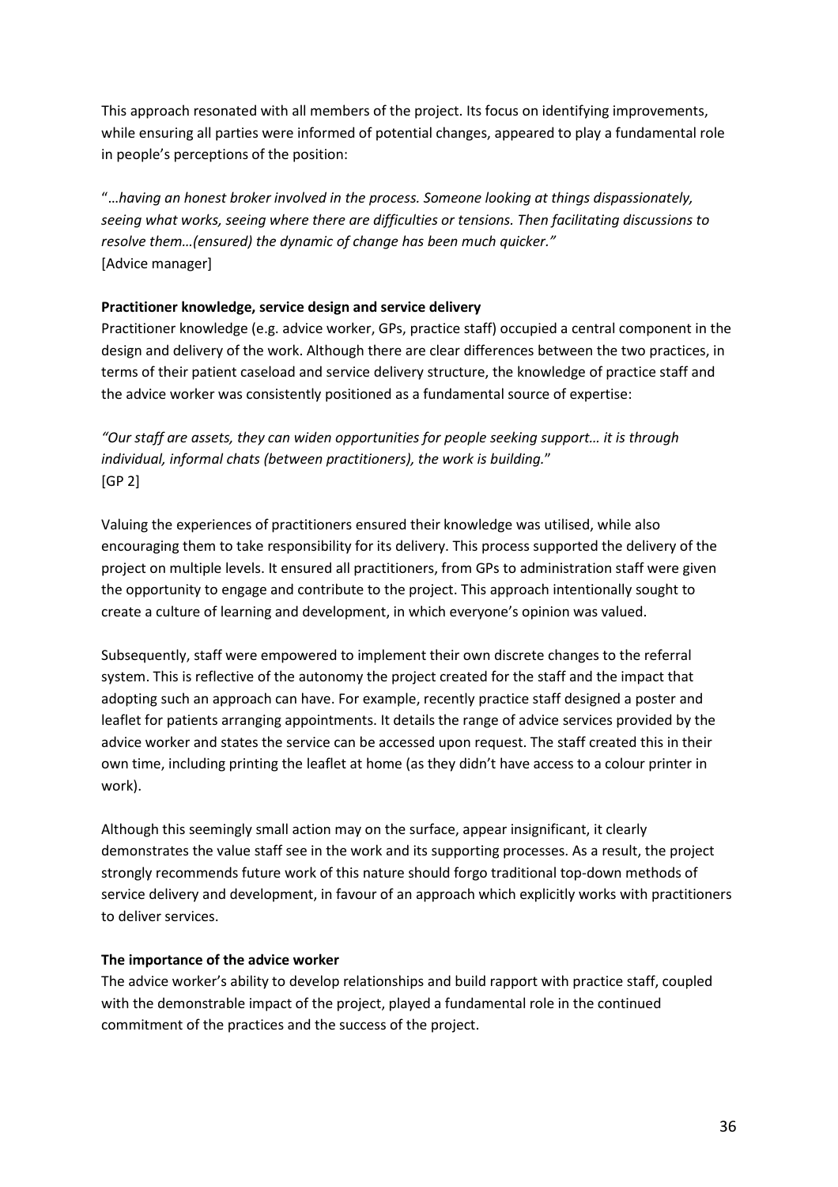This approach resonated with all members of the project. Its focus on identifying improvements, while ensuring all parties were informed of potential changes, appeared to play a fundamental role in people's perceptions of the position:

"*…having an honest broker involved in the process. Someone looking at things dispassionately, seeing what works, seeing where there are difficulties or tensions. Then facilitating discussions to resolve them…(ensured) the dynamic of change has been much quicker."*
[Advice manager]

**Practitioner knowledge, service design and service delivery**
Practitioner knowledge (e.g. advice worker, GPs, practice staff) occupied a central component in the design and delivery of the work. Although there are clear differences between the two practices, in terms of their patient caseload and service delivery structure, the knowledge of practice staff and the advice worker was consistently positioned as a fundamental source of expertise:

*"Our staff are assets, they can widen opportunities for people seeking support… it is through individual, informal chats (between practitioners), the work is building.*"
[GP 2]

Valuing the experiences of practitioners ensured their knowledge was utilised, while also encouraging them to take responsibility for its delivery. This process supported the delivery of the project on multiple levels. It ensured all practitioners, from GPs to administration staff were given the opportunity to engage and contribute to the project. This approach intentionally sought to create a culture of learning and development, in which everyone's opinion was valued.

Subsequently, staff were empowered to implement their own discrete changes to the referral system. This is reflective of the autonomy the project created for the staff and the impact that adopting such an approach can have. For example, recently practice staff designed a poster and leaflet for patients arranging appointments. It details the range of advice services provided by the advice worker and states the service can be accessed upon request. The staff created this in their own time, including printing the leaflet at home (as they didn't have access to a colour printer in work).

Although this seemingly small action may on the surface, appear insignificant, it clearly demonstrates the value staff see in the work and its supporting processes. As a result, the project strongly recommends future work of this nature should forgo traditional top-down methods of service delivery and development, in favour of an approach which explicitly works with practitioners to deliver services.

**The importance of the advice worker**
The advice worker's ability to develop relationships and build rapport with practice staff, coupled with the demonstrable impact of the project, played a fundamental role in the continued commitment of the practices and the success of the project.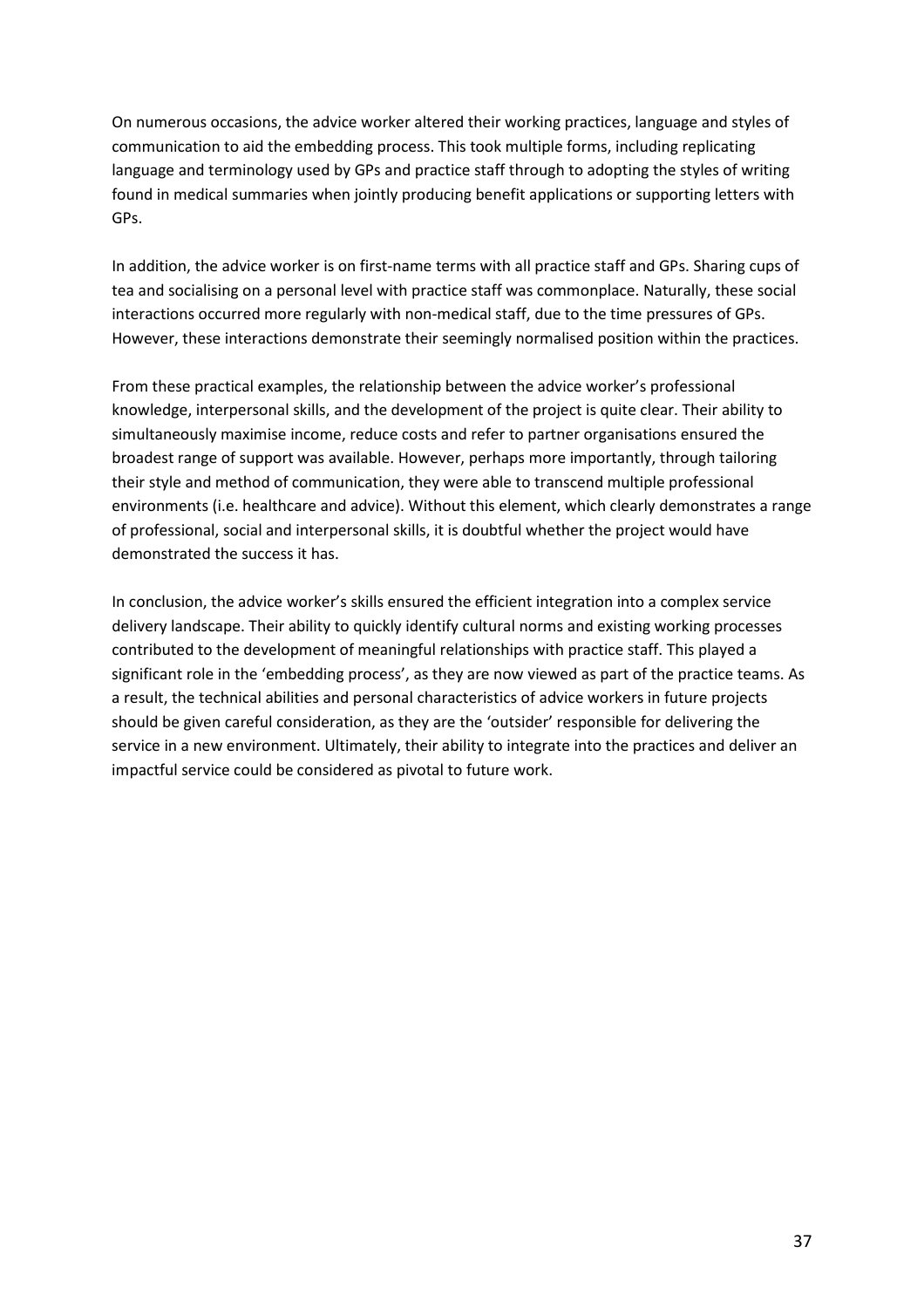On numerous occasions, the advice worker altered their working practices, language and styles of communication to aid the embedding process. This took multiple forms, including replicating language and terminology used by GPs and practice staff through to adopting the styles of writing found in medical summaries when jointly producing benefit applications or supporting letters with GPs.

In addition, the advice worker is on first-name terms with all practice staff and GPs. Sharing cups of tea and socialising on a personal level with practice staff was commonplace. Naturally, these social interactions occurred more regularly with non-medical staff, due to the time pressures of GPs. However, these interactions demonstrate their seemingly normalised position within the practices.

From these practical examples, the relationship between the advice worker's professional knowledge, interpersonal skills, and the development of the project is quite clear. Their ability to simultaneously maximise income, reduce costs and refer to partner organisations ensured the broadest range of support was available. However, perhaps more importantly, through tailoring their style and method of communication, they were able to transcend multiple professional environments (i.e. healthcare and advice). Without this element, which clearly demonstrates a range of professional, social and interpersonal skills, it is doubtful whether the project would have demonstrated the success it has.

In conclusion, the advice worker's skills ensured the efficient integration into a complex service delivery landscape. Their ability to quickly identify cultural norms and existing working processes contributed to the development of meaningful relationships with practice staff. This played a significant role in the 'embedding process', as they are now viewed as part of the practice teams. As a result, the technical abilities and personal characteristics of advice workers in future projects should be given careful consideration, as they are the 'outsider' responsible for delivering the service in a new environment. Ultimately, their ability to integrate into the practices and deliver an impactful service could be considered as pivotal to future work.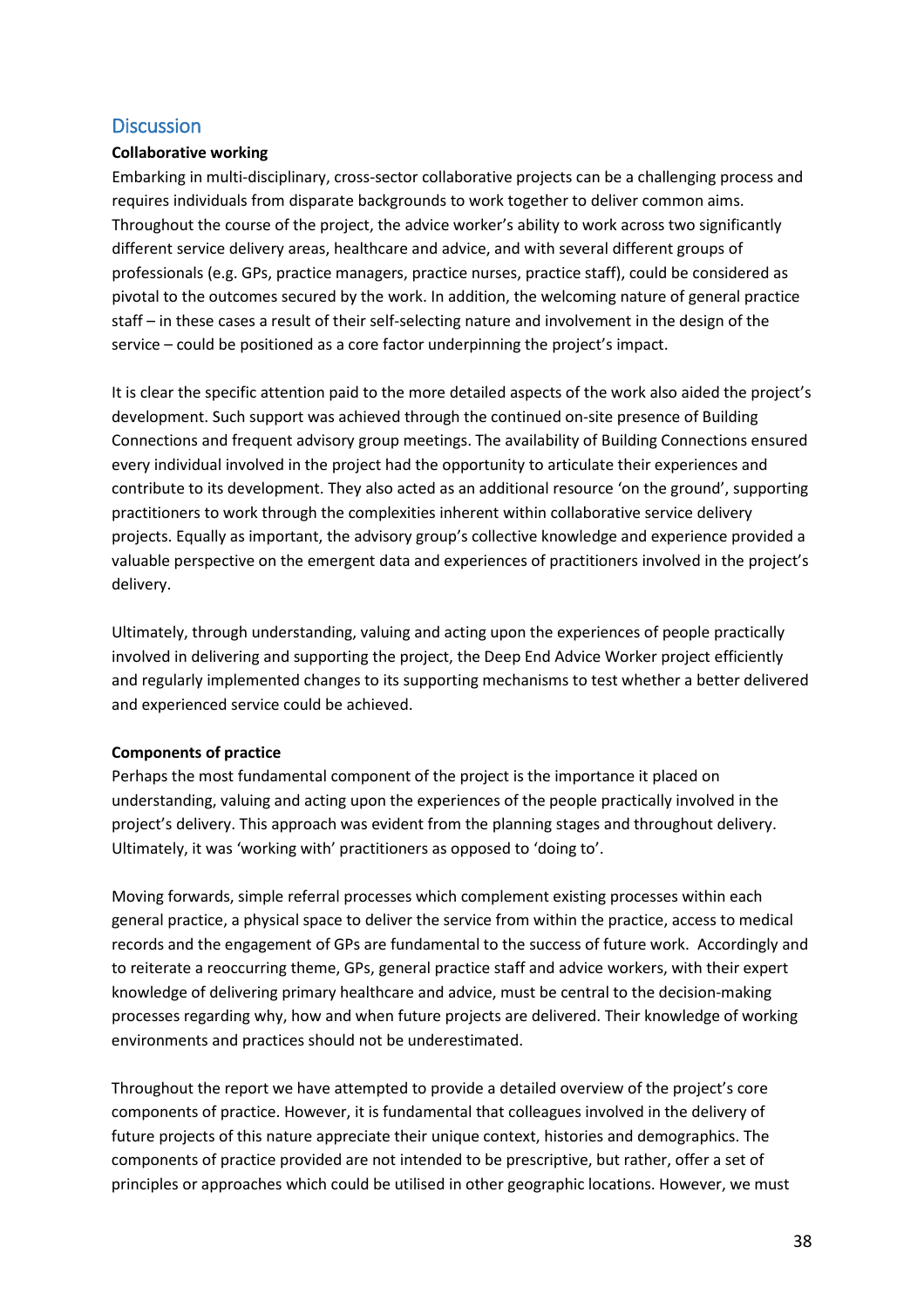## Discussion

**Collaborative working**

Embarking in multi-disciplinary, cross-sector collaborative projects can be a challenging process and requires individuals from disparate backgrounds to work together to deliver common aims. Throughout the course of the project, the advice worker's ability to work across two significantly different service delivery areas, healthcare and advice, and with several different groups of professionals (e.g. GPs, practice managers, practice nurses, practice staff), could be considered as pivotal to the outcomes secured by the work. In addition, the welcoming nature of general practice staff – in these cases a result of their self-selecting nature and involvement in the design of the service – could be positioned as a core factor underpinning the project's impact.

It is clear the specific attention paid to the more detailed aspects of the work also aided the project's development. Such support was achieved through the continued on-site presence of Building Connections and frequent advisory group meetings. The availability of Building Connections ensured every individual involved in the project had the opportunity to articulate their experiences and contribute to its development. They also acted as an additional resource 'on the ground', supporting practitioners to work through the complexities inherent within collaborative service delivery projects. Equally as important, the advisory group's collective knowledge and experience provided a valuable perspective on the emergent data and experiences of practitioners involved in the project's delivery.

Ultimately, through understanding, valuing and acting upon the experiences of people practically involved in delivering and supporting the project, the Deep End Advice Worker project efficiently and regularly implemented changes to its supporting mechanisms to test whether a better delivered and experienced service could be achieved.

**Components of practice**

Perhaps the most fundamental component of the project is the importance it placed on understanding, valuing and acting upon the experiences of the people practically involved in the project's delivery. This approach was evident from the planning stages and throughout delivery. Ultimately, it was 'working with' practitioners as opposed to 'doing to'.

Moving forwards, simple referral processes which complement existing processes within each general practice, a physical space to deliver the service from within the practice, access to medical records and the engagement of GPs are fundamental to the success of future work. Accordingly and to reiterate a reoccurring theme, GPs, general practice staff and advice workers, with their expert knowledge of delivering primary healthcare and advice, must be central to the decision-making processes regarding why, how and when future projects are delivered. Their knowledge of working environments and practices should not be underestimated.

Throughout the report we have attempted to provide a detailed overview of the project's core components of practice. However, it is fundamental that colleagues involved in the delivery of future projects of this nature appreciate their unique context, histories and demographics. The components of practice provided are not intended to be prescriptive, but rather, offer a set of principles or approaches which could be utilised in other geographic locations. However, we must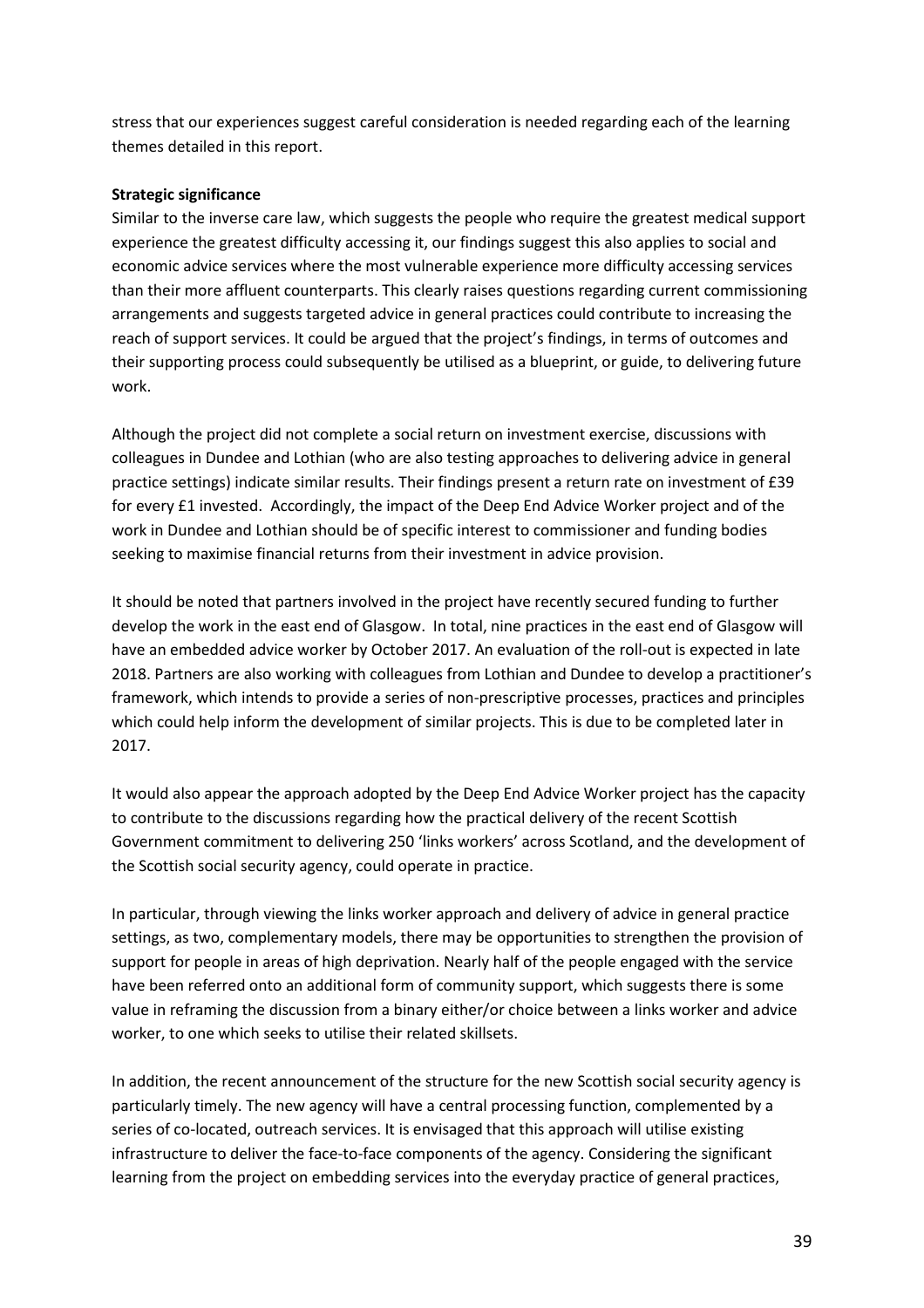stress that our experiences suggest careful consideration is needed regarding each of the learning themes detailed in this report.

**Strategic significance**

Similar to the inverse care law, which suggests the people who require the greatest medical support experience the greatest difficulty accessing it, our findings suggest this also applies to social and economic advice services where the most vulnerable experience more difficulty accessing services than their more affluent counterparts. This clearly raises questions regarding current commissioning arrangements and suggests targeted advice in general practices could contribute to increasing the reach of support services. It could be argued that the project's findings, in terms of outcomes and their supporting process could subsequently be utilised as a blueprint, or guide, to delivering future work.

Although the project did not complete a social return on investment exercise, discussions with colleagues in Dundee and Lothian (who are also testing approaches to delivering advice in general practice settings) indicate similar results. Their findings present a return rate on investment of £39 for every £1 invested. Accordingly, the impact of the Deep End Advice Worker project and of the work in Dundee and Lothian should be of specific interest to commissioner and funding bodies seeking to maximise financial returns from their investment in advice provision.

It should be noted that partners involved in the project have recently secured funding to further develop the work in the east end of Glasgow. In total, nine practices in the east end of Glasgow will have an embedded advice worker by October 2017. An evaluation of the roll-out is expected in late 2018. Partners are also working with colleagues from Lothian and Dundee to develop a practitioner's framework, which intends to provide a series of non-prescriptive processes, practices and principles which could help inform the development of similar projects. This is due to be completed later in 2017.

It would also appear the approach adopted by the Deep End Advice Worker project has the capacity to contribute to the discussions regarding how the practical delivery of the recent Scottish Government commitment to delivering 250 'links workers' across Scotland, and the development of the Scottish social security agency, could operate in practice.

In particular, through viewing the links worker approach and delivery of advice in general practice settings, as two, complementary models, there may be opportunities to strengthen the provision of support for people in areas of high deprivation. Nearly half of the people engaged with the service have been referred onto an additional form of community support, which suggests there is some value in reframing the discussion from a binary either/or choice between a links worker and advice worker, to one which seeks to utilise their related skillsets.

In addition, the recent announcement of the structure for the new Scottish social security agency is particularly timely. The new agency will have a central processing function, complemented by a series of co-located, outreach services. It is envisaged that this approach will utilise existing infrastructure to deliver the face-to-face components of the agency. Considering the significant learning from the project on embedding services into the everyday practice of general practices,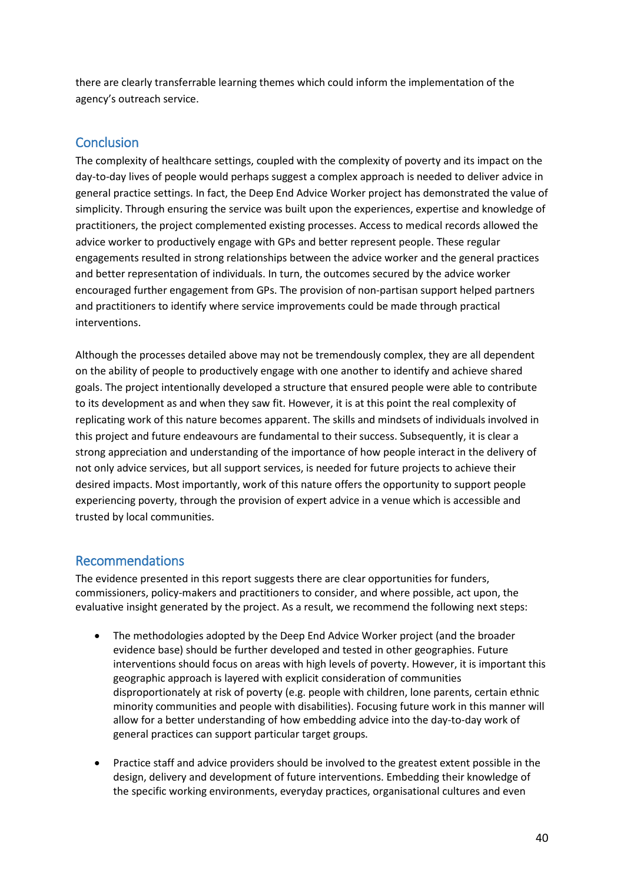there are clearly transferrable learning themes which could inform the implementation of the agency's outreach service.

## Conclusion

The complexity of healthcare settings, coupled with the complexity of poverty and its impact on the day-to-day lives of people would perhaps suggest a complex approach is needed to deliver advice in general practice settings. In fact, the Deep End Advice Worker project has demonstrated the value of simplicity. Through ensuring the service was built upon the experiences, expertise and knowledge of practitioners, the project complemented existing processes. Access to medical records allowed the advice worker to productively engage with GPs and better represent people. These regular engagements resulted in strong relationships between the advice worker and the general practices and better representation of individuals. In turn, the outcomes secured by the advice worker encouraged further engagement from GPs. The provision of non-partisan support helped partners and practitioners to identify where service improvements could be made through practical interventions.

Although the processes detailed above may not be tremendously complex, they are all dependent on the ability of people to productively engage with one another to identify and achieve shared goals. The project intentionally developed a structure that ensured people were able to contribute to its development as and when they saw fit. However, it is at this point the real complexity of replicating work of this nature becomes apparent. The skills and mindsets of individuals involved in this project and future endeavours are fundamental to their success. Subsequently, it is clear a strong appreciation and understanding of the importance of how people interact in the delivery of not only advice services, but all support services, is needed for future projects to achieve their desired impacts. Most importantly, work of this nature offers the opportunity to support people experiencing poverty, through the provision of expert advice in a venue which is accessible and trusted by local communities.

## Recommendations

The evidence presented in this report suggests there are clear opportunities for funders, commissioners, policy-makers and practitioners to consider, and where possible, act upon, the evaluative insight generated by the project. As a result, we recommend the following next steps:

- The methodologies adopted by the Deep End Advice Worker project (and the broader evidence base) should be further developed and tested in other geographies. Future interventions should focus on areas with high levels of poverty. However, it is important this geographic approach is layered with explicit consideration of communities disproportionately at risk of poverty (e.g. people with children, lone parents, certain ethnic minority communities and people with disabilities). Focusing future work in this manner will allow for a better understanding of how embedding advice into the day-to-day work of general practices can support particular target groups.

- Practice staff and advice providers should be involved to the greatest extent possible in the design, delivery and development of future interventions. Embedding their knowledge of the specific working environments, everyday practices, organisational cultures and even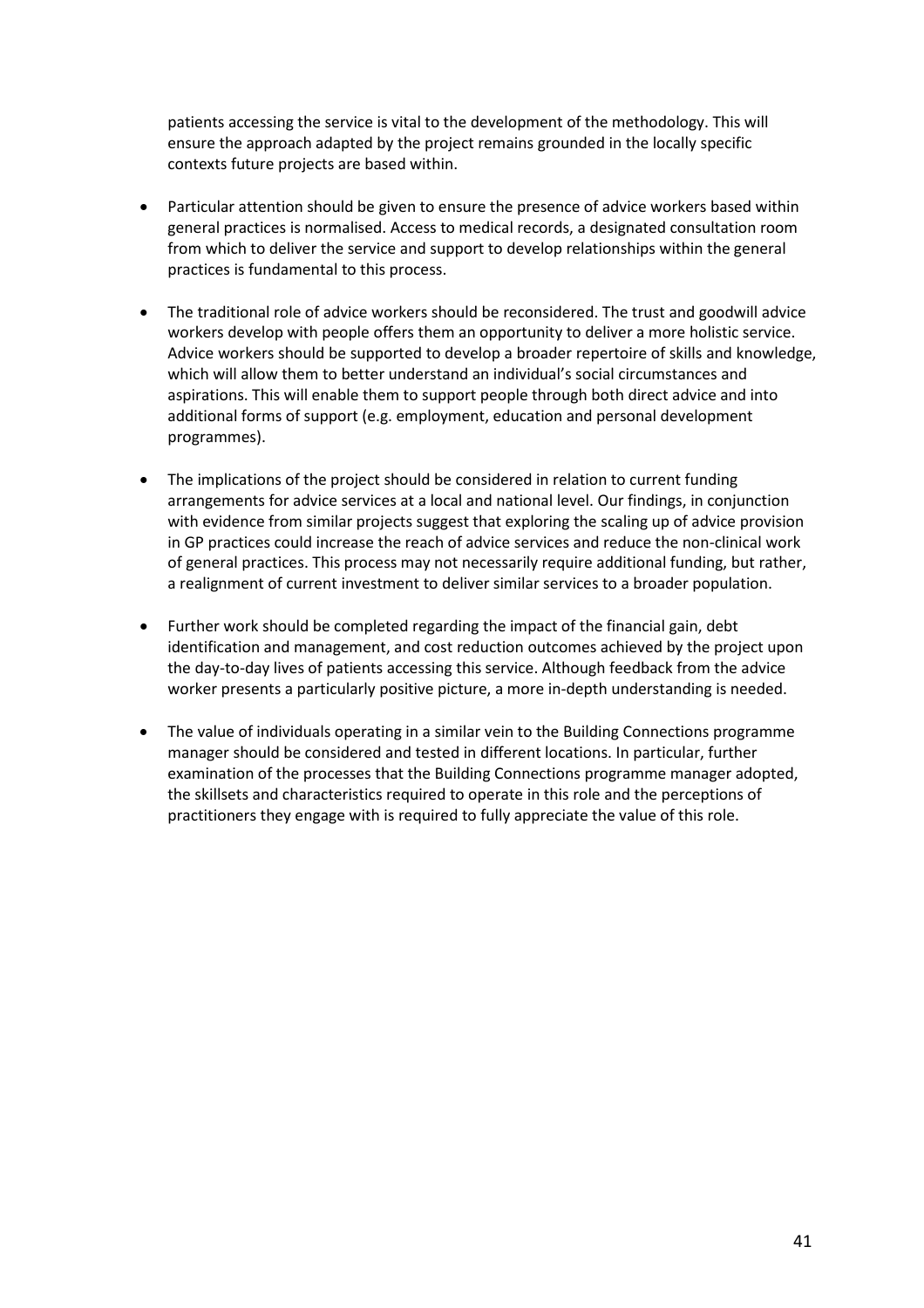patients accessing the service is vital to the development of the methodology. This will ensure the approach adapted by the project remains grounded in the locally specific contexts future projects are based within.

- Particular attention should be given to ensure the presence of advice workers based within general practices is normalised. Access to medical records, a designated consultation room from which to deliver the service and support to develop relationships within the general practices is fundamental to this process.
- The traditional role of advice workers should be reconsidered. The trust and goodwill advice workers develop with people offers them an opportunity to deliver a more holistic service. Advice workers should be supported to develop a broader repertoire of skills and knowledge, which will allow them to better understand an individual's social circumstances and aspirations. This will enable them to support people through both direct advice and into additional forms of support (e.g. employment, education and personal development programmes).
- The implications of the project should be considered in relation to current funding arrangements for advice services at a local and national level. Our findings, in conjunction with evidence from similar projects suggest that exploring the scaling up of advice provision in GP practices could increase the reach of advice services and reduce the non-clinical work of general practices. This process may not necessarily require additional funding, but rather, a realignment of current investment to deliver similar services to a broader population.
- Further work should be completed regarding the impact of the financial gain, debt identification and management, and cost reduction outcomes achieved by the project upon the day-to-day lives of patients accessing this service. Although feedback from the advice worker presents a particularly positive picture, a more in-depth understanding is needed.
- The value of individuals operating in a similar vein to the Building Connections programme manager should be considered and tested in different locations. In particular, further examination of the processes that the Building Connections programme manager adopted, the skillsets and characteristics required to operate in this role and the perceptions of practitioners they engage with is required to fully appreciate the value of this role.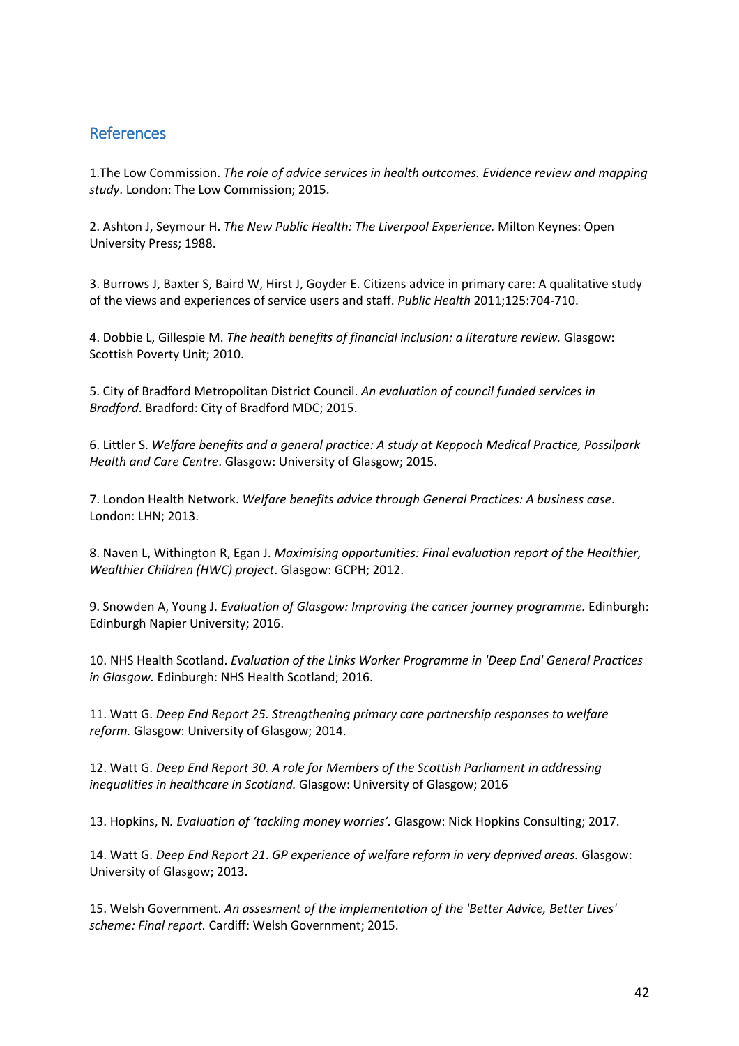## References

1.The Low Commission. *The role of advice services in health outcomes. Evidence review and mapping study*. London: The Low Commission; 2015.

2. Ashton J, Seymour H. *The New Public Health: The Liverpool Experience.* Milton Keynes: Open University Press; 1988.

3. Burrows J, Baxter S, Baird W, Hirst J, Goyder E. Citizens advice in primary care: A qualitative study of the views and experiences of service users and staff. *Public Health* 2011;125:704-710.

4. Dobbie L, Gillespie M. *The health benefits of financial inclusion: a literature review.* Glasgow: Scottish Poverty Unit; 2010.

5. City of Bradford Metropolitan District Council. *An evaluation of council funded services in Bradford*. Bradford: City of Bradford MDC; 2015.

6. Littler S. *Welfare benefits and a general practice: A study at Keppoch Medical Practice, Possilpark Health and Care Centre*. Glasgow: University of Glasgow; 2015.

7. London Health Network. *Welfare benefits advice through General Practices: A business case*. London: LHN; 2013.

8. Naven L, Withington R, Egan J. *Maximising opportunities: Final evaluation report of the Healthier, Wealthier Children (HWC) project*. Glasgow: GCPH; 2012.

9. Snowden A, Young J. *Evaluation of Glasgow: Improving the cancer journey programme.* Edinburgh: Edinburgh Napier University; 2016.

10. NHS Health Scotland. *Evaluation of the Links Worker Programme in 'Deep End' General Practices in Glasgow.* Edinburgh: NHS Health Scotland; 2016.

11. Watt G. *Deep End Report 25. Strengthening primary care partnership responses to welfare reform.* Glasgow: University of Glasgow; 2014.

12. Watt G. *Deep End Report 30. A role for Members of the Scottish Parliament in addressing inequalities in healthcare in Scotland.* Glasgow: University of Glasgow; 2016

13. Hopkins, N*. Evaluation of 'tackling money worries'.* Glasgow: Nick Hopkins Consulting; 2017.

14. Watt G. *Deep End Report 21*. *GP experience of welfare reform in very deprived areas.* Glasgow: University of Glasgow; 2013.

15. Welsh Government. *An assesment of the implementation of the 'Better Advice, Better Lives' scheme: Final report.* Cardiff: Welsh Government; 2015.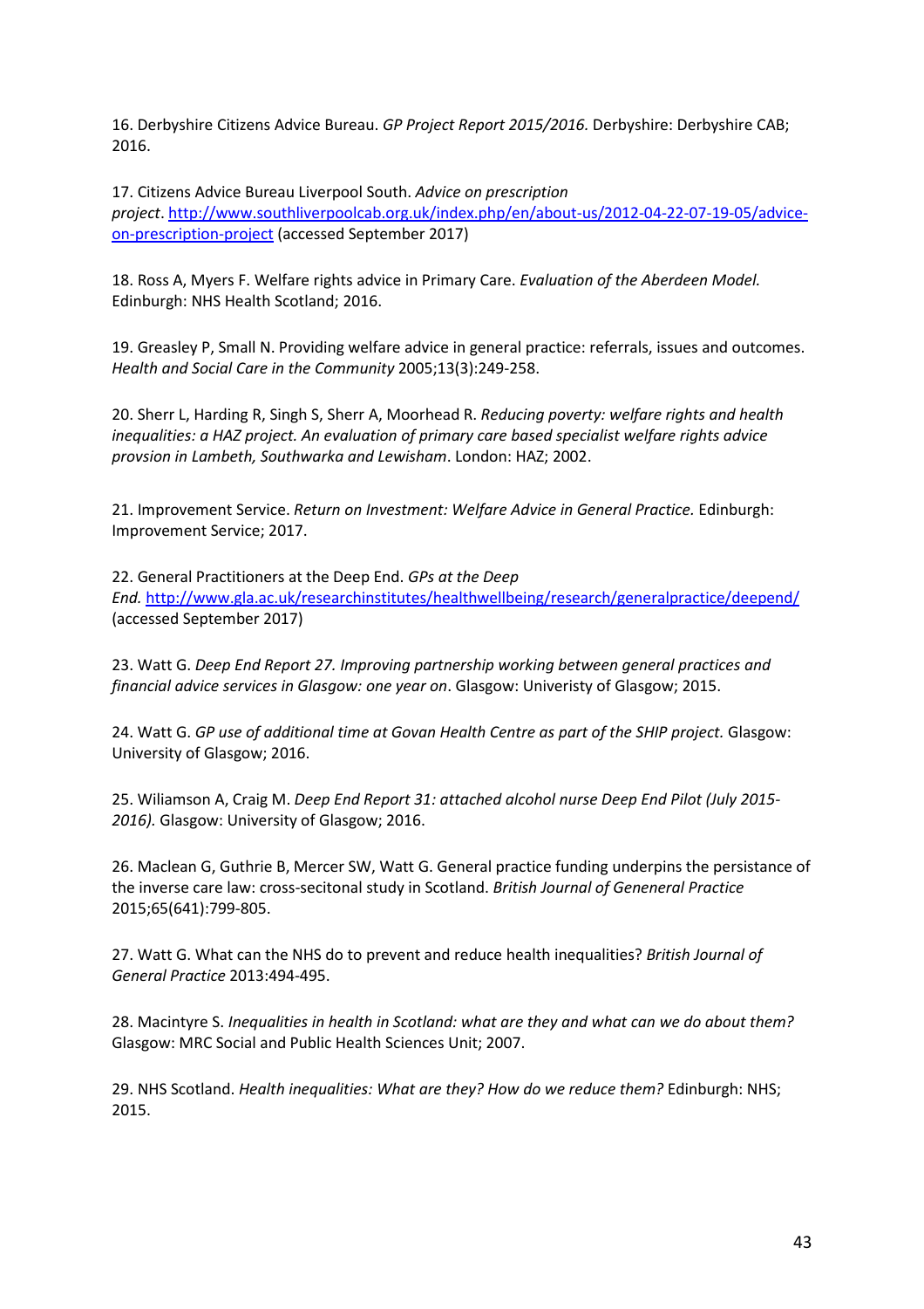16. Derbyshire Citizens Advice Bureau. *GP Project Report 2015/2016.* Derbyshire: Derbyshire CAB; 2016.

17. Citizens Advice Bureau Liverpool South. *Advice on prescription project*. [http://www.southliverpoolcab.org.uk/index.php/en/about-us/2012-04-22-07-19-05/advice-on-prescription-project](http://www.southliverpoolcab.org.uk/index.php/en/about-us/2012-04-22-07-19-05/advice-on-prescription-project) (accessed September 2017)

18. Ross A, Myers F. Welfare rights advice in Primary Care. *Evaluation of the Aberdeen Model.* Edinburgh: NHS Health Scotland; 2016.

19. Greasley P, Small N. Providing welfare advice in general practice: referrals, issues and outcomes. *Health and Social Care in the Community* 2005;13(3):249-258.

20. Sherr L, Harding R, Singh S, Sherr A, Moorhead R. *Reducing poverty: welfare rights and health inequalities: a HAZ project. An evaluation of primary care based specialist welfare rights advice provsion in Lambeth, Southwarka and Lewisham*. London: HAZ; 2002.

21. Improvement Service. *Return on Investment: Welfare Advice in General Practice.* Edinburgh: Improvement Service; 2017.

22. General Practitioners at the Deep End. *GPs at the Deep End.* [http://www.gla.ac.uk/researchinstitutes/healthwellbeing/research/generalpractice/deepend/](http://www.gla.ac.uk/researchinstitutes/healthwellbeing/research/generalpractice/deepend/) (accessed September 2017)

23. Watt G. *Deep End Report 27. Improving partnership working between general practices and financial advice services in Glasgow: one year on*. Glasgow: Univeristy of Glasgow; 2015.

24. Watt G. *GP use of additional time at Govan Health Centre as part of the SHIP project.* Glasgow: University of Glasgow; 2016.

25. Wiliamson A, Craig M. *Deep End Report 31: attached alcohol nurse Deep End Pilot (July 2015-2016).* Glasgow: University of Glasgow; 2016.

26. Maclean G, Guthrie B, Mercer SW, Watt G. General practice funding underpins the persistance of the inverse care law: cross-secitonal study in Scotland. *British Journal of Geneneral Practice* 2015;65(641):799-805.

27. Watt G. What can the NHS do to prevent and reduce health inequalities? *British Journal of General Practice* 2013:494-495.

28. Macintyre S. *Inequalities in health in Scotland: what are they and what can we do about them?* Glasgow: MRC Social and Public Health Sciences Unit; 2007.

29. NHS Scotland. *Health inequalities: What are they? How do we reduce them?* Edinburgh: NHS; 2015.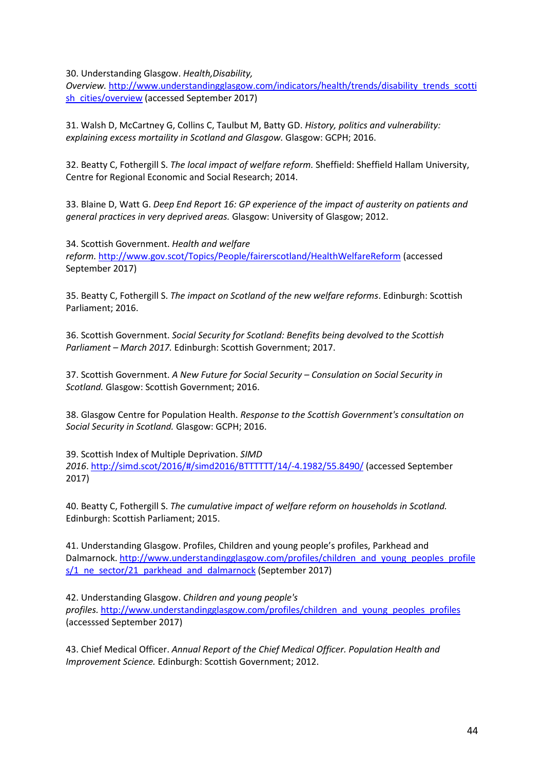30. Understanding Glasgow. *Health,Disability, Overview.* http://www.understandingglasgow.com/indicators/health/trends/disability_trends_scottish_cities/overview (accessed September 2017)

31. Walsh D, McCartney G, Collins C, Taulbut M, Batty GD. *History, politics and vulnerability: explaining excess mortality in Scotland and Glasgow.* Glasgow: GCPH; 2016.

32. Beatty C, Fothergill S. *The local impact of welfare reform.* Sheffield: Sheffield Hallam University, Centre for Regional Economic and Social Research; 2014.

33. Blaine D, Watt G. *Deep End Report 16: GP experience of the impact of austerity on patients and general practices in very deprived areas.* Glasgow: University of Glasgow; 2012.

34. Scottish Government. *Health and welfare reform.* http://www.gov.scot/Topics/People/fairerscotland/HealthWelfareReform (accessed September 2017)

35. Beatty C, Fothergill S. *The impact on Scotland of the new welfare reforms*. Edinburgh: Scottish Parliament; 2016.

36. Scottish Government. *Social Security for Scotland: Benefits being devolved to the Scottish Parliament – March 2017.* Edinburgh: Scottish Government; 2017.

37. Scottish Government. *A New Future for Social Security – Consulation on Social Security in Scotland.* Glasgow: Scottish Government; 2016.

38. Glasgow Centre for Population Health. *Response to the Scottish Government's consultation on Social Security in Scotland.* Glasgow: GCPH; 2016.

39. Scottish Index of Multiple Deprivation. *SIMD 2016*. http://simd.scot/2016/#/simd2016/BTTTTTT/14/-4.1982/55.8490/ (accessed September 2017)

40. Beatty C, Fothergill S. *The cumulative impact of welfare reform on households in Scotland.* Edinburgh: Scottish Parliament; 2015.

41. Understanding Glasgow. Profiles, Children and young people's profiles, Parkhead and Dalmarnock. http://www.understandingglasgow.com/profiles/children_and_young_peoples_profiles/1_ne_sector/21_parkhead_and_dalmarnock (September 2017)

42. Understanding Glasgow. *Children and young people's profiles.* http://www.understandingglasgow.com/profiles/children_and_young_peoples_profiles (accesssed September 2017)

43. Chief Medical Officer. *Annual Report of the Chief Medical Officer. Population Health and Improvement Science.* Edinburgh: Scottish Government; 2012.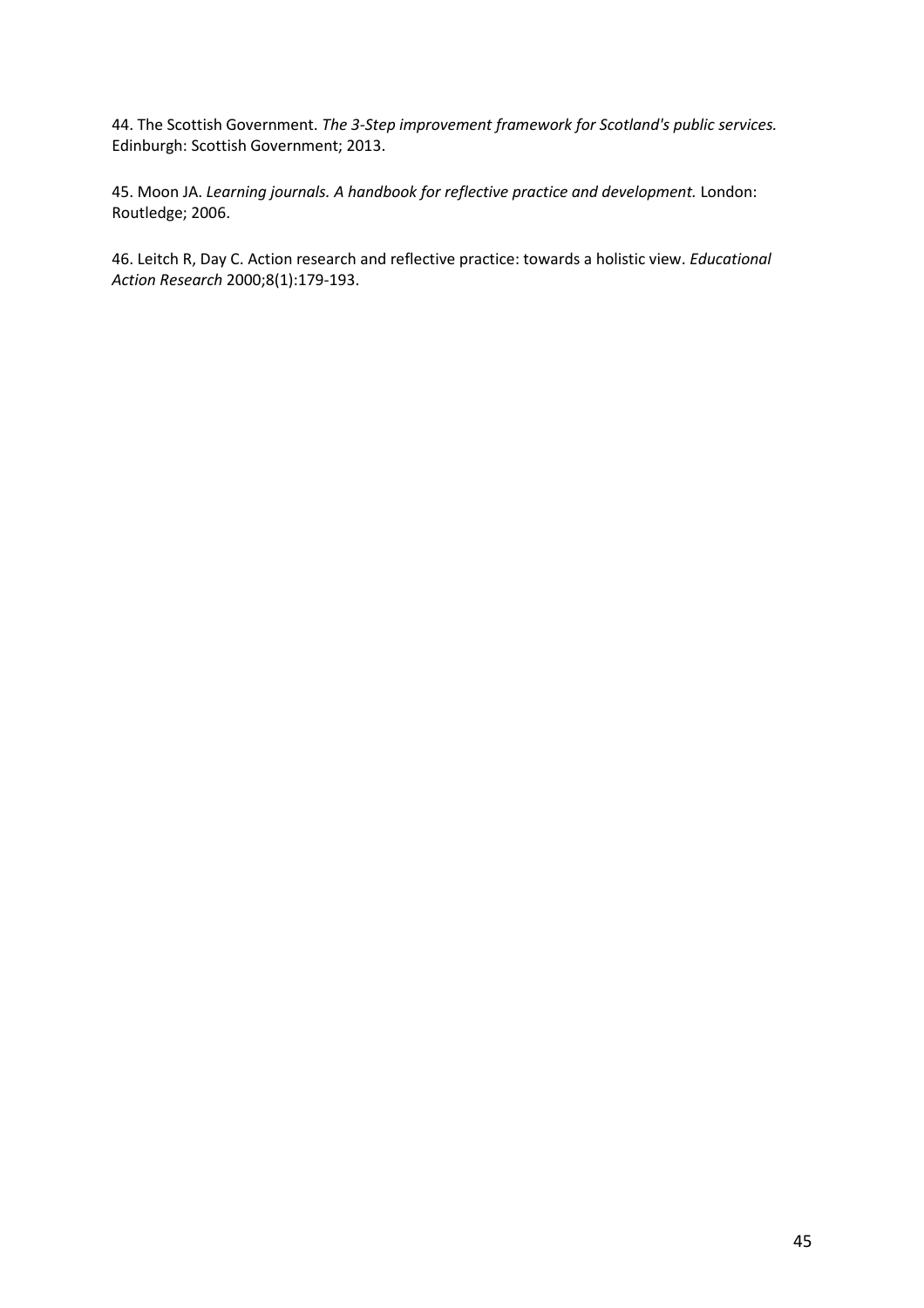44. The Scottish Government. *The 3-Step improvement framework for Scotland's public services.* Edinburgh: Scottish Government; 2013.

45. Moon JA. *Learning journals. A handbook for reflective practice and development.* London: Routledge; 2006.

46. Leitch R, Day C. Action research and reflective practice: towards a holistic view. *Educational Action Research* 2000;8(1):179-193.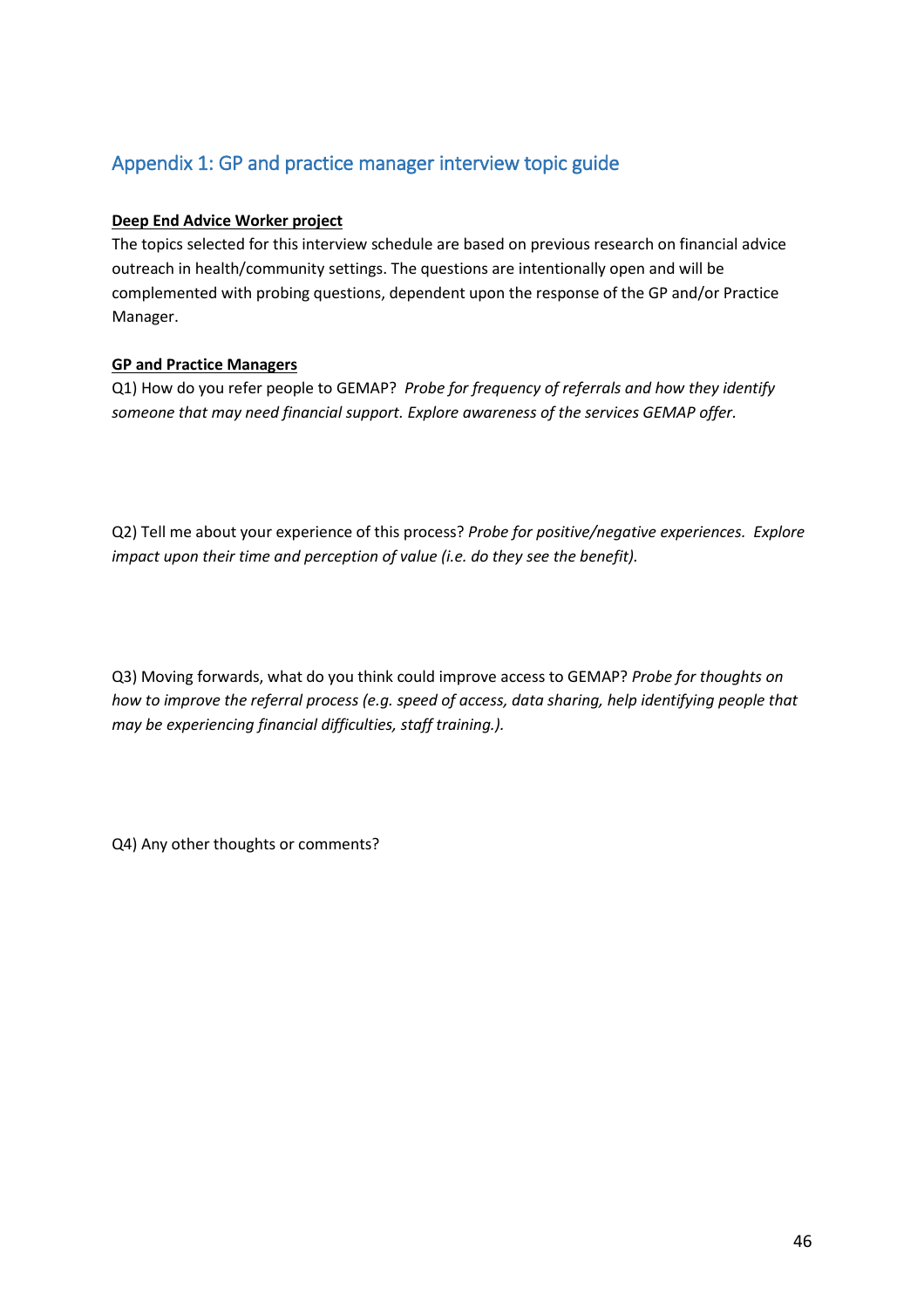## Appendix 1: GP and practice manager interview topic guide

**<u>Deep End Advice Worker project</u>**

The topics selected for this interview schedule are based on previous research on financial advice outreach in health/community settings. The questions are intentionally open and will be complemented with probing questions, dependent upon the response of the GP and/or Practice Manager.

**<u>GP and Practice Managers</u>**

Q1) How do you refer people to GEMAP? *Probe for frequency of referrals and how they identify someone that may need financial support. Explore awareness of the services GEMAP offer.*

Q2) Tell me about your experience of this process? *Probe for positive/negative experiences. Explore impact upon their time and perception of value (i.e. do they see the benefit).*

Q3) Moving forwards, what do you think could improve access to GEMAP? *Probe for thoughts on how to improve the referral process (e.g. speed of access, data sharing, help identifying people that may be experiencing financial difficulties, staff training.).*

Q4) Any other thoughts or comments?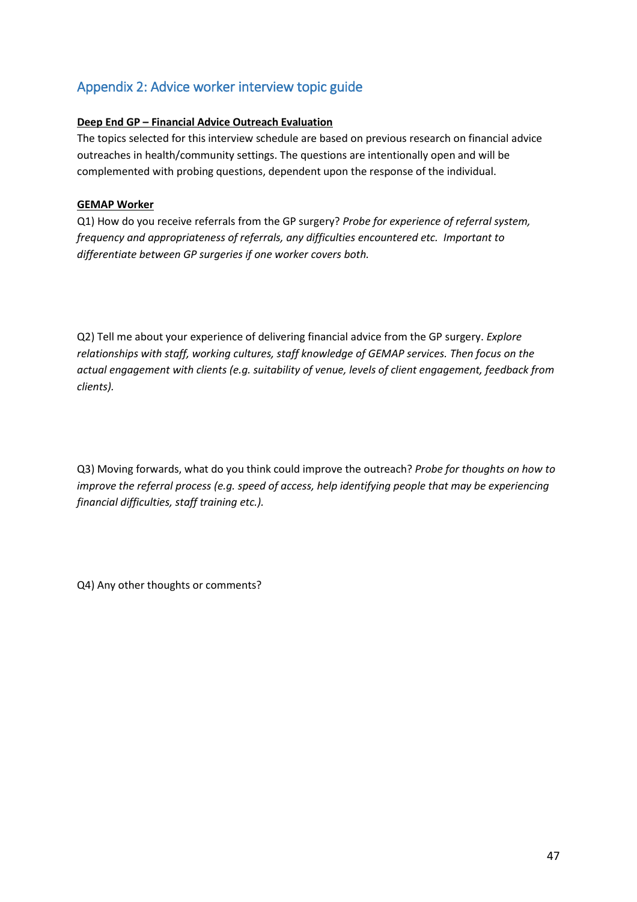## Appendix 2: Advice worker interview topic guide

**<u>Deep End GP – Financial Advice Outreach Evaluation</u>**

The topics selected for this interview schedule are based on previous research on financial advice outreaches in health/community settings. The questions are intentionally open and will be complemented with probing questions, dependent upon the response of the individual.

**<u>GEMAP Worker</u>**

Q1) How do you receive referrals from the GP surgery? *Probe for experience of referral system, frequency and appropriateness of referrals, any difficulties encountered etc. Important to differentiate between GP surgeries if one worker covers both.*

Q2) Tell me about your experience of delivering financial advice from the GP surgery. *Explore relationships with staff, working cultures, staff knowledge of GEMAP services. Then focus on the actual engagement with clients (e.g. suitability of venue, levels of client engagement, feedback from clients).*

Q3) Moving forwards, what do you think could improve the outreach? *Probe for thoughts on how to improve the referral process (e.g. speed of access, help identifying people that may be experiencing financial difficulties, staff training etc.).*

Q4) Any other thoughts or comments?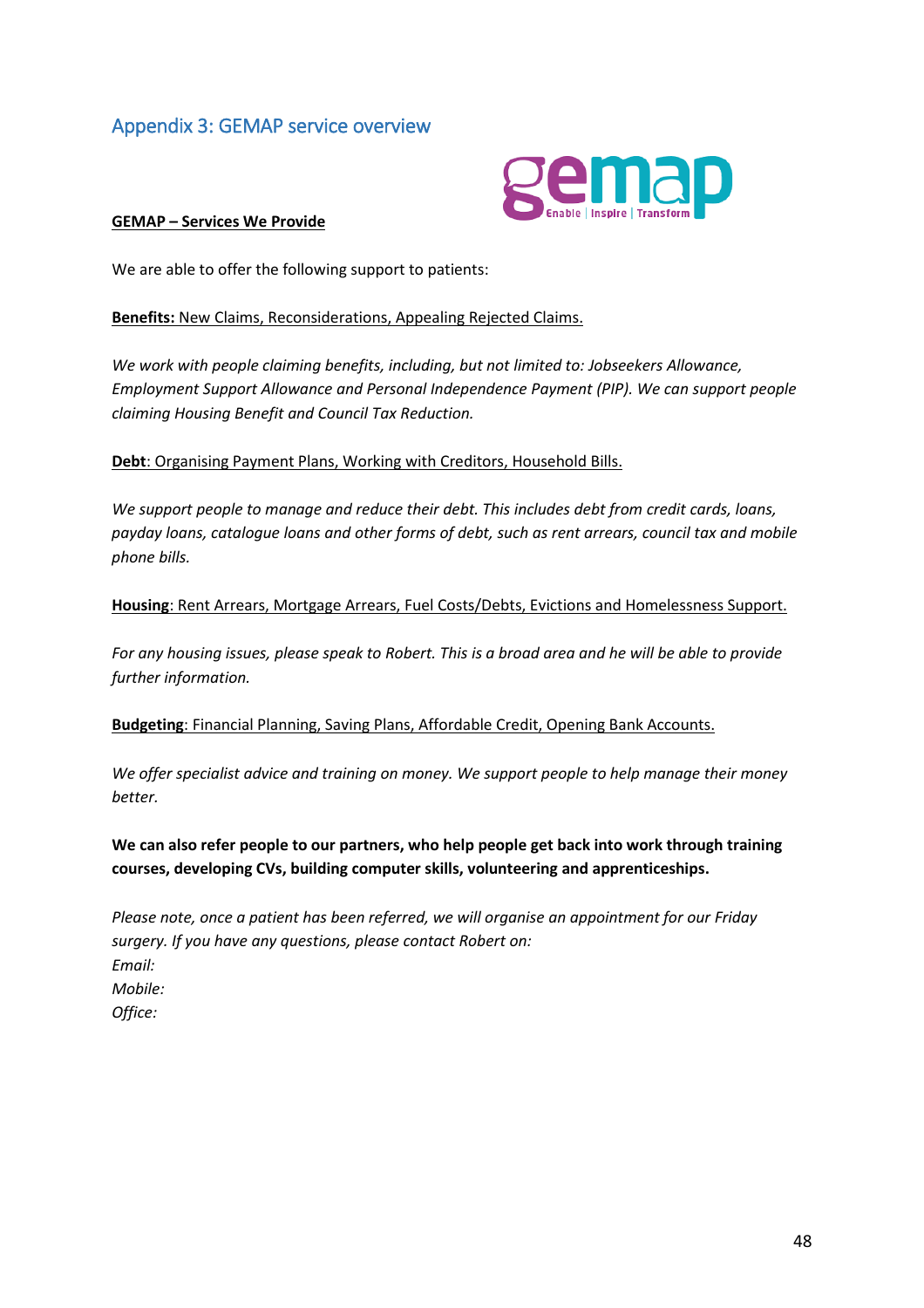## Appendix 3: GEMAP service overview

**GEMAP – Services We Provide**

We are able to offer the following support to patients:

**Benefits:** New Claims, Reconsiderations, Appealing Rejected Claims.

*We work with people claiming benefits, including, but not limited to: Jobseekers Allowance, Employment Support Allowance and Personal Independence Payment (PIP). We can support people claiming Housing Benefit and Council Tax Reduction.*

**Debt**: Organising Payment Plans, Working with Creditors, Household Bills.

*We support people to manage and reduce their debt. This includes debt from credit cards, loans, payday loans, catalogue loans and other forms of debt, such as rent arrears, council tax and mobile phone bills.*

**Housing**: Rent Arrears, Mortgage Arrears, Fuel Costs/Debts, Evictions and Homelessness Support.

*For any housing issues, please speak to Robert. This is a broad area and he will be able to provide further information.*

**Budgeting**: Financial Planning, Saving Plans, Affordable Credit, Opening Bank Accounts.

*We offer specialist advice and training on money. We support people to help manage their money better.*

**We can also refer people to our partners, who help people get back into work through training courses, developing CVs, building computer skills, volunteering and apprenticeships.**

*Please note, once a patient has been referred, we will organise an appointment for our Friday surgery. If you have any questions, please contact Robert on:*
*Email:*
*Mobile:*
*Office:*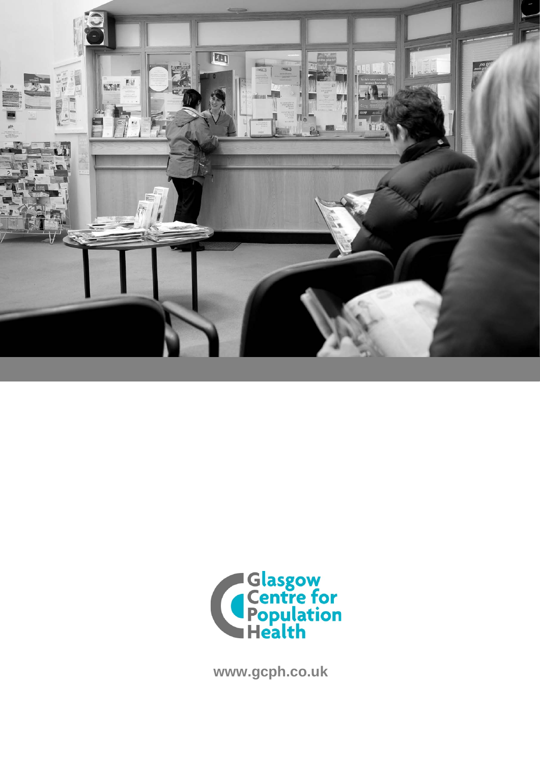Glasgow Centre for Population Health

www.gcph.co.uk